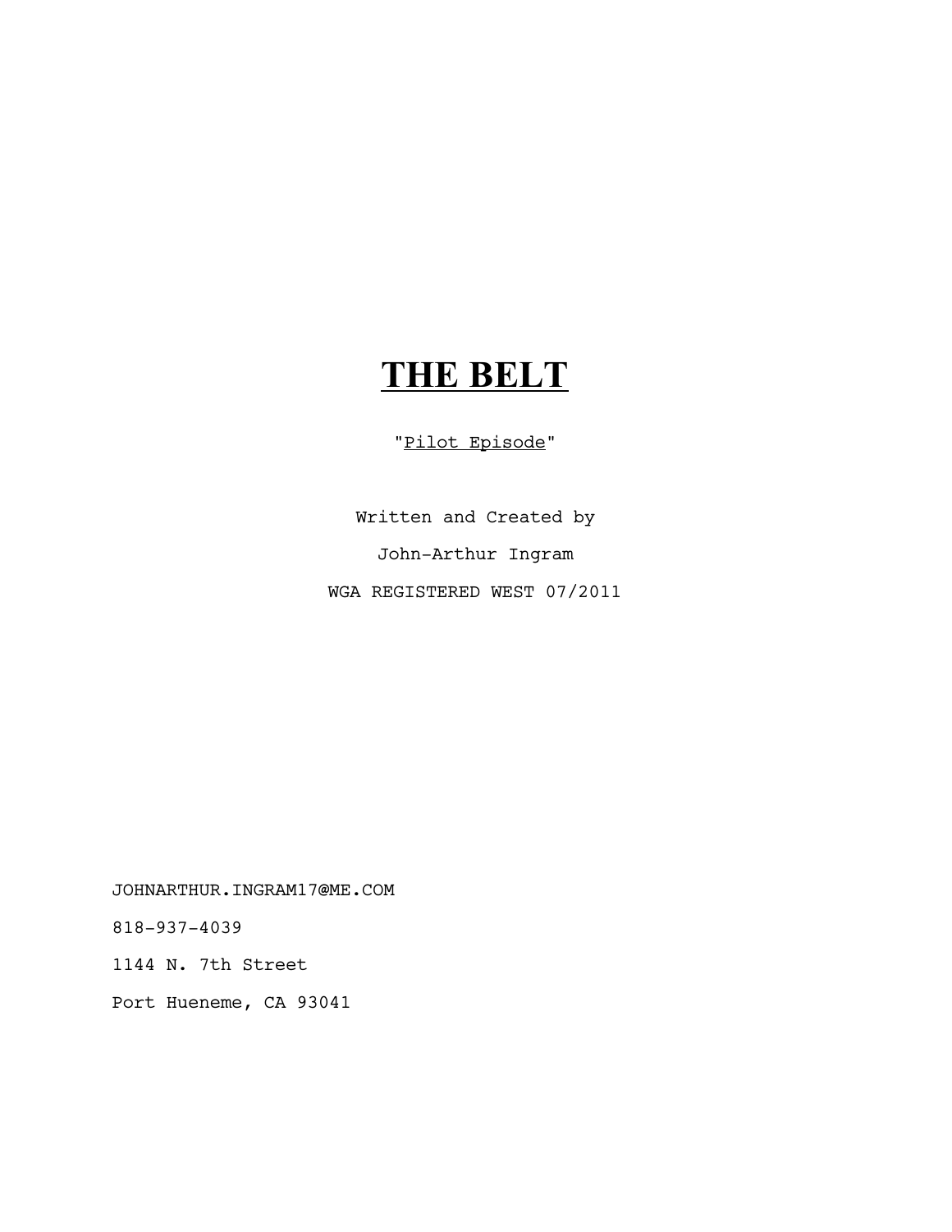# **THE BELT**

"Pilot Episode"

Written and Created by

John-Arthur Ingram

WGA REGISTERED WEST 07/2011

JOHNARTHUR.INGRAM17@ME.COM

818-937-4039

1144 N. 7th Street

Port Hueneme, CA 93041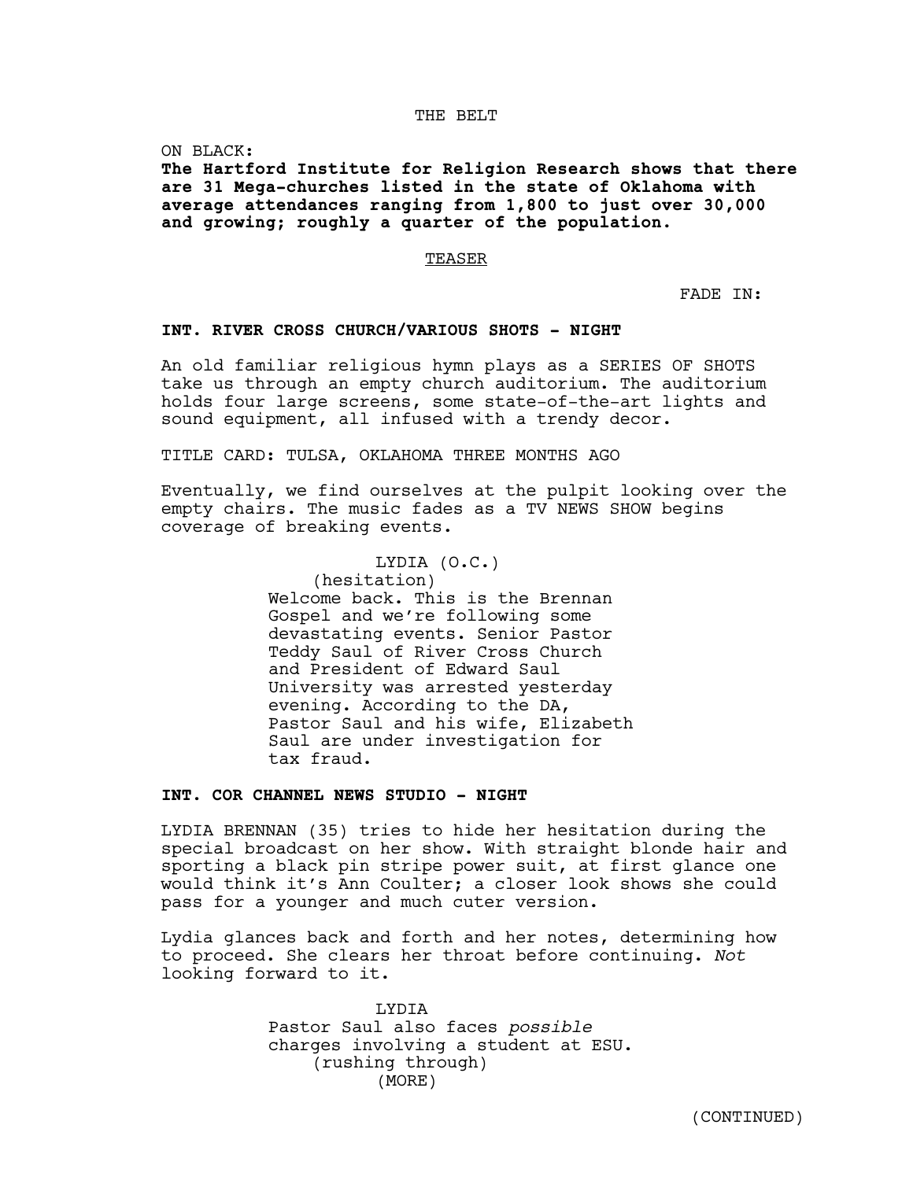THE BELT

ON BLACK:

**The Hartford Institute for Religion Research shows that there are 31 Mega-churches listed in the state of Oklahoma with average attendances ranging from 1,800 to just over 30,000 and growing; roughly a quarter of the population.**

TEASER

FADE IN:

**INT. RIVER CROSS CHURCH/VARIOUS SHOTS - NIGHT**

An old familiar religious hymn plays as a SERIES OF SHOTS take us through an empty church auditorium. The auditorium holds four large screens, some state-of-the-art lights and sound equipment, all infused with a trendy decor.

TITLE CARD: TULSA, OKLAHOMA THREE MONTHS AGO

Eventually, we find ourselves at the pulpit looking over the empty chairs. The music fades as a TV NEWS SHOW begins coverage of breaking events.

LYDIA (O.C.)
(hesitation)
Welcome back. This is the Brennan Gospel and we're following some devastating events. Senior Pastor Teddy Saul of River Cross Church and President of Edward Saul University was arrested yesterday evening. According to the DA, Pastor Saul and his wife, Elizabeth Saul are under investigation for tax fraud.

**INT. COR CHANNEL NEWS STUDIO - NIGHT**

LYDIA BRENNAN (35) tries to hide her hesitation during the special broadcast on her show. With straight blonde hair and sporting a black pin stripe power suit, at first glance one would think it's Ann Coulter; a closer look shows she could pass for a younger and much cuter version.

Lydia glances back and forth and her notes, determining how to proceed. She clears her throat before continuing. *Not* looking forward to it.

LYDIA
Pastor Saul also faces *possible* charges involving a student at ESU.
(rushing through)
(MORE)

(CONTINUED)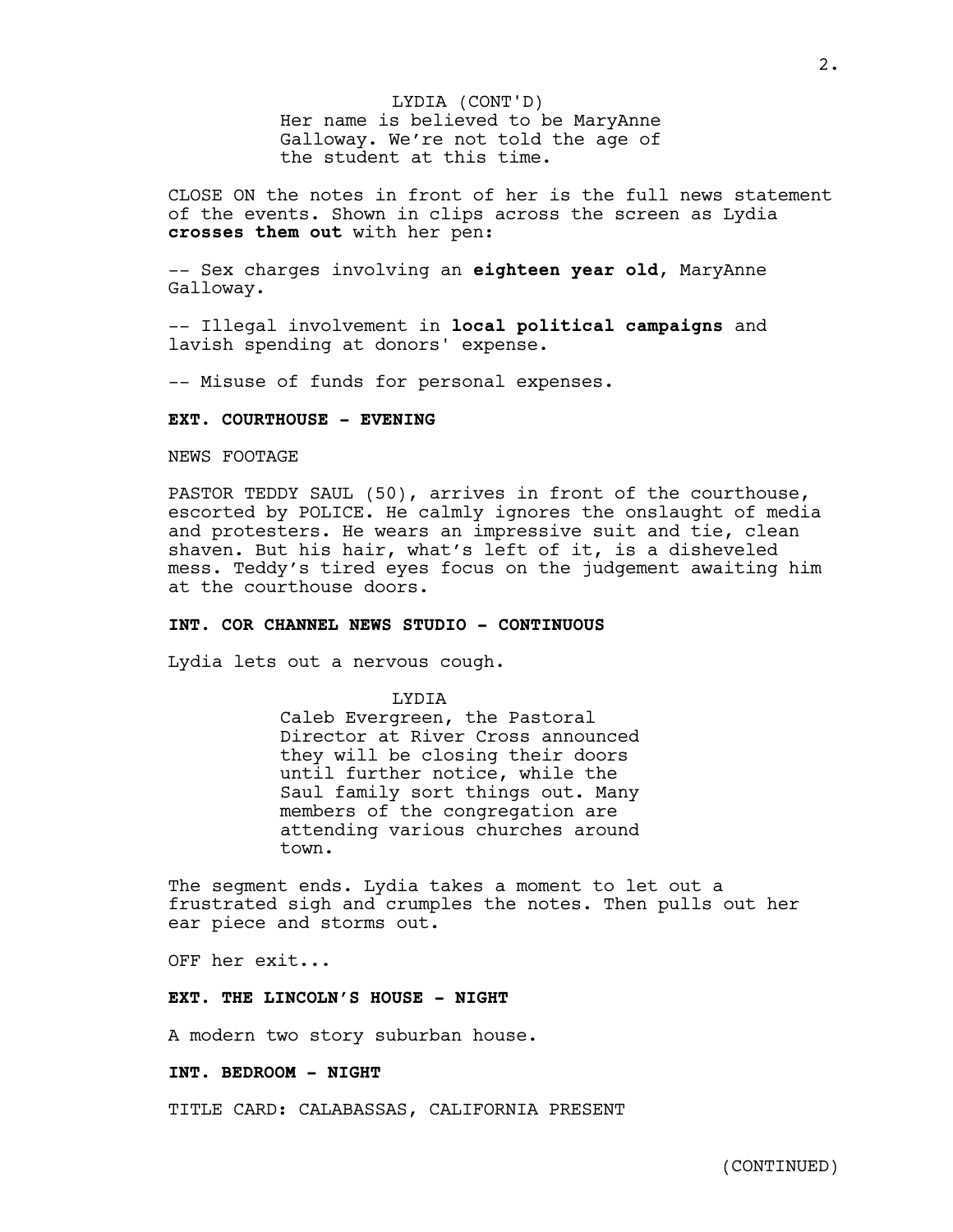LYDIA (CONT'D)
Her name is believed to be MaryAnne Galloway. We're not told the age of the student at this time.

CLOSE ON the notes in front of her is the full news statement of the events. Shown in clips across the screen as Lydia **crosses them out** with her pen:

-- Sex charges involving an **eighteen year old**, MaryAnne Galloway.

-- Illegal involvement in **local political campaigns** and lavish spending at donors' expense.

-- Misuse of funds for personal expenses.

**EXT. COURTHOUSE - EVENING**

NEWS FOOTAGE

PASTOR TEDDY SAUL (50), arrives in front of the courthouse, escorted by POLICE. He calmly ignores the onslaught of media and protesters. He wears an impressive suit and tie, clean shaven. But his hair, what's left of it, is a disheveled mess. Teddy's tired eyes focus on the judgement awaiting him at the courthouse doors.

**INT. COR CHANNEL NEWS STUDIO - CONTINUOUS**

Lydia lets out a nervous cough.

LYDIA
Caleb Evergreen, the Pastoral Director at River Cross announced they will be closing their doors until further notice, while the Saul family sort things out. Many members of the congregation are attending various churches around town.

The segment ends. Lydia takes a moment to let out a frustrated sigh and crumples the notes. Then pulls out her ear piece and storms out.

OFF her exit...

**EXT. THE LINCOLN'S HOUSE - NIGHT**

A modern two story suburban house.

**INT. BEDROOM - NIGHT**

TITLE CARD: CALABASSAS, CALIFORNIA PRESENT

(CONTINUED)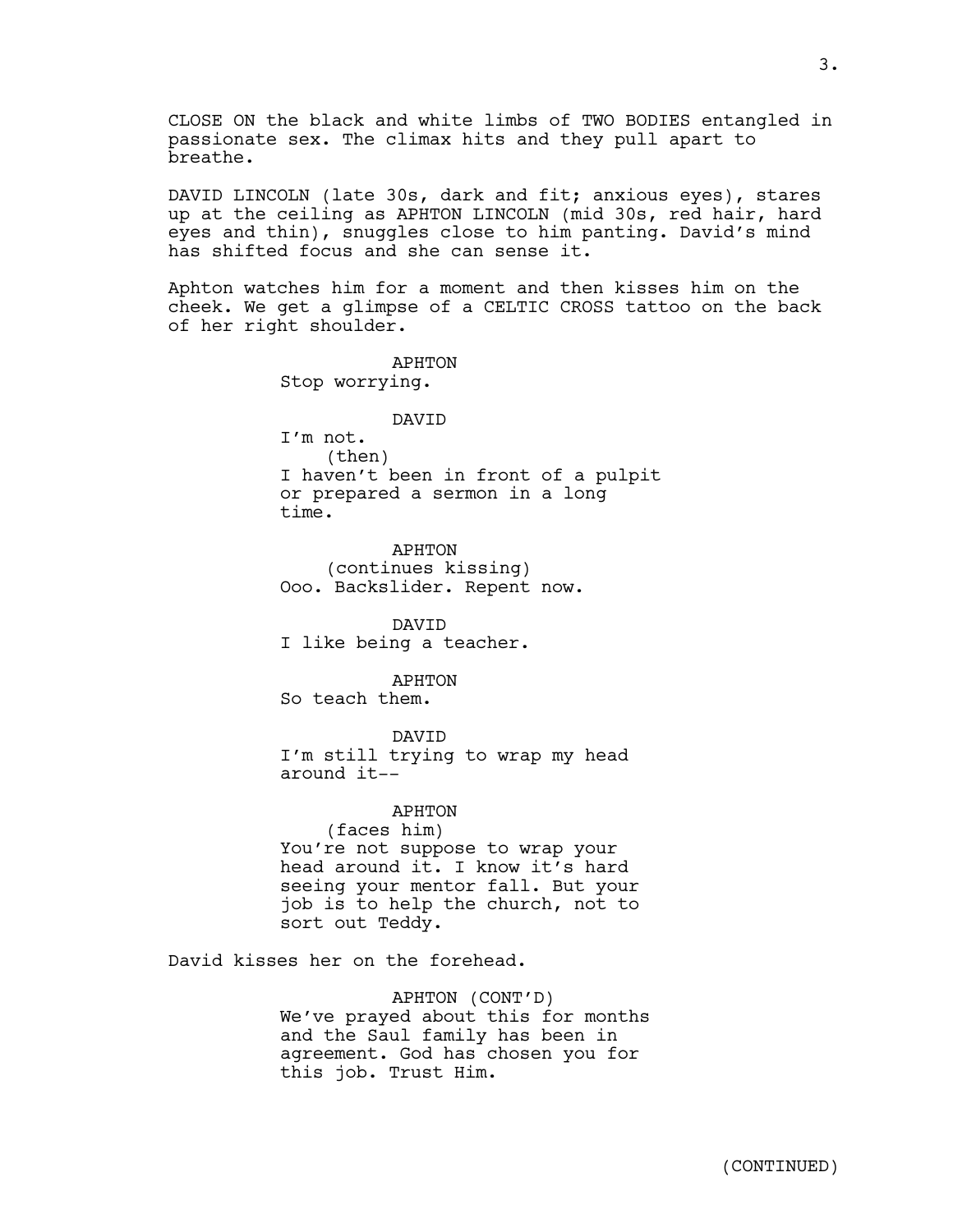CLOSE ON the black and white limbs of TWO BODIES entangled in passionate sex. The climax hits and they pull apart to breathe.

DAVID LINCOLN (late 30s, dark and fit; anxious eyes), stares up at the ceiling as APHTON LINCOLN (mid 30s, red hair, hard eyes and thin), snuggles close to him panting. David's mind has shifted focus and she can sense it.

Aphton watches him for a moment and then kisses him on the cheek. We get a glimpse of a CELTIC CROSS tattoo on the back of her right shoulder.

APHTON
Stop worrying.

DAVID
I'm not.
(then)
I haven't been in front of a pulpit or prepared a sermon in a long time.

APHTON
(continues kissing)
Ooo. Backslider. Repent now.

DAVID
I like being a teacher.

APHTON
So teach them.

DAVID
I'm still trying to wrap my head around it--

APHTON
(faces him)
You're not suppose to wrap your head around it. I know it's hard seeing your mentor fall. But your job is to help the church, not to sort out Teddy.

David kisses her on the forehead.

APHTON (CONT'D)
We've prayed about this for months and the Saul family has been in agreement. God has chosen you for this job. Trust Him.

(CONTINUED)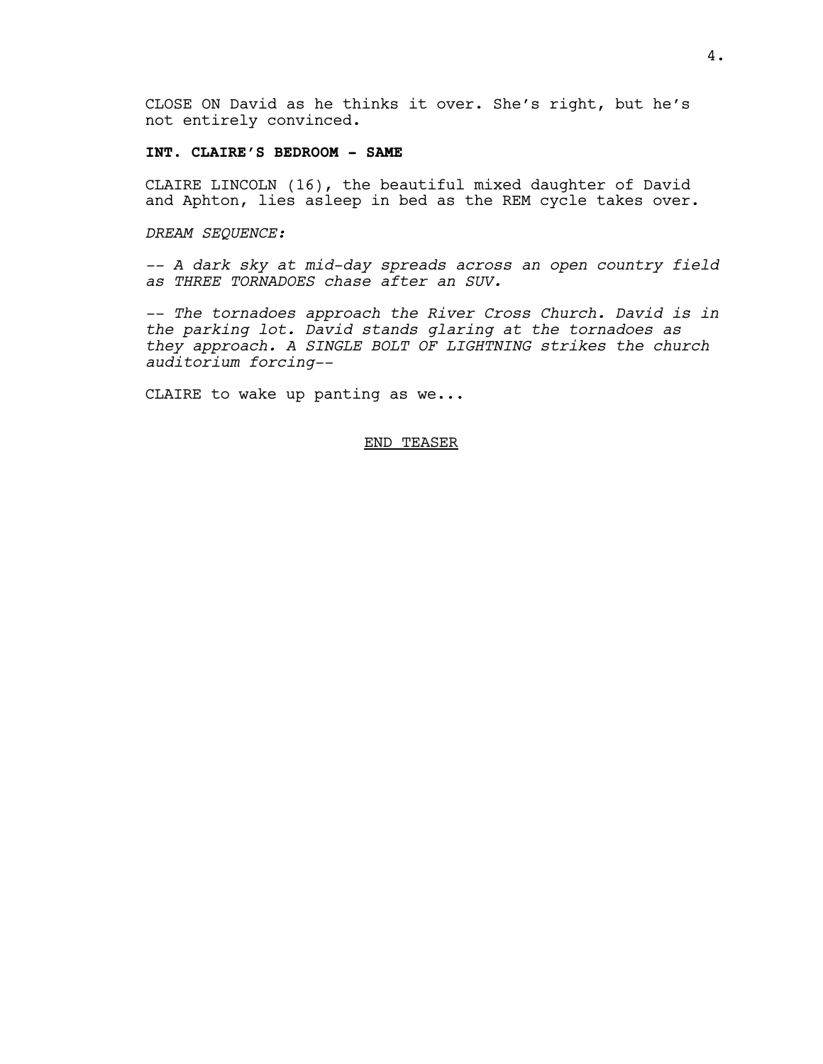CLOSE ON David as he thinks it over. She's right, but he's not entirely convinced.

**INT. CLAIRE'S BEDROOM - SAME**

CLAIRE LINCOLN (16), the beautiful mixed daughter of David and Aphton, lies asleep in bed as the REM cycle takes over.

*DREAM SEQUENCE:*

*-- A dark sky at mid-day spreads across an open country field as THREE TORNADOES chase after an SUV.*

*-- The tornadoes approach the River Cross Church. David is in the parking lot. David stands glaring at the tornadoes as they approach. A SINGLE BOLT OF LIGHTNING strikes the church auditorium forcing--*

CLAIRE to wake up panting as we...

<u>END TEASER</u>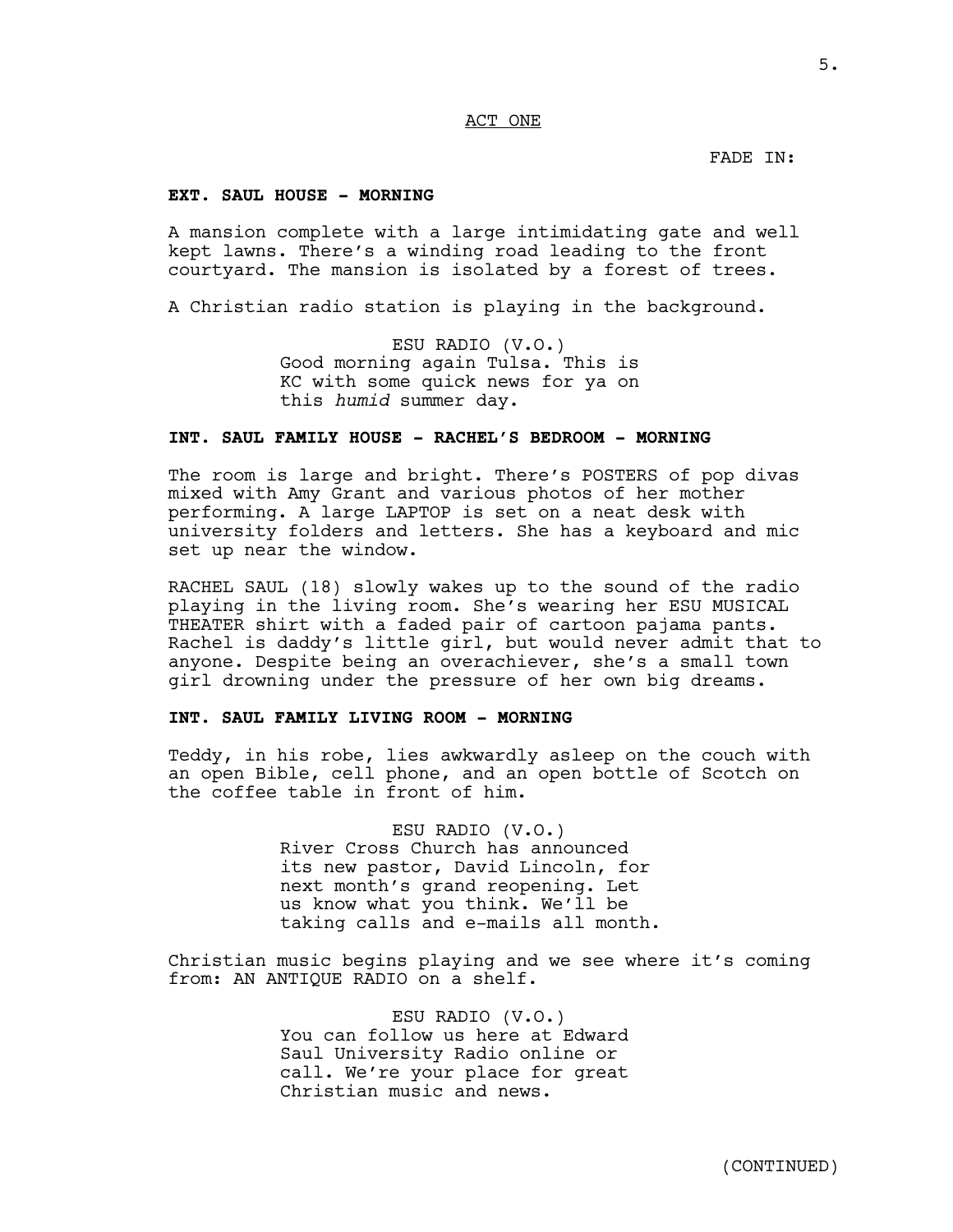ACT ONE

FADE IN:

**EXT. SAUL HOUSE - MORNING**

A mansion complete with a large intimidating gate and well kept lawns. There's a winding road leading to the front courtyard. The mansion is isolated by a forest of trees.

A Christian radio station is playing in the background.

ESU RADIO (V.O.)
Good morning again Tulsa. This is KC with some quick news for ya on this *humid* summer day.

**INT. SAUL FAMILY HOUSE - RACHEL'S BEDROOM - MORNING**

The room is large and bright. There's POSTERS of pop divas mixed with Amy Grant and various photos of her mother performing. A large LAPTOP is set on a neat desk with university folders and letters. She has a keyboard and mic set up near the window.

RACHEL SAUL (18) slowly wakes up to the sound of the radio playing in the living room. She's wearing her ESU MUSICAL THEATER shirt with a faded pair of cartoon pajama pants. Rachel is daddy's little girl, but would never admit that to anyone. Despite being an overachiever, she's a small town girl drowning under the pressure of her own big dreams.

**INT. SAUL FAMILY LIVING ROOM - MORNING**

Teddy, in his robe, lies awkwardly asleep on the couch with an open Bible, cell phone, and an open bottle of Scotch on the coffee table in front of him.

ESU RADIO (V.O.)
River Cross Church has announced its new pastor, David Lincoln, for next month's grand reopening. Let us know what you think. We'll be taking calls and e-mails all month.

Christian music begins playing and we see where it's coming from: AN ANTIQUE RADIO on a shelf.

ESU RADIO (V.O.)
You can follow us here at Edward Saul University Radio online or call. We're your place for great Christian music and news.

(CONTINUED)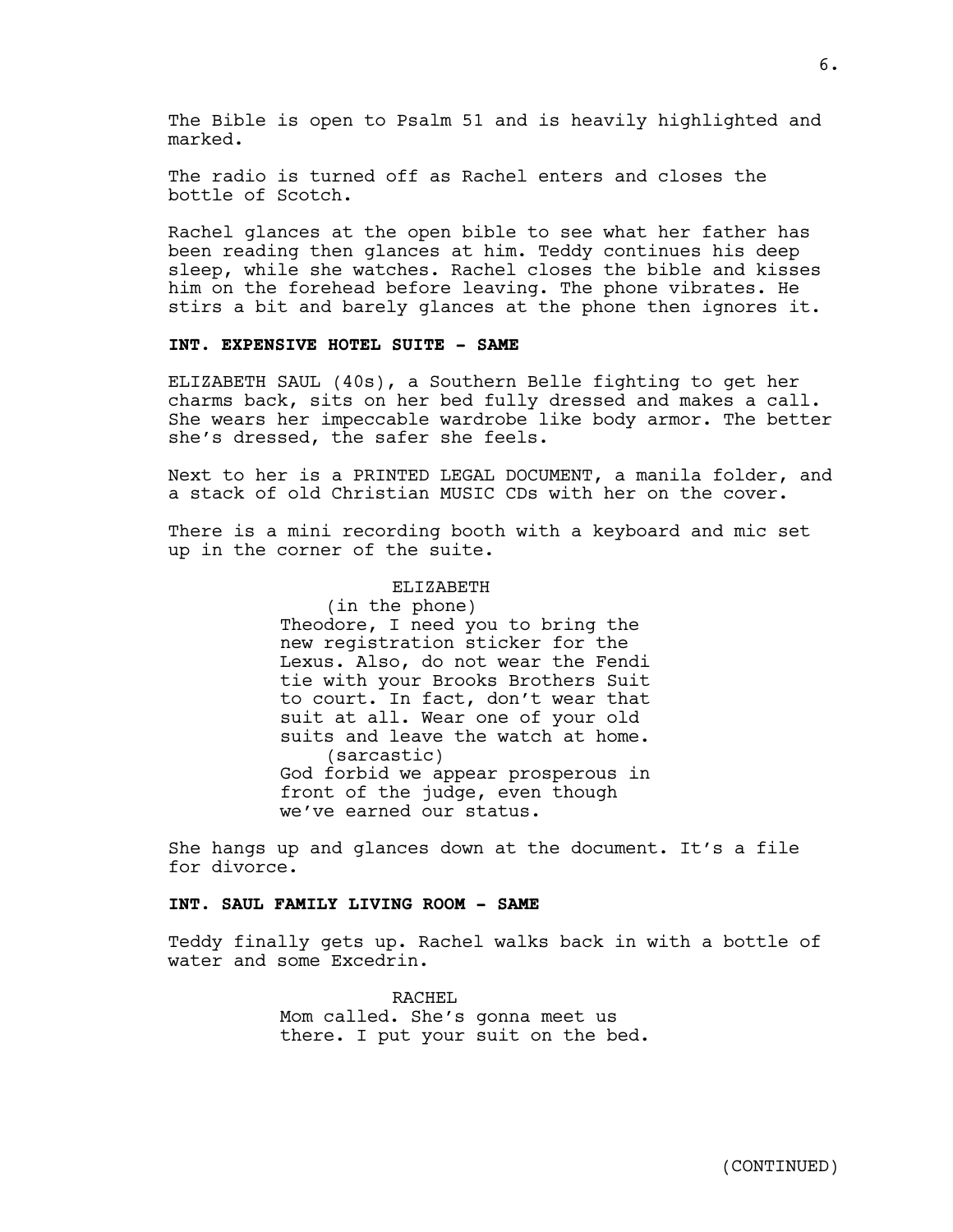The Bible is open to Psalm 51 and is heavily highlighted and marked.

The radio is turned off as Rachel enters and closes the bottle of Scotch.

Rachel glances at the open bible to see what her father has been reading then glances at him. Teddy continues his deep sleep, while she watches. Rachel closes the bible and kisses him on the forehead before leaving. The phone vibrates. He stirs a bit and barely glances at the phone then ignores it.

**INT. EXPENSIVE HOTEL SUITE - SAME**

ELIZABETH SAUL (40s), a Southern Belle fighting to get her charms back, sits on her bed fully dressed and makes a call. She wears her impeccable wardrobe like body armor. The better she's dressed, the safer she feels.

Next to her is a PRINTED LEGAL DOCUMENT, a manila folder, and a stack of old Christian MUSIC CDs with her on the cover.

There is a mini recording booth with a keyboard and mic set up in the corner of the suite.

ELIZABETH
(in the phone)
Theodore, I need you to bring the new registration sticker for the Lexus. Also, do not wear the Fendi tie with your Brooks Brothers Suit to court. In fact, don't wear that suit at all. Wear one of your old suits and leave the watch at home.
(sarcastic)
God forbid we appear prosperous in front of the judge, even though we've earned our status.

She hangs up and glances down at the document. It's a file for divorce.

**INT. SAUL FAMILY LIVING ROOM - SAME**

Teddy finally gets up. Rachel walks back in with a bottle of water and some Excedrin.

RACHEL
Mom called. She's gonna meet us there. I put your suit on the bed.

(CONTINUED)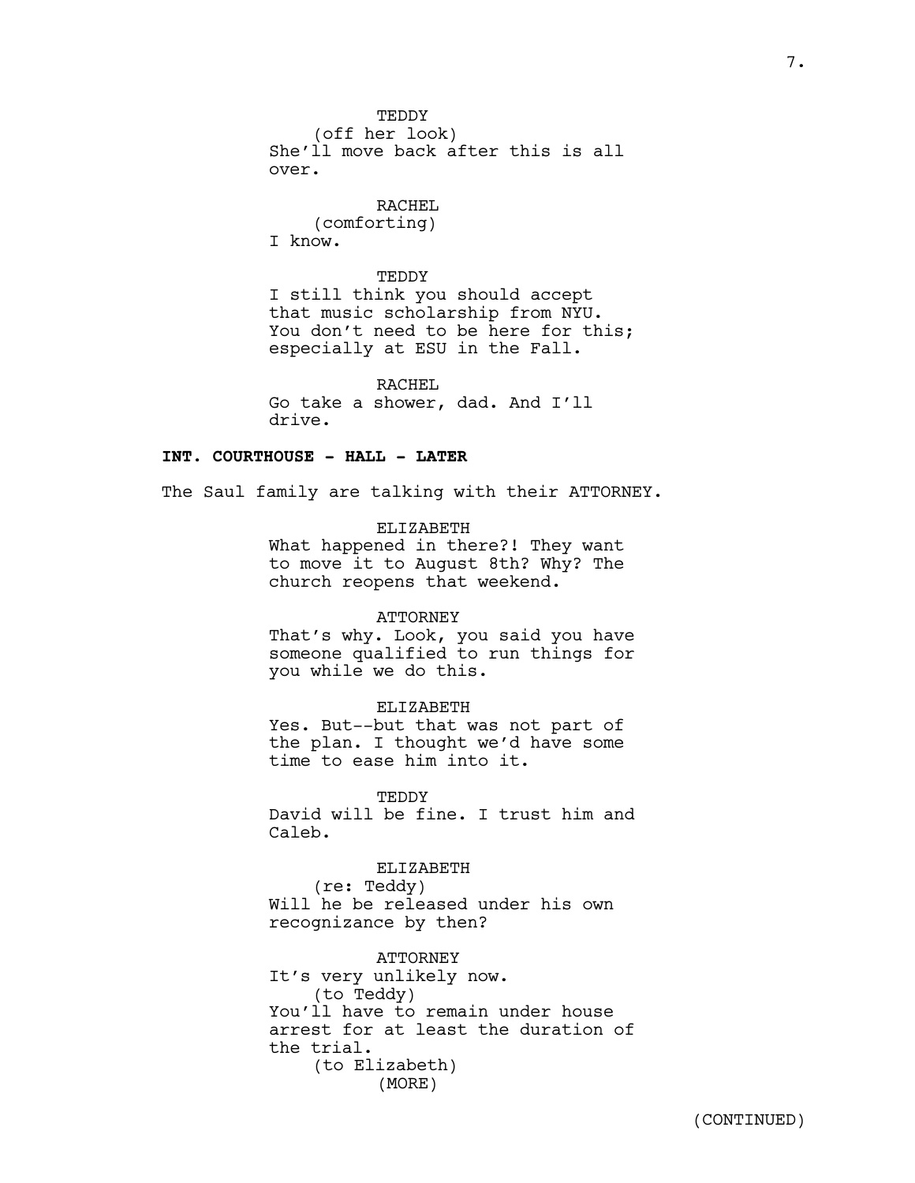TEDDY
(off her look)
She'll move back after this is all over.

RACHEL
(comforting)
I know.

TEDDY
I still think you should accept that music scholarship from NYU. You don't need to be here for this; especially at ESU in the Fall.

RACHEL
Go take a shower, dad. And I'll drive.

**INT. COURTHOUSE - HALL - LATER**

The Saul family are talking with their ATTORNEY.

ELIZABETH
What happened in there?! They want to move it to August 8th? Why? The church reopens that weekend.

ATTORNEY
That's why. Look, you said you have someone qualified to run things for you while we do this.

ELIZABETH
Yes. But--but that was not part of the plan. I thought we'd have some time to ease him into it.

TEDDY
David will be fine. I trust him and Caleb.

ELIZABETH
(re: Teddy)
Will he be released under his own recognizance by then?

ATTORNEY
It's very unlikely now.
(to Teddy)
You'll have to remain under house arrest for at least the duration of the trial.
(to Elizabeth)
(MORE)

(CONTINUED)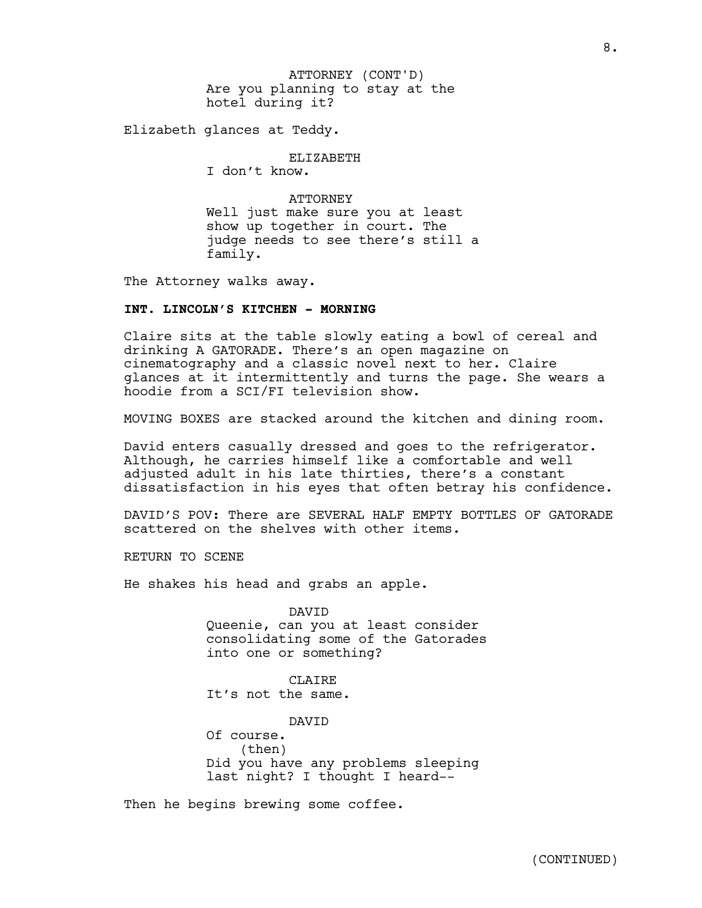ATTORNEY (CONT'D)
Are you planning to stay at the hotel during it?

Elizabeth glances at Teddy.

ELIZABETH
I don't know.

ATTORNEY
Well just make sure you at least show up together in court. The judge needs to see there's still a family.

The Attorney walks away.

**INT. LINCOLN'S KITCHEN - MORNING**

Claire sits at the table slowly eating a bowl of cereal and drinking A GATORADE. There's an open magazine on cinematography and a classic novel next to her. Claire glances at it intermittently and turns the page. She wears a hoodie from a SCI/FI television show.

MOVING BOXES are stacked around the kitchen and dining room.

David enters casually dressed and goes to the refrigerator. Although, he carries himself like a comfortable and well adjusted adult in his late thirties, there's a constant dissatisfaction in his eyes that often betray his confidence.

DAVID'S POV: There are SEVERAL HALF EMPTY BOTTLES OF GATORADE scattered on the shelves with other items.

RETURN TO SCENE

He shakes his head and grabs an apple.

DAVID
Queenie, can you at least consider consolidating some of the Gatorades into one or something?

CLAIRE
It's not the same.

DAVID
Of course.
(then)
Did you have any problems sleeping last night? I thought I heard--

Then he begins brewing some coffee.

(CONTINUED)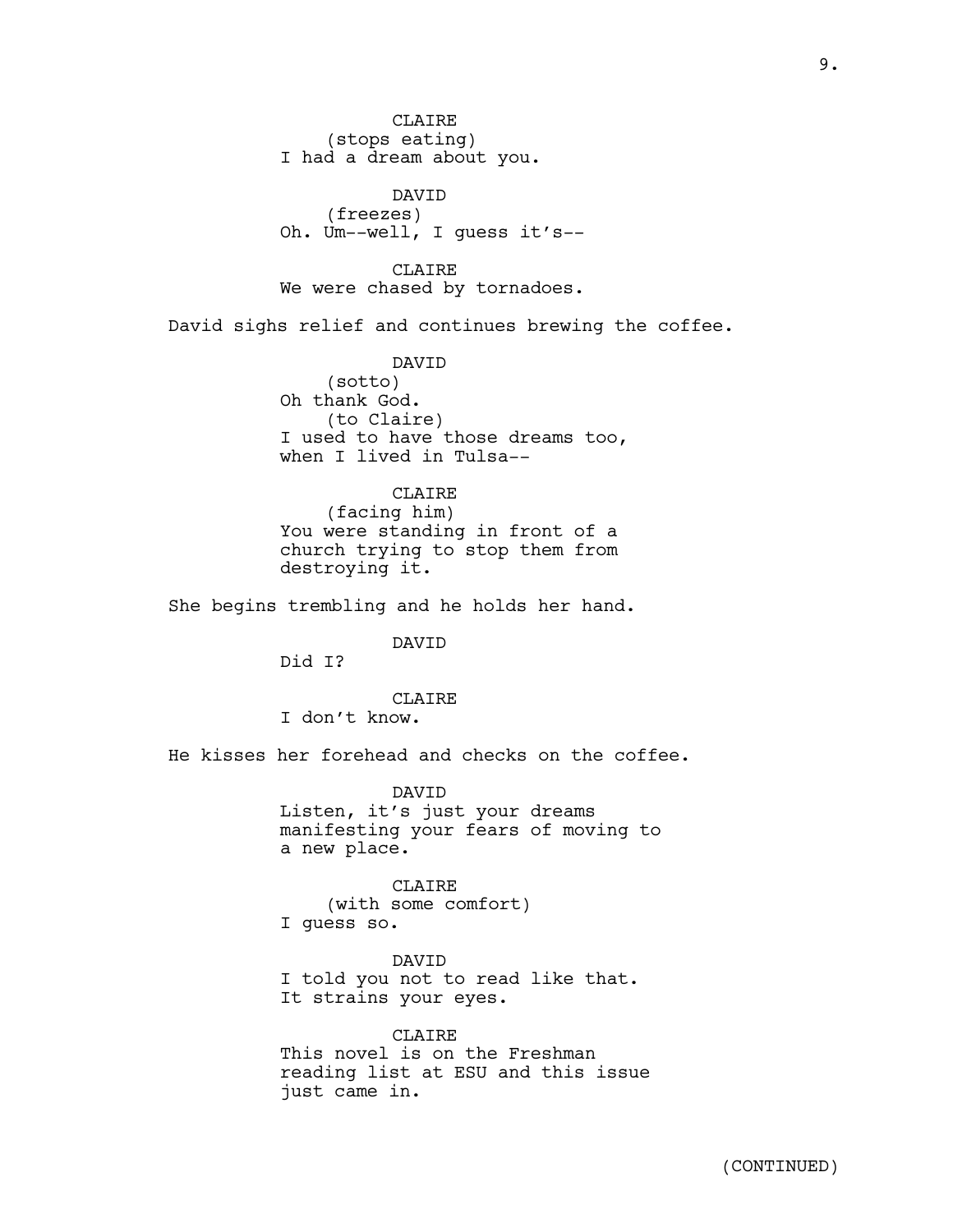CLAIRE
(stops eating)
I had a dream about you.

DAVID
(freezes)
Oh. Um--well, I guess it's--

CLAIRE
We were chased by tornadoes.

David sighs relief and continues brewing the coffee.

DAVID
(sotto)
Oh thank God.
(to Claire)
I used to have those dreams too, when I lived in Tulsa--

CLAIRE
(facing him)
You were standing in front of a church trying to stop them from destroying it.

She begins trembling and he holds her hand.

DAVID
Did I?

CLAIRE
I don't know.

He kisses her forehead and checks on the coffee.

DAVID
Listen, it's just your dreams manifesting your fears of moving to a new place.

CLAIRE
(with some comfort)
I guess so.

DAVID
I told you not to read like that. It strains your eyes.

CLAIRE
This novel is on the Freshman reading list at ESU and this issue just came in.

(CONTINUED)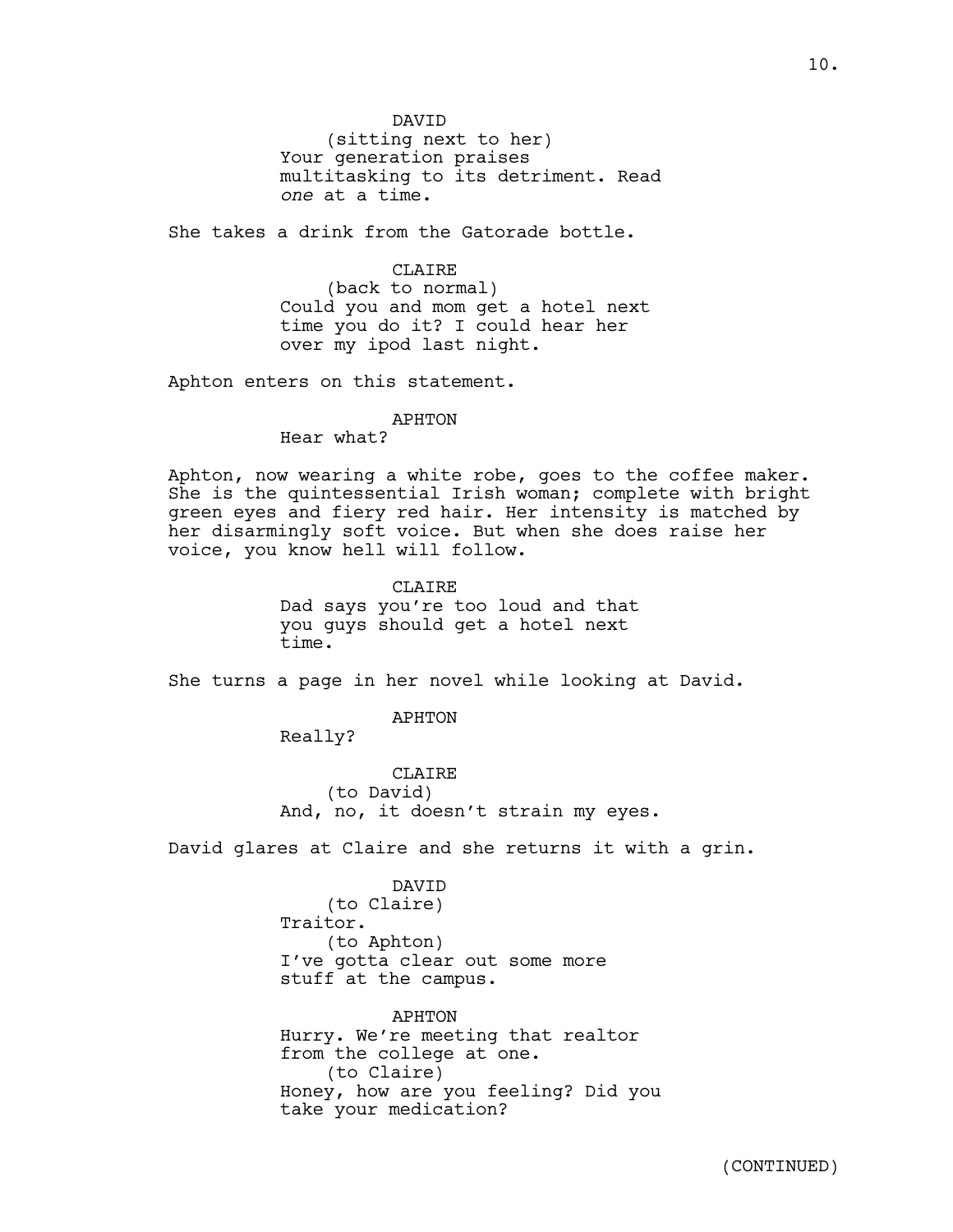DAVID
(sitting next to her)
Your generation praises multitasking to its detriment. Read *one* at a time.

She takes a drink from the Gatorade bottle.

CLAIRE
(back to normal)
Could you and mom get a hotel next time you do it? I could hear her over my ipod last night.

Aphton enters on this statement.

APHTON
Hear what?

Aphton, now wearing a white robe, goes to the coffee maker. She is the quintessential Irish woman; complete with bright green eyes and fiery red hair. Her intensity is matched by her disarmingly soft voice. But when she does raise her voice, you know hell will follow.

CLAIRE
Dad says you're too loud and that you guys should get a hotel next time.

She turns a page in her novel while looking at David.

APHTON
Really?

CLAIRE
(to David)
And, no, it doesn't strain my eyes.

David glares at Claire and she returns it with a grin.

DAVID
(to Claire)
Traitor.
(to Aphton)
I've gotta clear out some more stuff at the campus.

APHTON
Hurry. We're meeting that realtor from the college at one.
(to Claire)
Honey, how are you feeling? Did you take your medication?

(CONTINUED)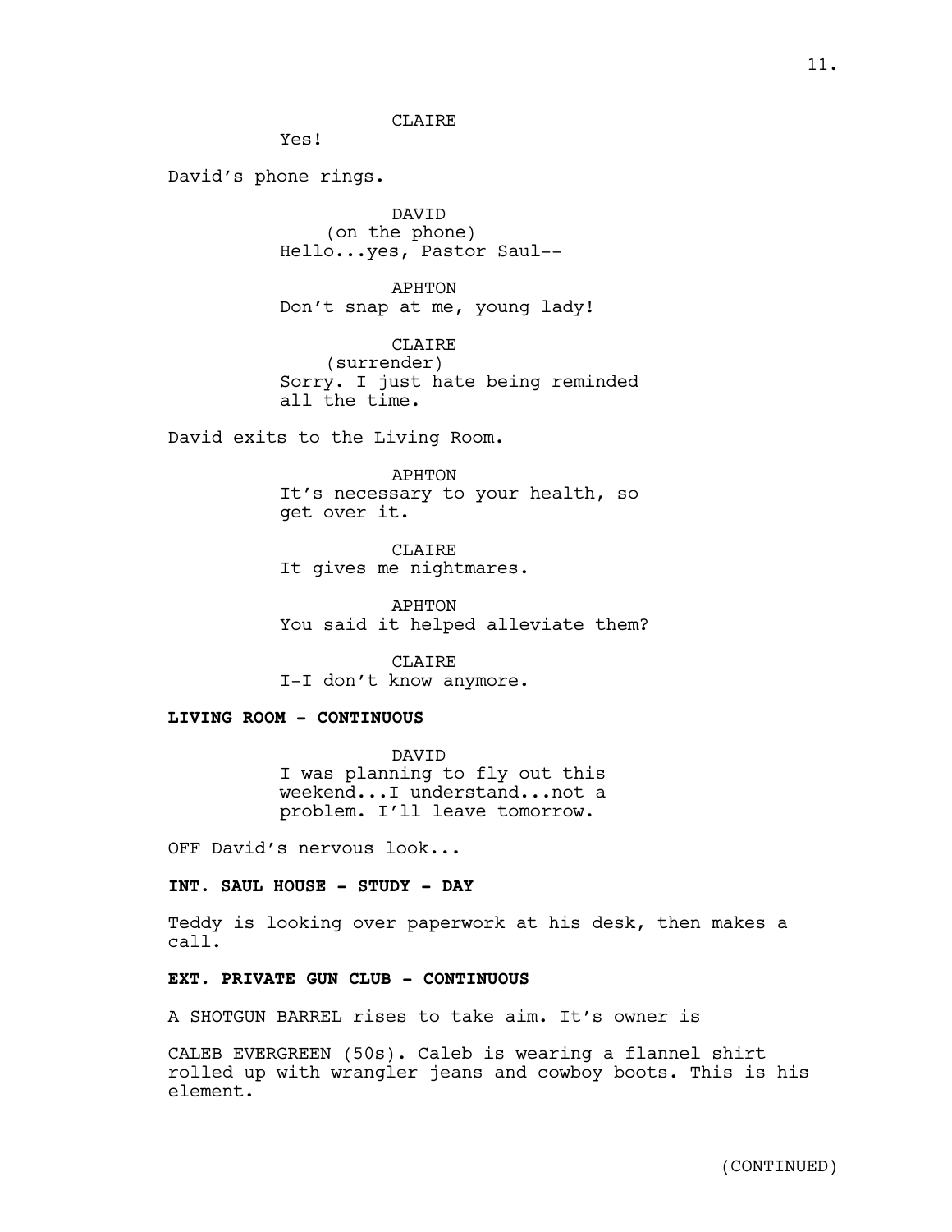CLAIRE
Yes!

David's phone rings.

DAVID
(on the phone)
Hello...yes, Pastor Saul--

APHTON
Don't snap at me, young lady!

CLAIRE
(surrender)
Sorry. I just hate being reminded all the time.

David exits to the Living Room.

APHTON
It's necessary to your health, so get over it.

CLAIRE
It gives me nightmares.

APHTON
You said it helped alleviate them?

CLAIRE
I-I don't know anymore.

**LIVING ROOM - CONTINUOUS**

DAVID
I was planning to fly out this weekend...I understand...not a problem. I'll leave tomorrow.

OFF David's nervous look...

**INT. SAUL HOUSE - STUDY - DAY**

Teddy is looking over paperwork at his desk, then makes a call.

**EXT. PRIVATE GUN CLUB - CONTINUOUS**

A SHOTGUN BARREL rises to take aim. It's owner is

CALEB EVERGREEN (50s). Caleb is wearing a flannel shirt rolled up with wrangler jeans and cowboy boots. This is his element.

(CONTINUED)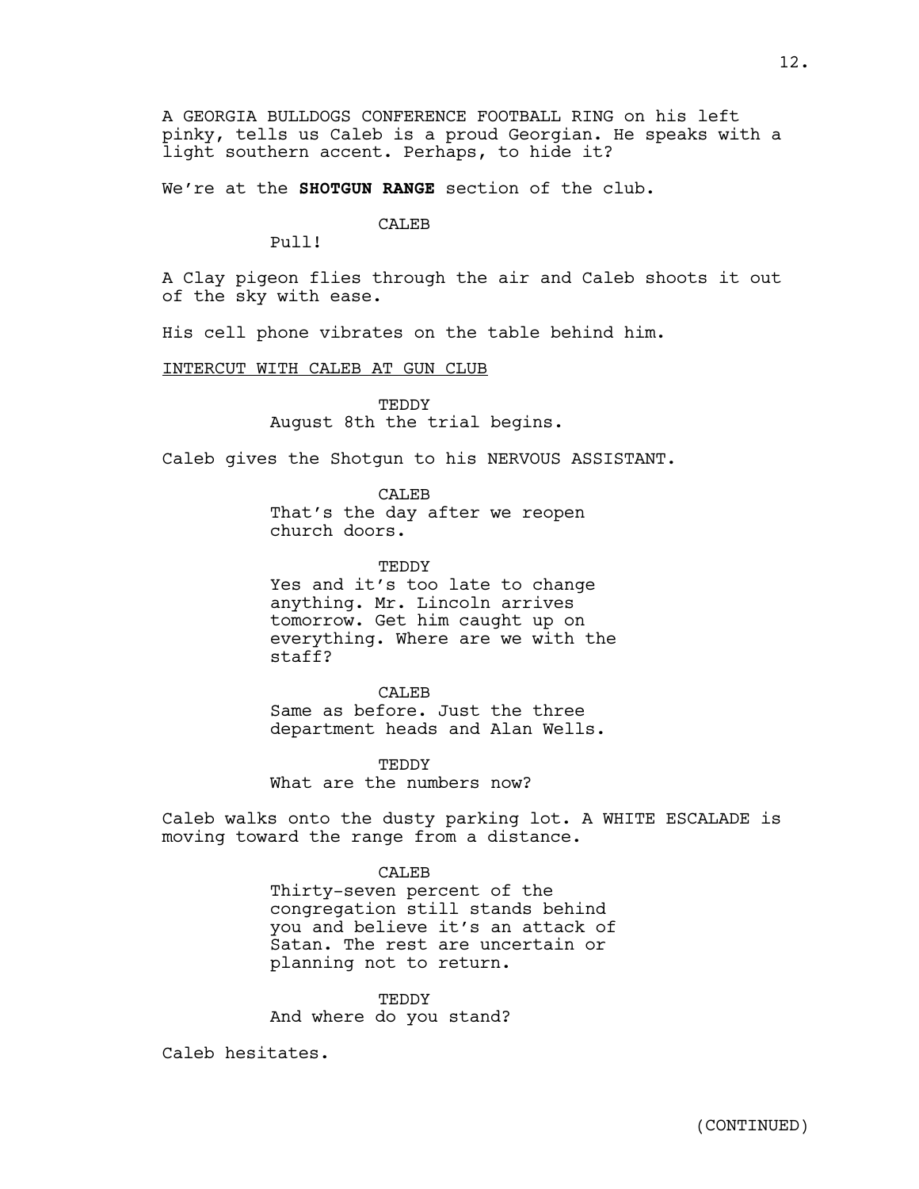A GEORGIA BULLDOGS CONFERENCE FOOTBALL RING on his left pinky, tells us Caleb is a proud Georgian. He speaks with a light southern accent. Perhaps, to hide it?

We're at the **SHOTGUN RANGE** section of the club.

CALEB

Pull!

A Clay pigeon flies through the air and Caleb shoots it out of the sky with ease.

His cell phone vibrates on the table behind him.

INTERCUT WITH CALEB AT GUN CLUB

TEDDY

August 8th the trial begins.

Caleb gives the Shotgun to his NERVOUS ASSISTANT.

CALEB

That's the day after we reopen church doors.

TEDDY

Yes and it's too late to change anything. Mr. Lincoln arrives tomorrow. Get him caught up on everything. Where are we with the staff?

CALEB

Same as before. Just the three department heads and Alan Wells.

TEDDY

What are the numbers now?

Caleb walks onto the dusty parking lot. A WHITE ESCALADE is moving toward the range from a distance.

CALEB

Thirty-seven percent of the congregation still stands behind you and believe it's an attack of Satan. The rest are uncertain or planning not to return.

TEDDY

And where do you stand?

Caleb hesitates.

(CONTINUED)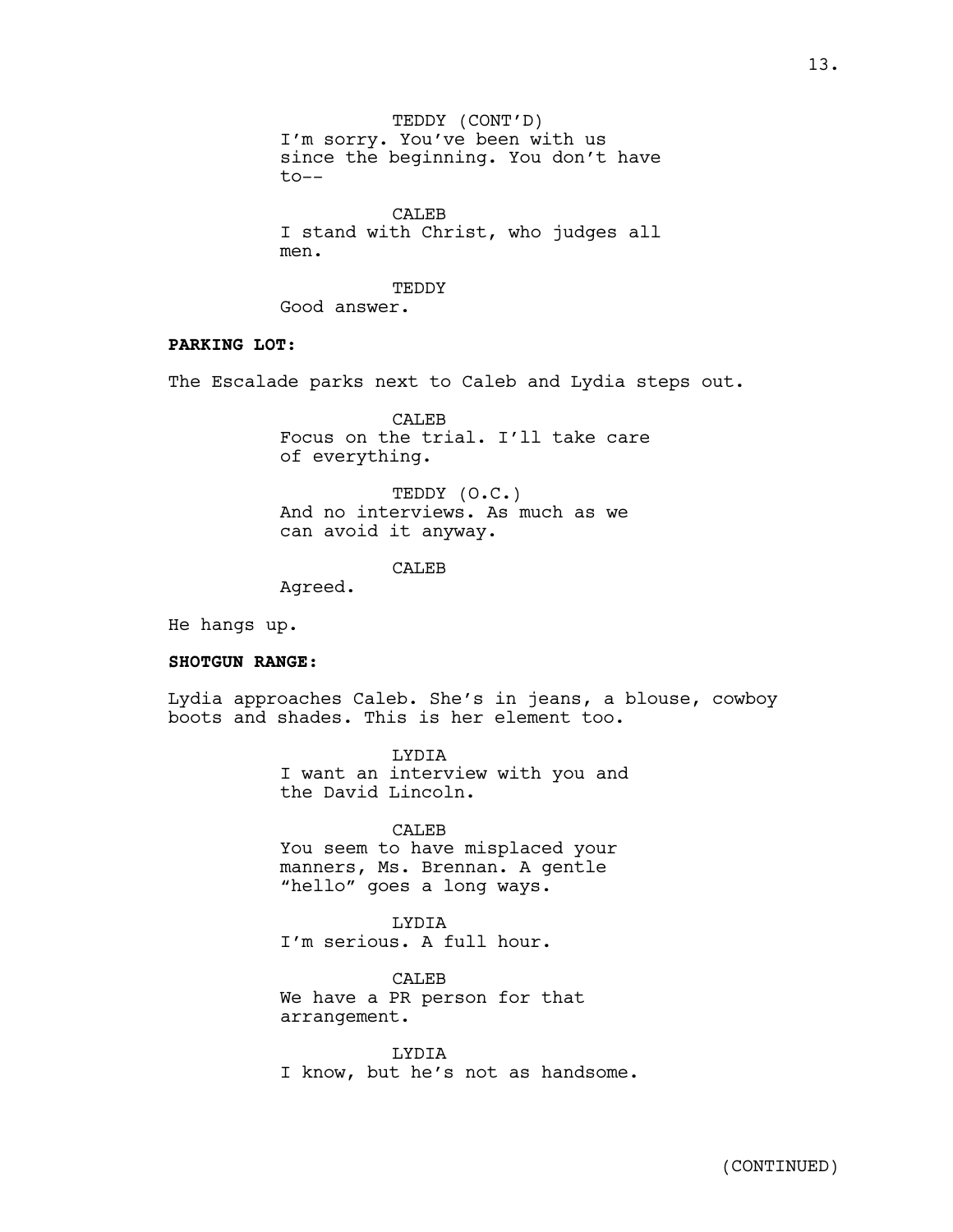TEDDY (CONT'D)
I'm sorry. You've been with us since the beginning. You don't have to--

CALEB
I stand with Christ, who judges all men.

TEDDY
Good answer.

**PARKING LOT:**

The Escalade parks next to Caleb and Lydia steps out.

CALEB
Focus on the trial. I'll take care of everything.

TEDDY (O.C.)
And no interviews. As much as we can avoid it anyway.

CALEB
Agreed.

He hangs up.

**SHOTGUN RANGE:**

Lydia approaches Caleb. She's in jeans, a blouse, cowboy boots and shades. This is her element too.

LYDIA
I want an interview with you and the David Lincoln.

CALEB
You seem to have misplaced your manners, Ms. Brennan. A gentle "hello" goes a long ways.

LYDIA
I'm serious. A full hour.

CALEB
We have a PR person for that arrangement.

LYDIA
I know, but he's not as handsome.

(CONTINUED)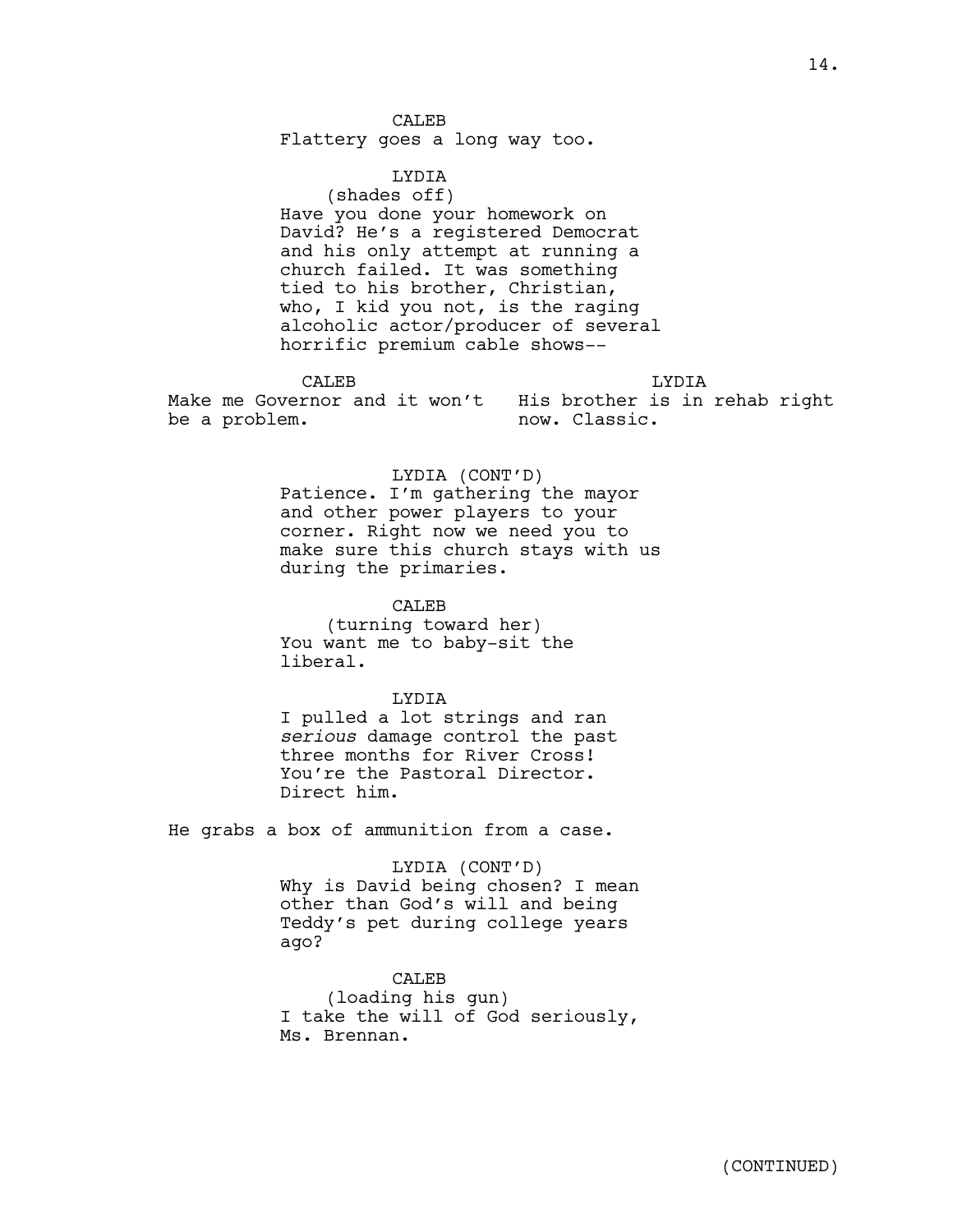CALEB
Flattery goes a long way too.

LYDIA
(shades off)
Have you done your homework on David? He's a registered Democrat and his only attempt at running a church failed. It was something tied to his brother, Christian, who, I kid you not, is the raging alcoholic actor/producer of several horrific premium cable shows--

| CALEB | LYDIA |
| --- | --- |
| Make me Governor and it won't be a problem. | His brother is in rehab right now. Classic. |

LYDIA (CONT'D)
Patience. I'm gathering the mayor and other power players to your corner. Right now we need you to make sure this church stays with us during the primaries.

CALEB
(turning toward her)
You want me to baby-sit the liberal.

LYDIA
I pulled a lot strings and ran *serious* damage control the past three months for River Cross! You're the Pastoral Director. Direct him.

He grabs a box of ammunition from a case.

LYDIA (CONT'D)
Why is David being chosen? I mean other than God's will and being Teddy's pet during college years ago?

CALEB
(loading his gun)
I take the will of God seriously, Ms. Brennan.

(CONTINUED)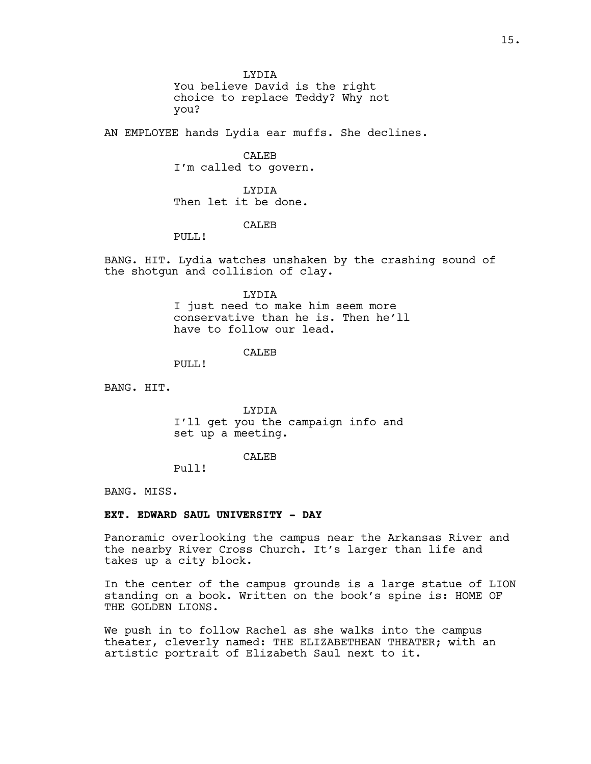LYDIA
You believe David is the right choice to replace Teddy? Why not you?

AN EMPLOYEE hands Lydia ear muffs. She declines.

CALEB
I'm called to govern.

LYDIA
Then let it be done.

CALEB
PULL!

BANG. HIT. Lydia watches unshaken by the crashing sound of the shotgun and collision of clay.

LYDIA
I just need to make him seem more conservative than he is. Then he'll have to follow our lead.

CALEB
PULL!

BANG. HIT.

LYDIA
I'll get you the campaign info and set up a meeting.

CALEB
Pull!

BANG. MISS.

**EXT. EDWARD SAUL UNIVERSITY - DAY**

Panoramic overlooking the campus near the Arkansas River and the nearby River Cross Church. It's larger than life and takes up a city block.

In the center of the campus grounds is a large statue of LION standing on a book. Written on the book's spine is: HOME OF THE GOLDEN LIONS.

We push in to follow Rachel as she walks into the campus theater, cleverly named: THE ELIZABETHEAN THEATER; with an artistic portrait of Elizabeth Saul next to it.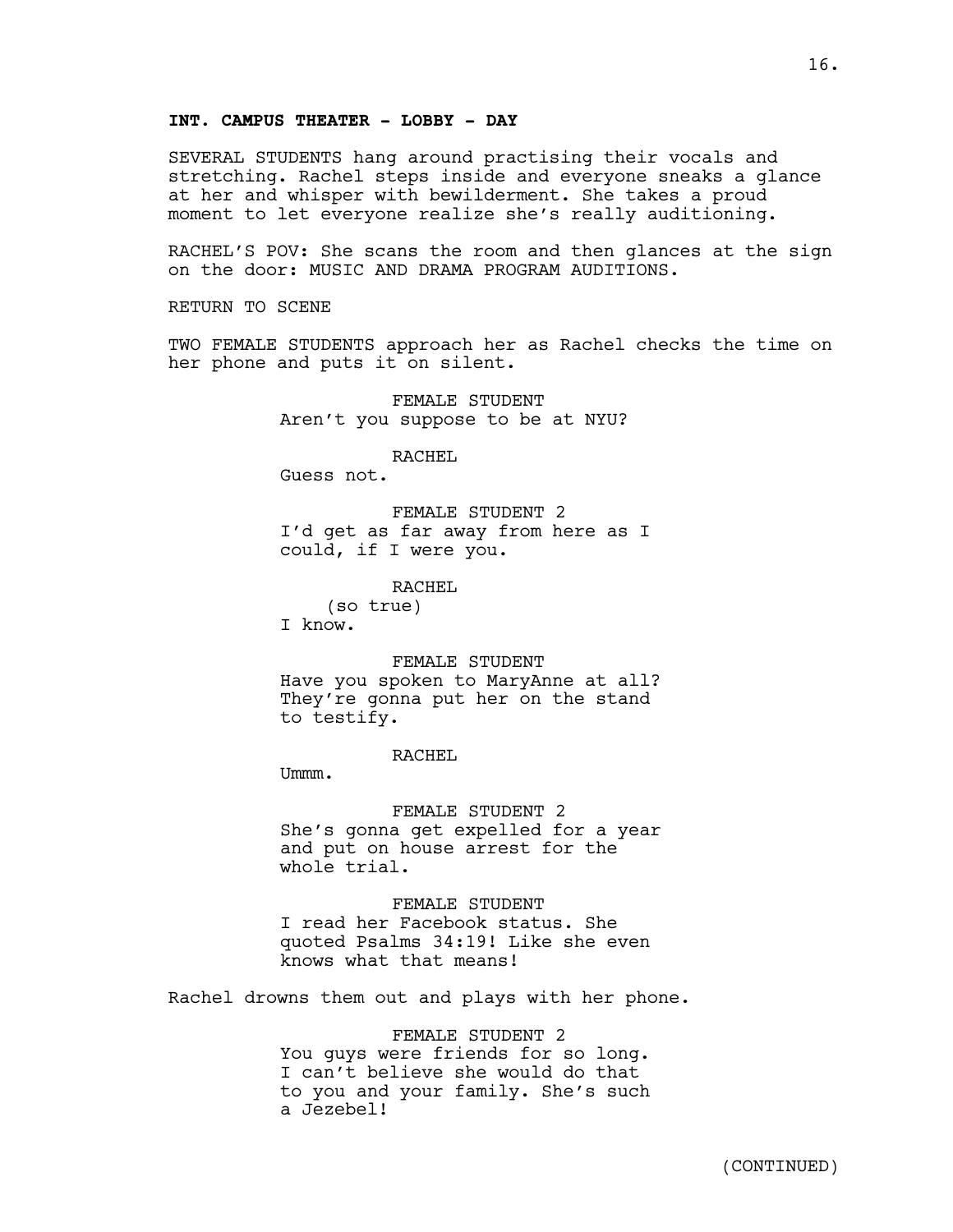**INT. CAMPUS THEATER - LOBBY - DAY**

SEVERAL STUDENTS hang around practising their vocals and stretching. Rachel steps inside and everyone sneaks a glance at her and whisper with bewilderment. She takes a proud moment to let everyone realize she's really auditioning.

RACHEL'S POV: She scans the room and then glances at the sign on the door: MUSIC AND DRAMA PROGRAM AUDITIONS.

RETURN TO SCENE

TWO FEMALE STUDENTS approach her as Rachel checks the time on her phone and puts it on silent.

FEMALE STUDENT
Aren't you suppose to be at NYU?

RACHEL
Guess not.

FEMALE STUDENT 2
I'd get as far away from here as I could, if I were you.

RACHEL
(so true)
I know.

FEMALE STUDENT
Have you spoken to MaryAnne at all? They're gonna put her on the stand to testify.

RACHEL
Ummm.

FEMALE STUDENT 2
She's gonna get expelled for a year and put on house arrest for the whole trial.

FEMALE STUDENT
I read her Facebook status. She quoted Psalms 34:19! Like she even knows what that means!

Rachel drowns them out and plays with her phone.

FEMALE STUDENT 2
You guys were friends for so long. I can't believe she would do that to you and your family. She's such a Jezebel!

(CONTINUED)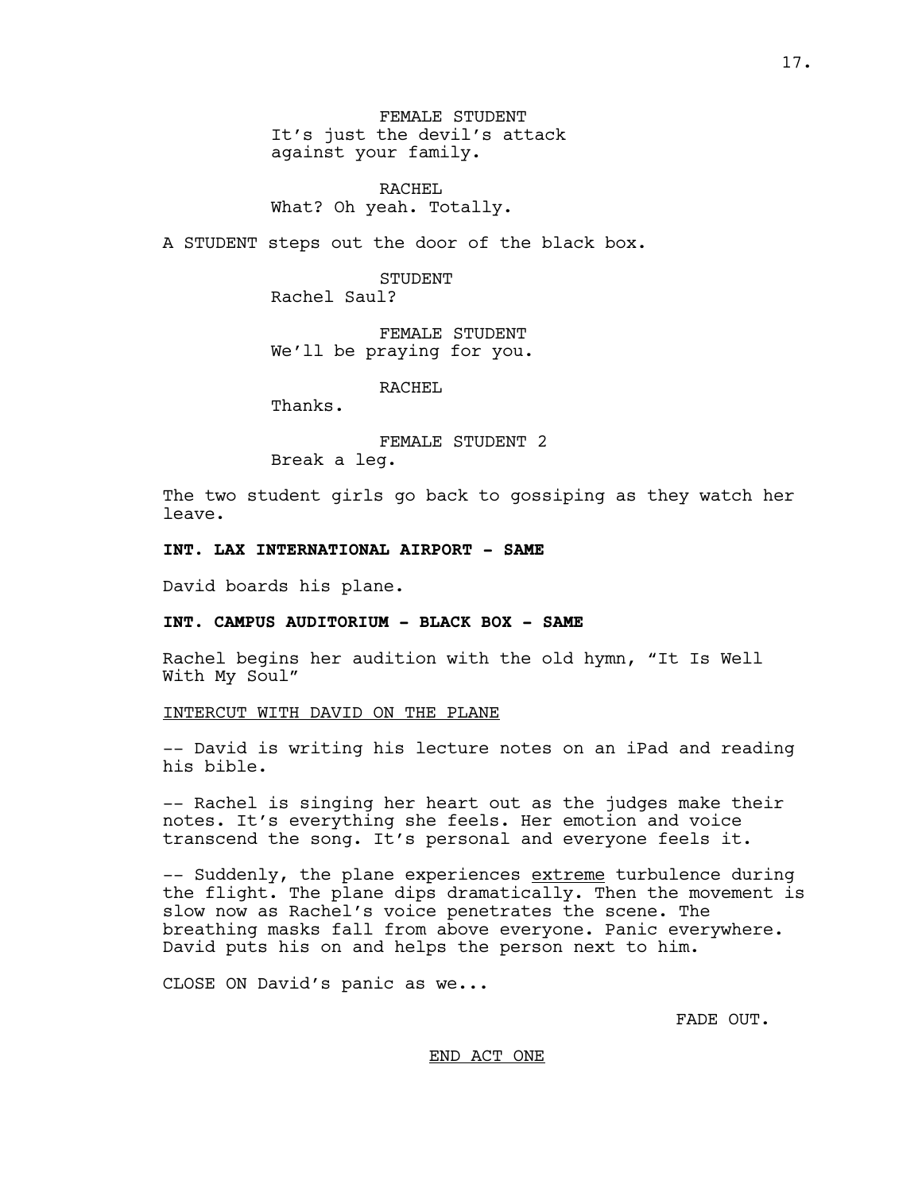FEMALE STUDENT
It's just the devil's attack against your family.

RACHEL
What? Oh yeah. Totally.

A STUDENT steps out the door of the black box.

STUDENT
Rachel Saul?

FEMALE STUDENT
We'll be praying for you.

RACHEL
Thanks.

FEMALE STUDENT 2
Break a leg.

The two student girls go back to gossiping as they watch her leave.

**INT. LAX INTERNATIONAL AIRPORT - SAME**

David boards his plane.

**INT. CAMPUS AUDITORIUM - BLACK BOX - SAME**

Rachel begins her audition with the old hymn, "It Is Well With My Soul"

<u>INTERCUT WITH DAVID ON THE PLANE</u>

-- David is writing his lecture notes on an iPad and reading his bible.

-- Rachel is singing her heart out as the judges make their notes. It's everything she feels. Her emotion and voice transcend the song. It's personal and everyone feels it.

-- Suddenly, the plane experiences <u>extreme</u> turbulence during the flight. The plane dips dramatically. Then the movement is slow now as Rachel's voice penetrates the scene. The breathing masks fall from above everyone. Panic everywhere. David puts his on and helps the person next to him.

CLOSE ON David's panic as we...

FADE OUT.

<u>END ACT ONE</u>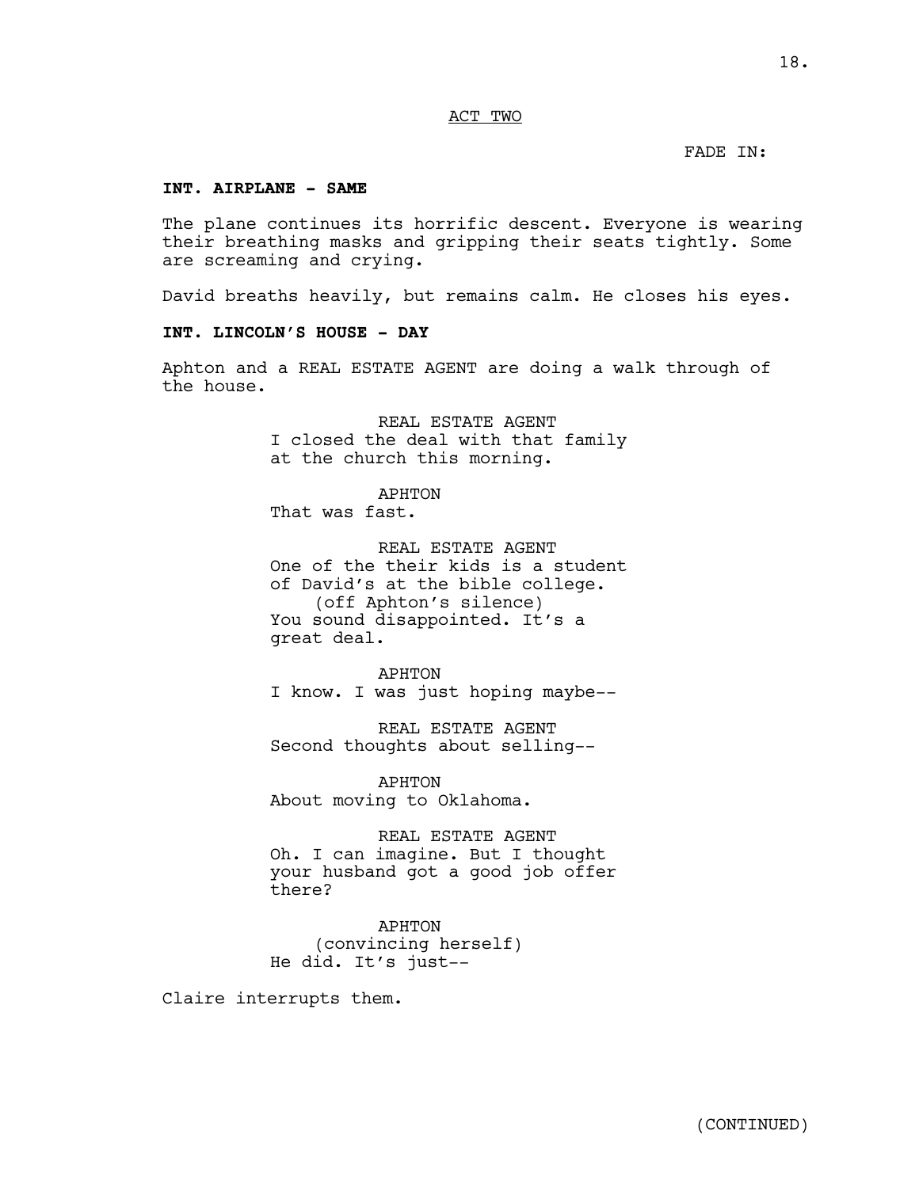ACT TWO

FADE IN:

**INT. AIRPLANE - SAME**

The plane continues its horrific descent. Everyone is wearing their breathing masks and gripping their seats tightly. Some are screaming and crying.

David breaths heavily, but remains calm. He closes his eyes.

**INT. LINCOLN'S HOUSE - DAY**

Aphton and a REAL ESTATE AGENT are doing a walk through of the house.

REAL ESTATE AGENT
I closed the deal with that family at the church this morning.

APHTON
That was fast.

REAL ESTATE AGENT
One of the their kids is a student of David's at the bible college.
(off Aphton's silence)
You sound disappointed. It's a great deal.

APHTON
I know. I was just hoping maybe--

REAL ESTATE AGENT
Second thoughts about selling--

APHTON
About moving to Oklahoma.

REAL ESTATE AGENT
Oh. I can imagine. But I thought your husband got a good job offer there?

APHTON
(convincing herself)
He did. It's just--

Claire interrupts them.

(CONTINUED)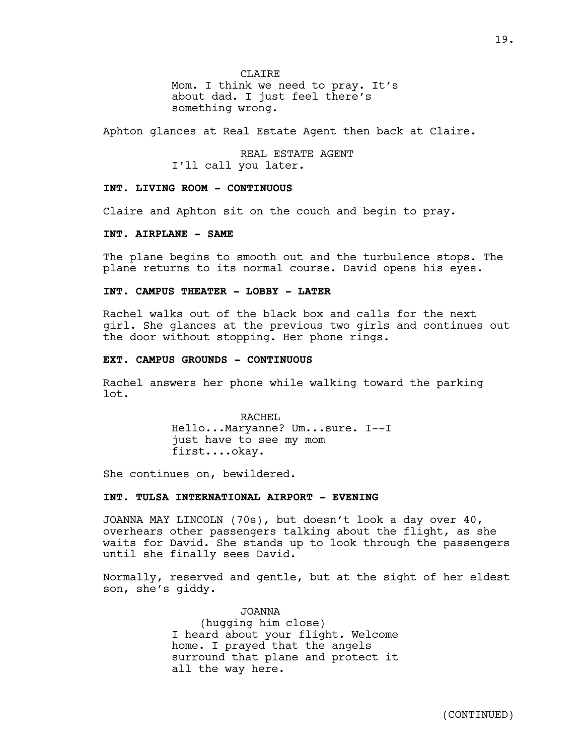CLAIRE
Mom. I think we need to pray. It's about dad. I just feel there's something wrong.

Aphton glances at Real Estate Agent then back at Claire.

REAL ESTATE AGENT
I'll call you later.

**INT. LIVING ROOM - CONTINUOUS**

Claire and Aphton sit on the couch and begin to pray.

**INT. AIRPLANE - SAME**

The plane begins to smooth out and the turbulence stops. The plane returns to its normal course. David opens his eyes.

**INT. CAMPUS THEATER - LOBBY - LATER**

Rachel walks out of the black box and calls for the next girl. She glances at the previous two girls and continues out the door without stopping. Her phone rings.

**EXT. CAMPUS GROUNDS - CONTINUOUS**

Rachel answers her phone while walking toward the parking lot.

RACHEL
Hello...Maryanne? Um...sure. I--I just have to see my mom first....okay.

She continues on, bewildered.

**INT. TULSA INTERNATIONAL AIRPORT - EVENING**

JOANNA MAY LINCOLN (70s), but doesn't look a day over 40, overhears other passengers talking about the flight, as she waits for David. She stands up to look through the passengers until she finally sees David.

Normally, reserved and gentle, but at the sight of her eldest son, she's giddy.

JOANNA
(hugging him close)
I heard about your flight. Welcome home. I prayed that the angels surround that plane and protect it all the way here.

(CONTINUED)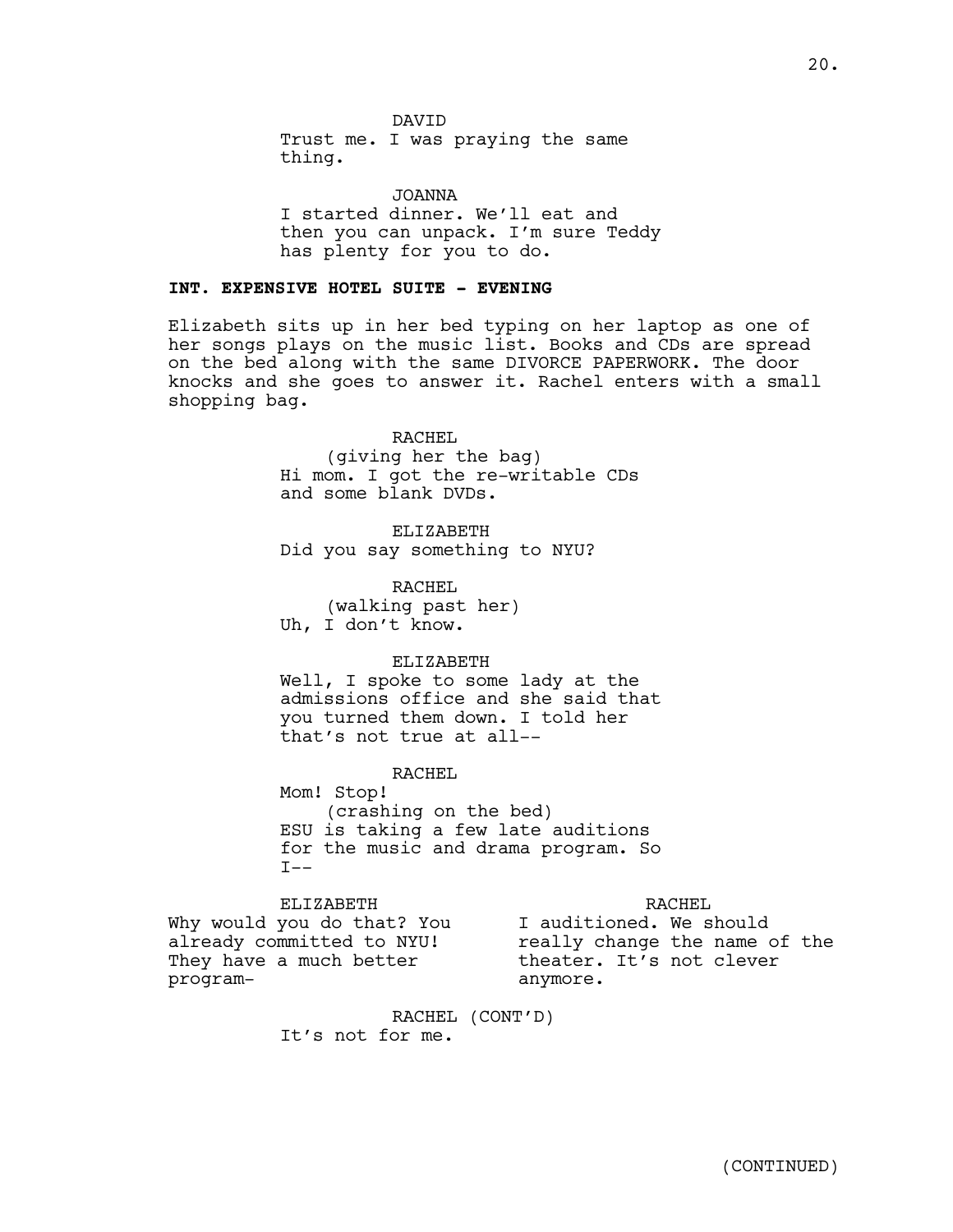DAVID
Trust me. I was praying the same thing.

JOANNA
I started dinner. We'll eat and then you can unpack. I'm sure Teddy has plenty for you to do.

**INT. EXPENSIVE HOTEL SUITE - EVENING**

Elizabeth sits up in her bed typing on her laptop as one of her songs plays on the music list. Books and CDs are spread on the bed along with the same DIVORCE PAPERWORK. The door knocks and she goes to answer it. Rachel enters with a small shopping bag.

RACHEL
(giving her the bag)
Hi mom. I got the re-writable CDs and some blank DVDs.

ELIZABETH
Did you say something to NYU?

RACHEL
(walking past her)
Uh, I don't know.

ELIZABETH
Well, I spoke to some lady at the admissions office and she said that you turned them down. I told her that's not true at all--

RACHEL
Mom! Stop!
(crashing on the bed)
ESU is taking a few late auditions for the music and drama program. So I--

ELIZABETH
Why would you do that? You already committed to NYU! They have a much better program-

RACHEL
I auditioned. We should really change the name of the theater. It's not clever anymore.

RACHEL (CONT'D)
It's not for me.

(CONTINUED)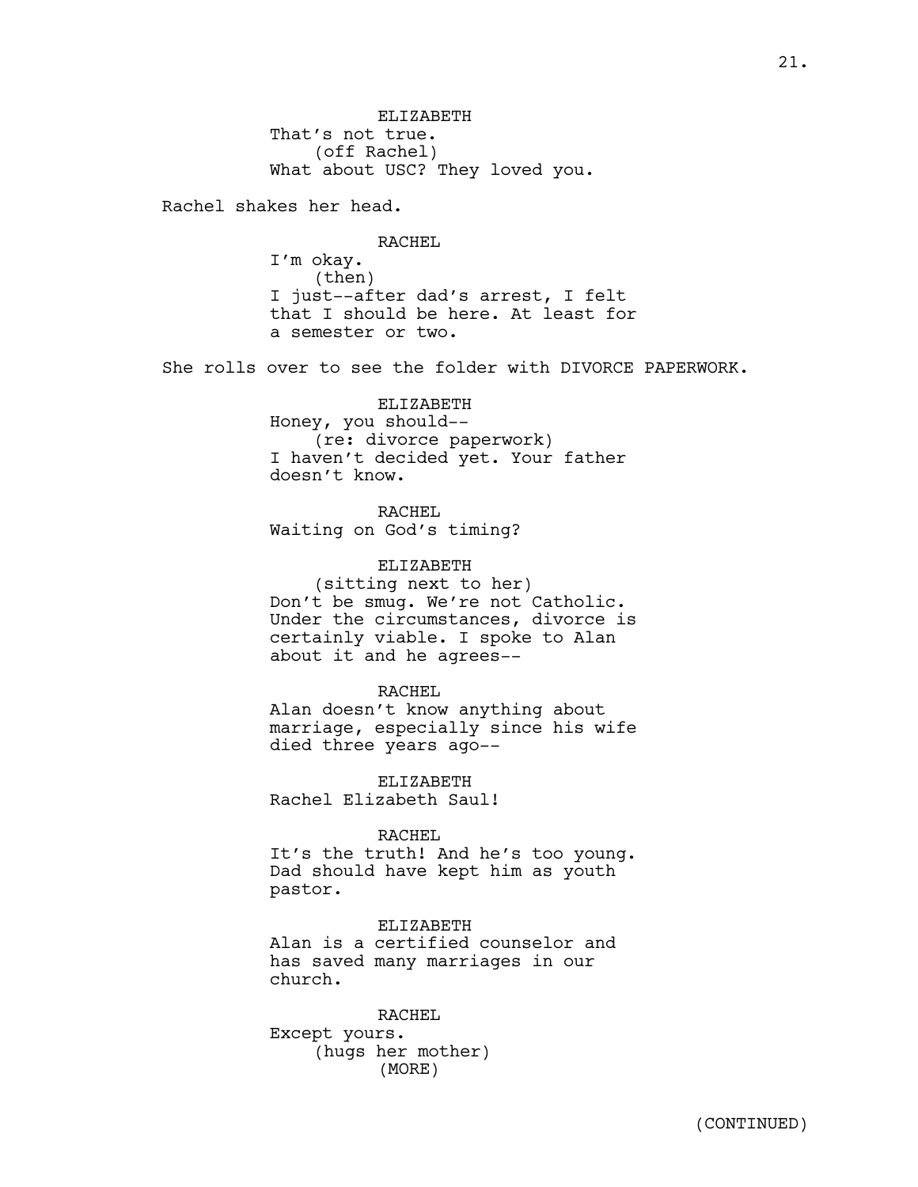ELIZABETH
That's not true.
(off Rachel)
What about USC? They loved you.

Rachel shakes her head.

RACHEL
I'm okay.
(then)
I just--after dad's arrest, I felt that I should be here. At least for a semester or two.

She rolls over to see the folder with DIVORCE PAPERWORK.

ELIZABETH
Honey, you should--
(re: divorce paperwork)
I haven't decided yet. Your father doesn't know.

RACHEL
Waiting on God's timing?

ELIZABETH
(sitting next to her)
Don't be smug. We're not Catholic. Under the circumstances, divorce is certainly viable. I spoke to Alan about it and he agrees--

RACHEL
Alan doesn't know anything about marriage, especially since his wife died three years ago--

ELIZABETH
Rachel Elizabeth Saul!

RACHEL
It's the truth! And he's too young. Dad should have kept him as youth pastor.

ELIZABETH
Alan is a certified counselor and has saved many marriages in our church.

RACHEL
Except yours.
(hugs her mother)
(MORE)

(CONTINUED)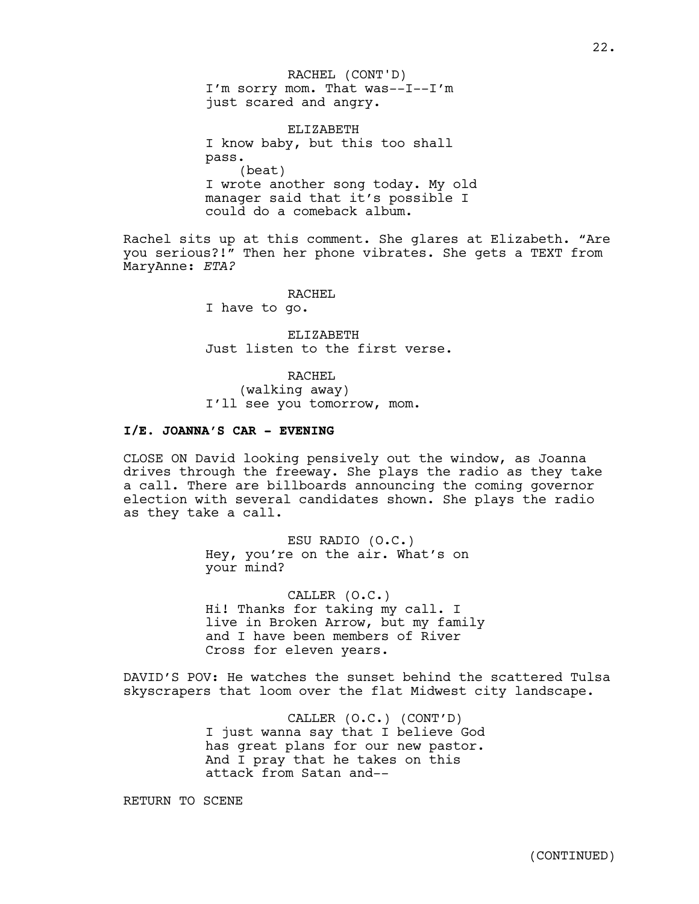RACHEL (CONT'D)
I'm sorry mom. That was--I--I'm just scared and angry.

ELIZABETH
I know baby, but this too shall pass.
(beat)
I wrote another song today. My old manager said that it's possible I could do a comeback album.

Rachel sits up at this comment. She glares at Elizabeth. "Are you serious?!" Then her phone vibrates. She gets a TEXT from MaryAnne: *ETA?*

RACHEL
I have to go.

ELIZABETH
Just listen to the first verse.

RACHEL
(walking away)
I'll see you tomorrow, mom.

**I/E. JOANNA'S CAR - EVENING**

CLOSE ON David looking pensively out the window, as Joanna drives through the freeway. She plays the radio as they take a call. There are billboards announcing the coming governor election with several candidates shown. She plays the radio as they take a call.

ESU RADIO (O.C.)
Hey, you're on the air. What's on your mind?

CALLER (O.C.)
Hi! Thanks for taking my call. I live in Broken Arrow, but my family and I have been members of River Cross for eleven years.

DAVID'S POV: He watches the sunset behind the scattered Tulsa skyscrapers that loom over the flat Midwest city landscape.

CALLER (O.C.) (CONT'D)
I just wanna say that I believe God has great plans for our new pastor. And I pray that he takes on this attack from Satan and--

RETURN TO SCENE

(CONTINUED)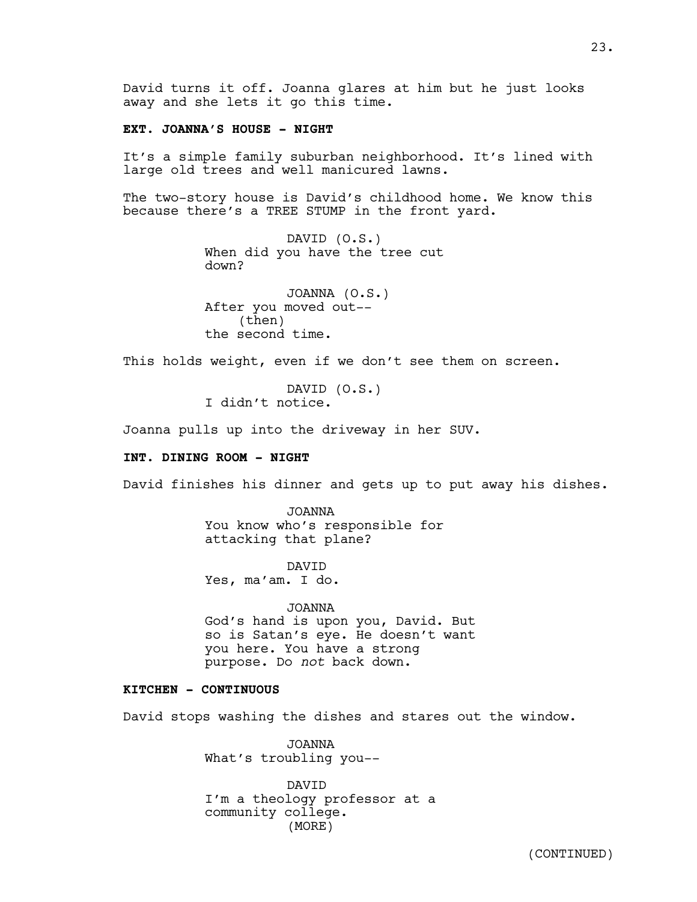David turns it off. Joanna glares at him but he just looks away and she lets it go this time.

**EXT. JOANNA'S HOUSE - NIGHT**

It's a simple family suburban neighborhood. It's lined with large old trees and well manicured lawns.

The two-story house is David's childhood home. We know this because there's a TREE STUMP in the front yard.

DAVID (O.S.)
When did you have the tree cut down?

JOANNA (O.S.)
After you moved out--
(then)
the second time.

This holds weight, even if we don't see them on screen.

DAVID (O.S.)
I didn't notice.

Joanna pulls up into the driveway in her SUV.

**INT. DINING ROOM - NIGHT**

David finishes his dinner and gets up to put away his dishes.

JOANNA
You know who's responsible for attacking that plane?

DAVID
Yes, ma'am. I do.

JOANNA
God's hand is upon you, David. But so is Satan's eye. He doesn't want you here. You have a strong purpose. Do *not* back down.

**KITCHEN - CONTINUOUS**

David stops washing the dishes and stares out the window.

JOANNA
What's troubling you--

DAVID
I'm a theology professor at a community college.
(MORE)

(CONTINUED)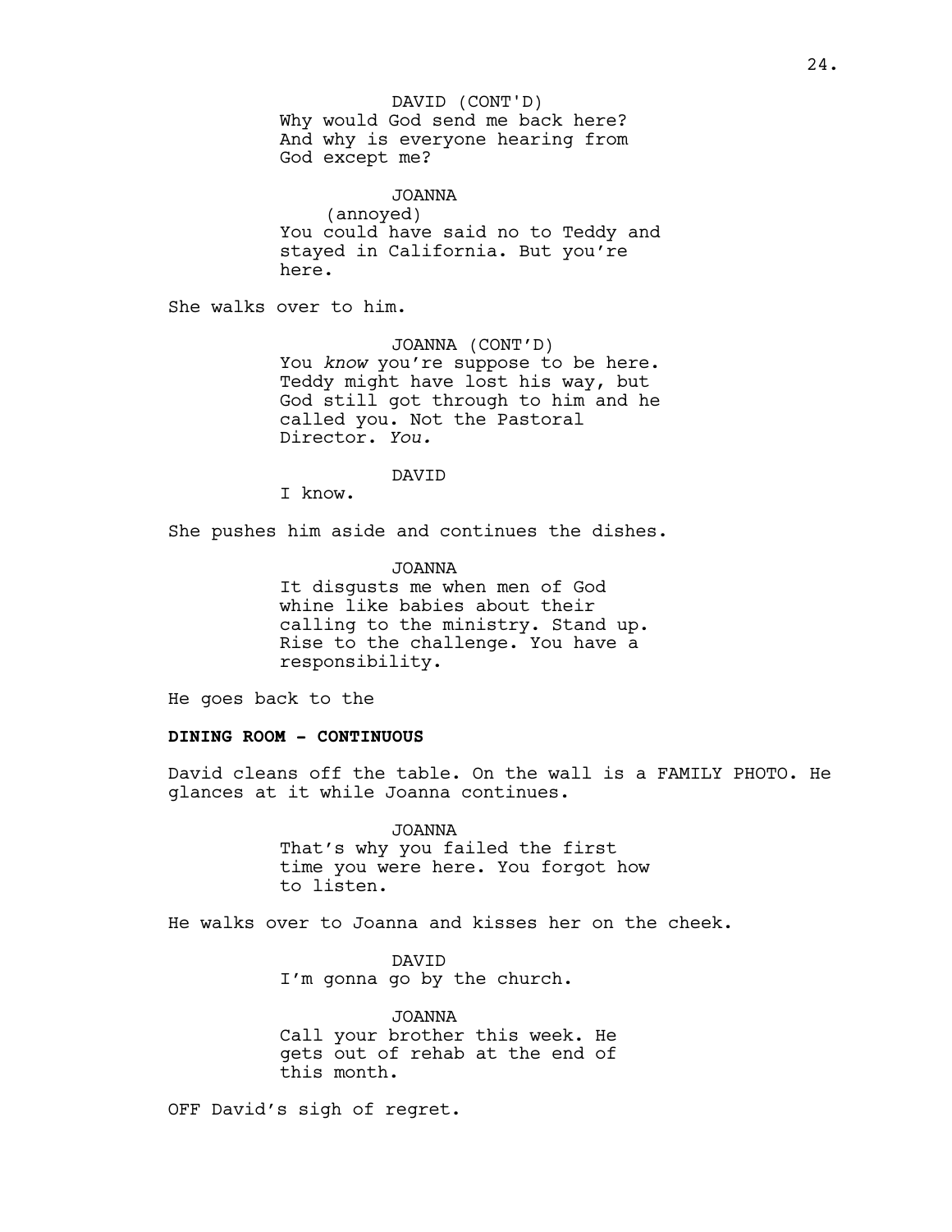DAVID (CONT'D)
Why would God send me back here? And why is everyone hearing from God except me?

JOANNA
(annoyed)
You could have said no to Teddy and stayed in California. But you're here.

She walks over to him.

JOANNA (CONT'D)
You *know* you're suppose to be here. Teddy might have lost his way, but God still got through to him and he called you. Not the Pastoral Director. *You.*

DAVID
I know.

She pushes him aside and continues the dishes.

JOANNA
It disgusts me when men of God whine like babies about their calling to the ministry. Stand up. Rise to the challenge. You have a responsibility.

He goes back to the

**DINING ROOM - CONTINUOUS**

David cleans off the table. On the wall is a FAMILY PHOTO. He glances at it while Joanna continues.

JOANNA
That's why you failed the first time you were here. You forgot how to listen.

He walks over to Joanna and kisses her on the cheek.

DAVID
I'm gonna go by the church.

JOANNA
Call your brother this week. He gets out of rehab at the end of this month.

OFF David's sigh of regret.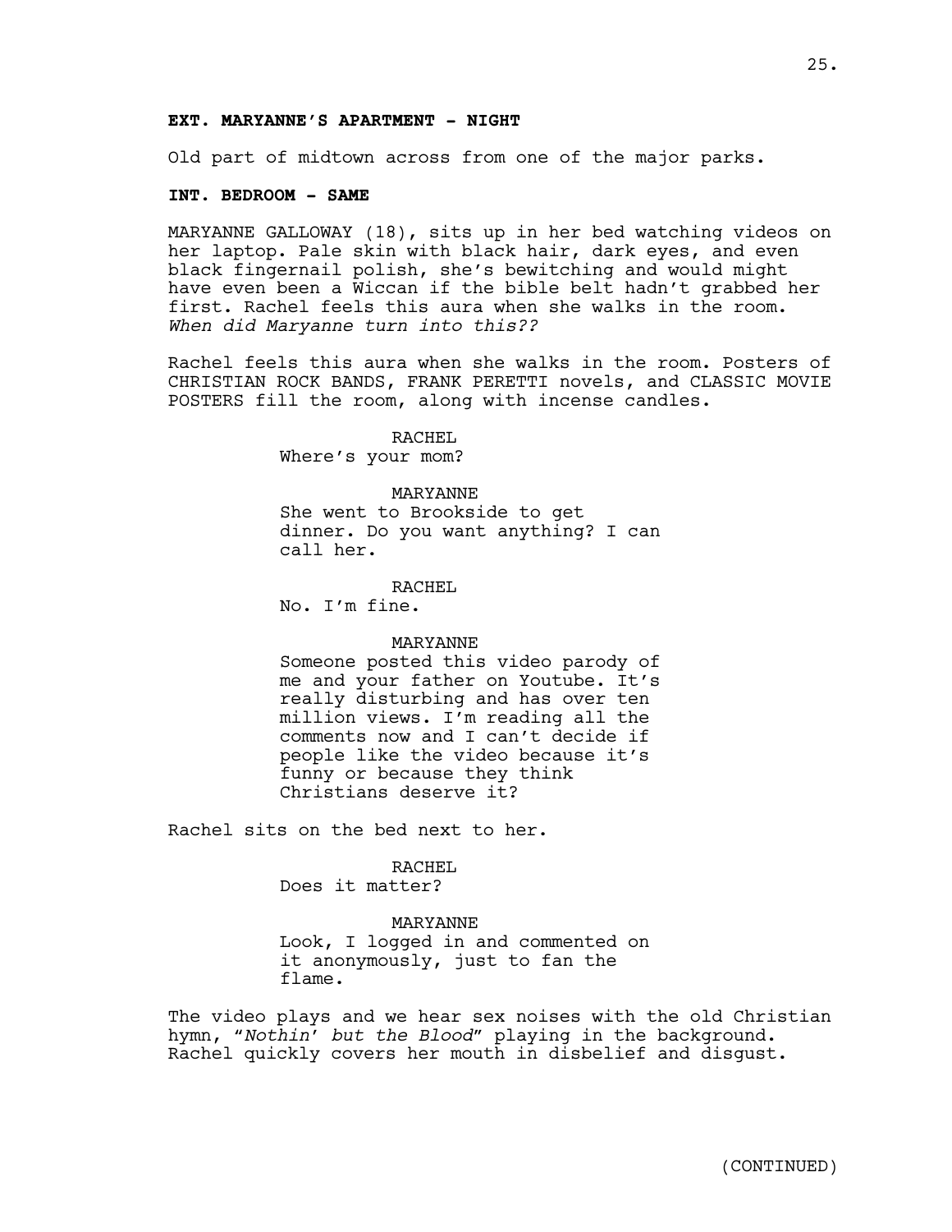**EXT. MARYANNE'S APARTMENT - NIGHT**

Old part of midtown across from one of the major parks.

**INT. BEDROOM - SAME**

MARYANNE GALLOWAY (18), sits up in her bed watching videos on her laptop. Pale skin with black hair, dark eyes, and even black fingernail polish, she's bewitching and would might have even been a Wiccan if the bible belt hadn't grabbed her first. Rachel feels this aura when she walks in the room. *When did Maryanne turn into this??*

Rachel feels this aura when she walks in the room. Posters of CHRISTIAN ROCK BANDS, FRANK PERETTI novels, and CLASSIC MOVIE POSTERS fill the room, along with incense candles.

RACHEL
Where's your mom?

MARYANNE
She went to Brookside to get dinner. Do you want anything? I can call her.

RACHEL
No. I'm fine.

MARYANNE
Someone posted this video parody of me and your father on Youtube. It's really disturbing and has over ten million views. I'm reading all the comments now and I can't decide if people like the video because it's funny or because they think Christians deserve it?

Rachel sits on the bed next to her.

RACHEL
Does it matter?

MARYANNE
Look, I logged in and commented on it anonymously, just to fan the flame.

The video plays and we hear sex noises with the old Christian hymn, "*Nothin' but the Blood*" playing in the background. Rachel quickly covers her mouth in disbelief and disgust.

(CONTINUED)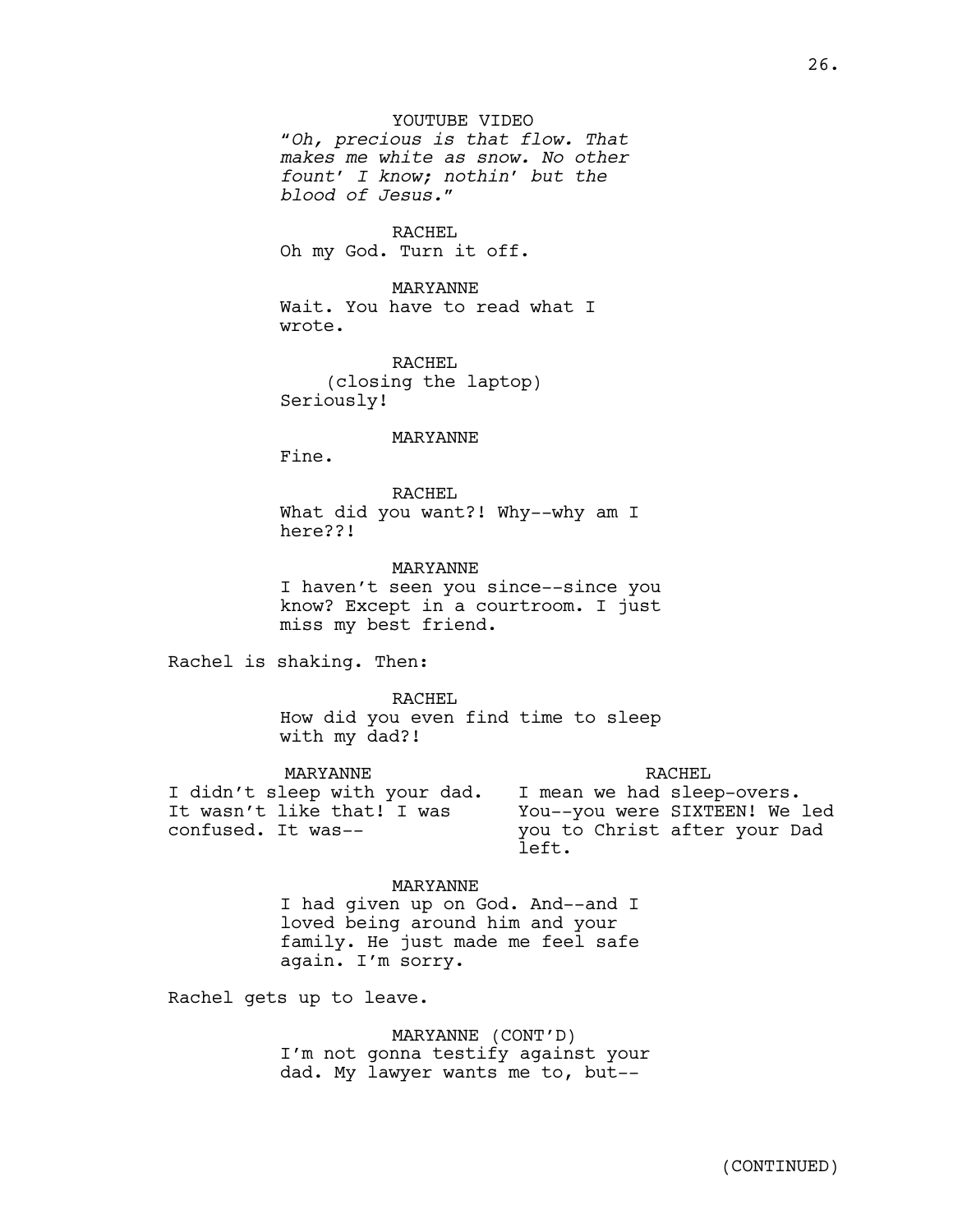YOUTUBE VIDEO

*"Oh, precious is that flow. That makes me white as snow. No other fount' I know; nothin' but the blood of Jesus."*

RACHEL

Oh my God. Turn it off.

MARYANNE

Wait. You have to read what I wrote.

RACHEL

(closing the laptop)

Seriously!

MARYANNE

Fine.

RACHEL

What did you want?! Why--why am I here??!

MARYANNE

I haven't seen you since--since you know? Except in a courtroom. I just miss my best friend.

Rachel is shaking. Then:

RACHEL

How did you even find time to sleep with my dad?!

MARYANNE

I didn't sleep with your dad. It wasn't like that! I was confused. It was--

RACHEL

I mean we had sleep-overs. You--you were SIXTEEN! We led you to Christ after your Dad left.

MARYANNE

I had given up on God. And--and I loved being around him and your family. He just made me feel safe again. I'm sorry.

Rachel gets up to leave.

MARYANNE (CONT'D)

I'm not gonna testify against your dad. My lawyer wants me to, but--

(CONTINUED)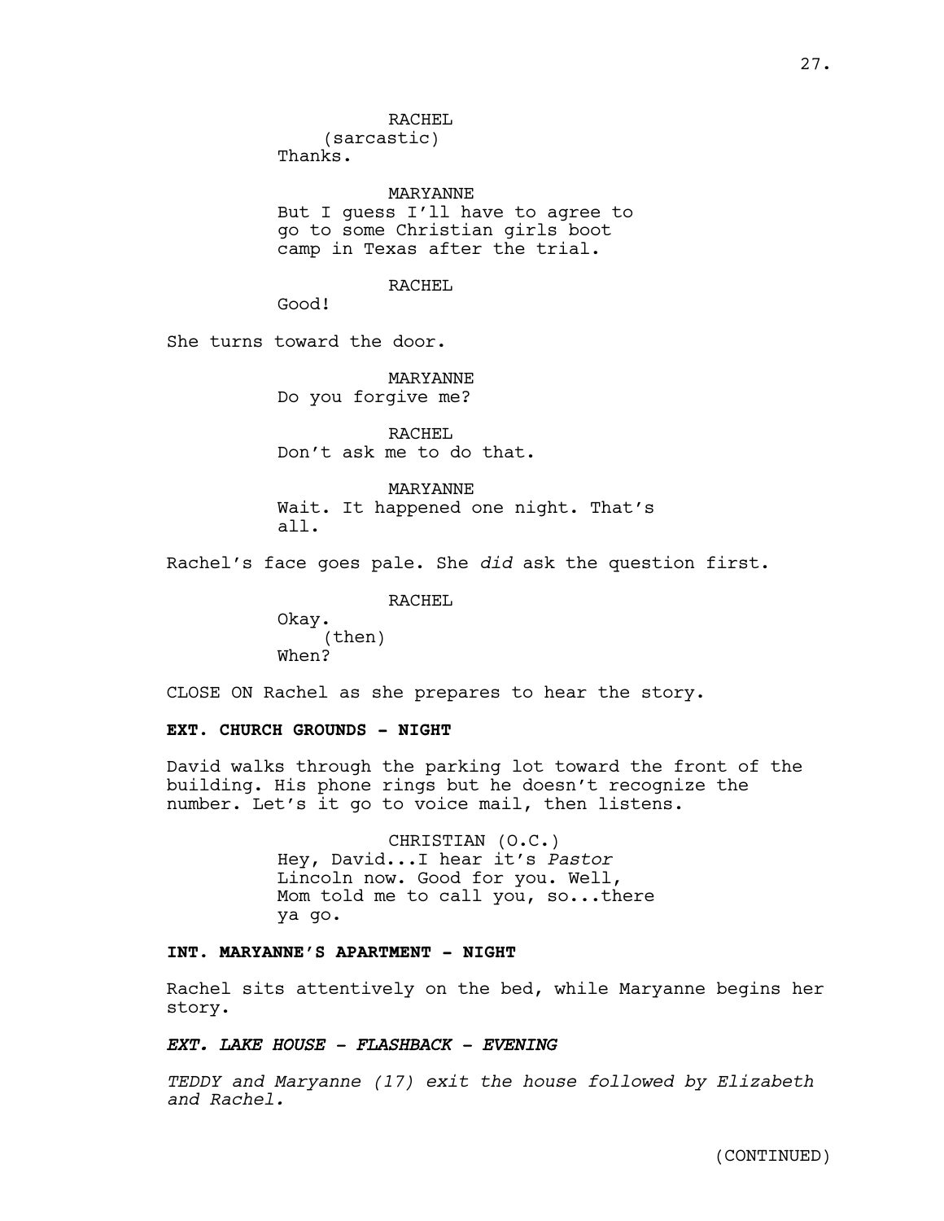RACHEL
(sarcastic)
Thanks.

MARYANNE
But I guess I'll have to agree to go to some Christian girls boot camp in Texas after the trial.

RACHEL
Good!

She turns toward the door.

MARYANNE
Do you forgive me?

RACHEL
Don't ask me to do that.

MARYANNE
Wait. It happened one night. That's all.

Rachel's face goes pale. She *did* ask the question first.

RACHEL
Okay.
(then)
When?

CLOSE ON Rachel as she prepares to hear the story.

**EXT. CHURCH GROUNDS - NIGHT**

David walks through the parking lot toward the front of the building. His phone rings but he doesn't recognize the number. Let's it go to voice mail, then listens.

CHRISTIAN (O.C.)
Hey, David...I hear it's *Pastor* Lincoln now. Good for you. Well, Mom told me to call you, so...there ya go.

**INT. MARYANNE'S APARTMENT - NIGHT**

Rachel sits attentively on the bed, while Maryanne begins her story.

***EXT. LAKE HOUSE - FLASHBACK - EVENING***

*TEDDY and Maryanne (17) exit the house followed by Elizabeth and Rachel.*

(CONTINUED)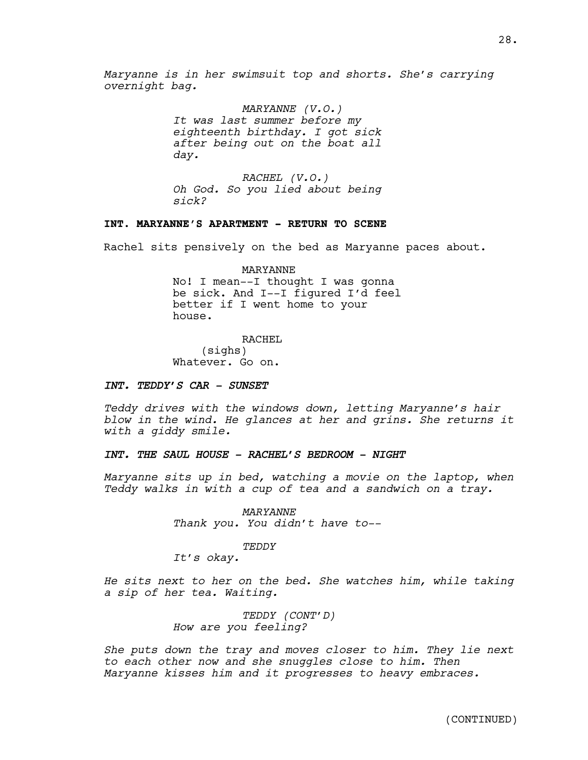*Maryanne is in her swimsuit top and shorts. She's carrying overnight bag.*

*MARYANNE (V.O.)*
*It was last summer before my eighteenth birthday. I got sick after being out on the boat all day.*

*RACHEL (V.O.)*
*Oh God. So you lied about being sick?*

**INT. MARYANNE'S APARTMENT - RETURN TO SCENE**

Rachel sits pensively on the bed as Maryanne paces about.

MARYANNE
No! I mean--I thought I was gonna be sick. And I--I figured I'd feel better if I went home to your house.

RACHEL
(sighs)
Whatever. Go on.

***INT. TEDDY'S CAR - SUNSET***

*Teddy drives with the windows down, letting Maryanne's hair blow in the wind. He glances at her and grins. She returns it with a giddy smile.*

***INT. THE SAUL HOUSE - RACHEL'S BEDROOM - NIGHT***

*Maryanne sits up in bed, watching a movie on the laptop, when Teddy walks in with a cup of tea and a sandwich on a tray.*

*MARYANNE*
*Thank you. You didn't have to--*

*TEDDY*
*It's okay.*

*He sits next to her on the bed. She watches him, while taking a sip of her tea. Waiting.*

*TEDDY (CONT'D)*
*How are you feeling?*

*She puts down the tray and moves closer to him. They lie next to each other now and she snuggles close to him. Then Maryanne kisses him and it progresses to heavy embraces.*

(CONTINUED)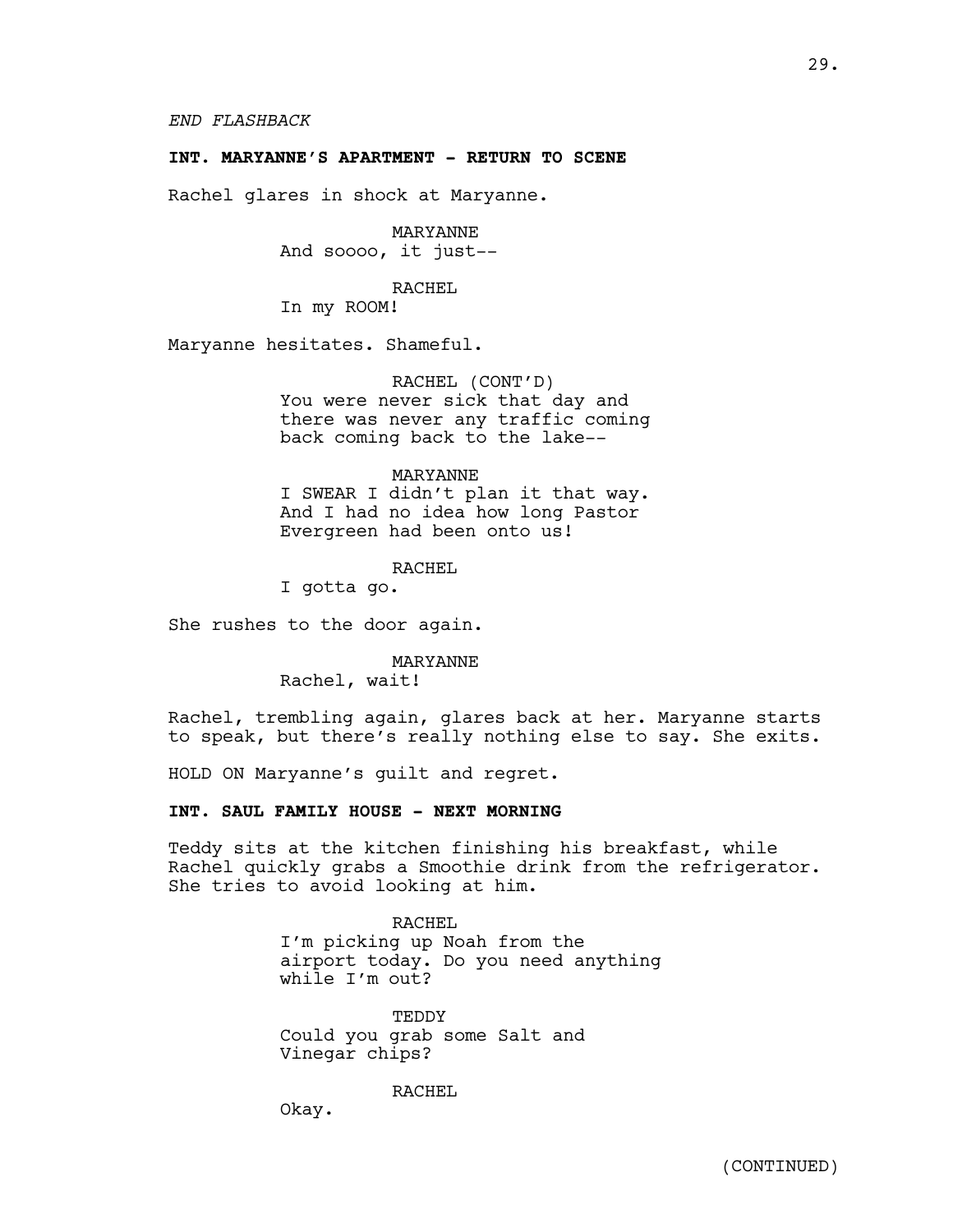*END FLASHBACK*

**INT. MARYANNE'S APARTMENT - RETURN TO SCENE**

Rachel glares in shock at Maryanne.

MARYANNE
And soooo, it just--

RACHEL
In my ROOM!

Maryanne hesitates. Shameful.

RACHEL (CONT'D)
You were never sick that day and there was never any traffic coming back coming back to the lake--

MARYANNE
I SWEAR I didn't plan it that way. And I had no idea how long Pastor Evergreen had been onto us!

RACHEL
I gotta go.

She rushes to the door again.

MARYANNE
Rachel, wait!

Rachel, trembling again, glares back at her. Maryanne starts to speak, but there's really nothing else to say. She exits.

HOLD ON Maryanne's guilt and regret.

**INT. SAUL FAMILY HOUSE - NEXT MORNING**

Teddy sits at the kitchen finishing his breakfast, while Rachel quickly grabs a Smoothie drink from the refrigerator. She tries to avoid looking at him.

RACHEL
I'm picking up Noah from the airport today. Do you need anything while I'm out?

TEDDY
Could you grab some Salt and Vinegar chips?

RACHEL
Okay.

(CONTINUED)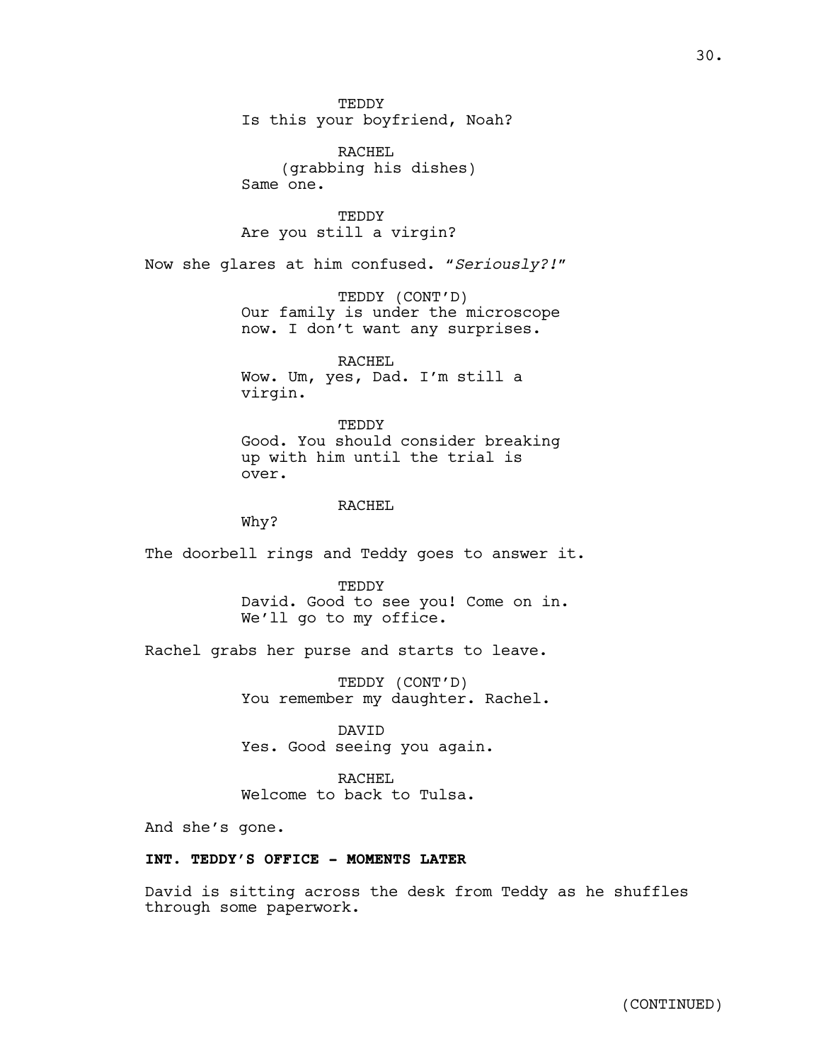TEDDY
Is this your boyfriend, Noah?

RACHEL
(grabbing his dishes)
Same one.

TEDDY
Are you still a virgin?

Now she glares at him confused. "*Seriously?!*"

TEDDY (CONT'D)
Our family is under the microscope now. I don't want any surprises.

RACHEL
Wow. Um, yes, Dad. I'm still a virgin.

TEDDY
Good. You should consider breaking up with him until the trial is over.

RACHEL
Why?

The doorbell rings and Teddy goes to answer it.

TEDDY
David. Good to see you! Come on in. We'll go to my office.

Rachel grabs her purse and starts to leave.

TEDDY (CONT'D)
You remember my daughter. Rachel.

DAVID
Yes. Good seeing you again.

RACHEL
Welcome to back to Tulsa.

And she's gone.

**INT. TEDDY'S OFFICE - MOMENTS LATER**

David is sitting across the desk from Teddy as he shuffles through some paperwork.

(CONTINUED)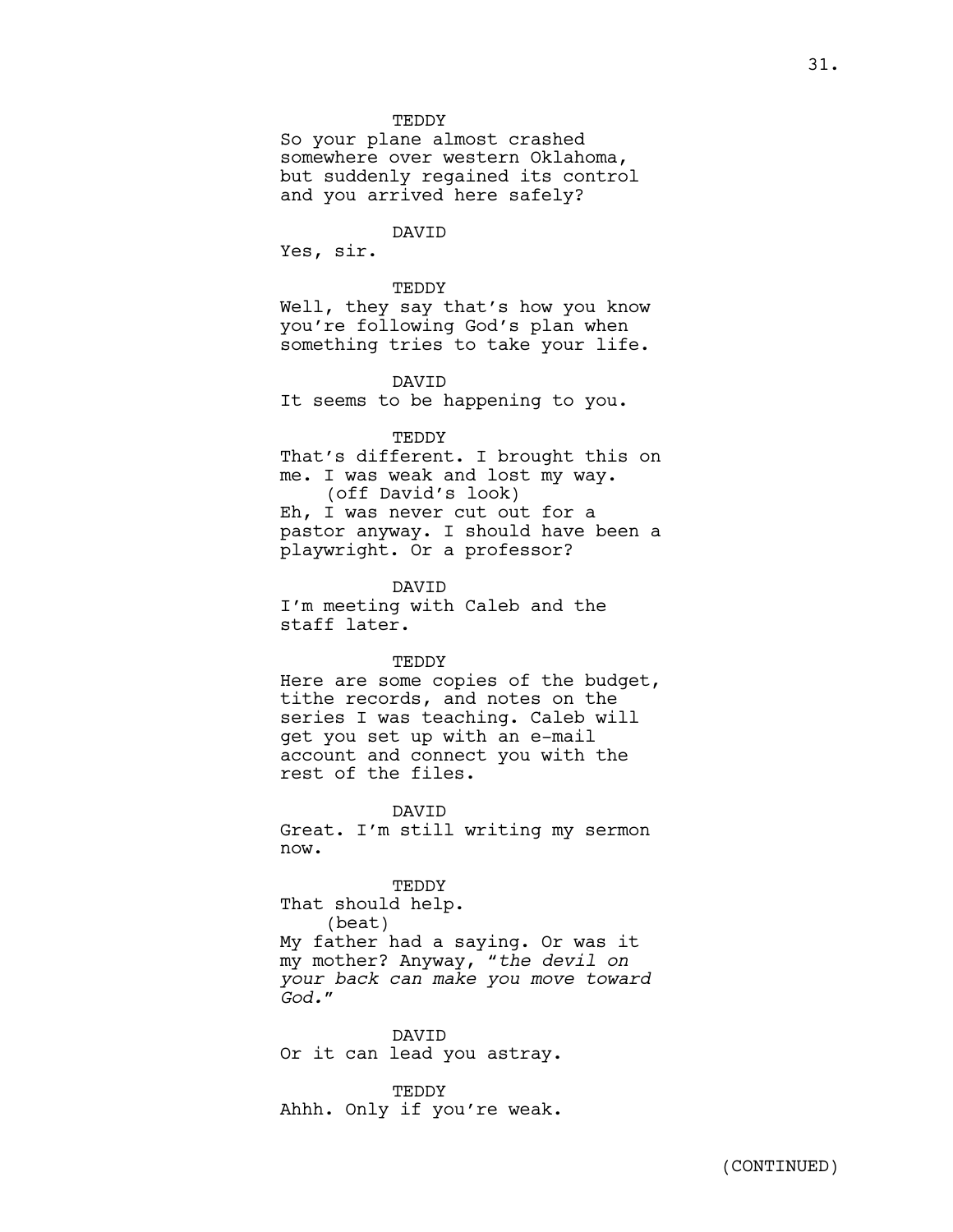TEDDY
So your plane almost crashed somewhere over western Oklahoma, but suddenly regained its control and you arrived here safely?

DAVID
Yes, sir.

TEDDY
Well, they say that's how you know you're following God's plan when something tries to take your life.

DAVID
It seems to be happening to you.

TEDDY
That's different. I brought this on me. I was weak and lost my way.
(off David's look)
Eh, I was never cut out for a pastor anyway. I should have been a playwright. Or a professor?

DAVID
I'm meeting with Caleb and the staff later.

TEDDY
Here are some copies of the budget, tithe records, and notes on the series I was teaching. Caleb will get you set up with an e-mail account and connect you with the rest of the files.

DAVID
Great. I'm still writing my sermon now.

TEDDY
That should help.
(beat)
My father had a saying. Or was it my mother? Anyway, "*the devil on your back can make you move toward God.*"

DAVID
Or it can lead you astray.

TEDDY
Ahhh. Only if you're weak.

(CONTINUED)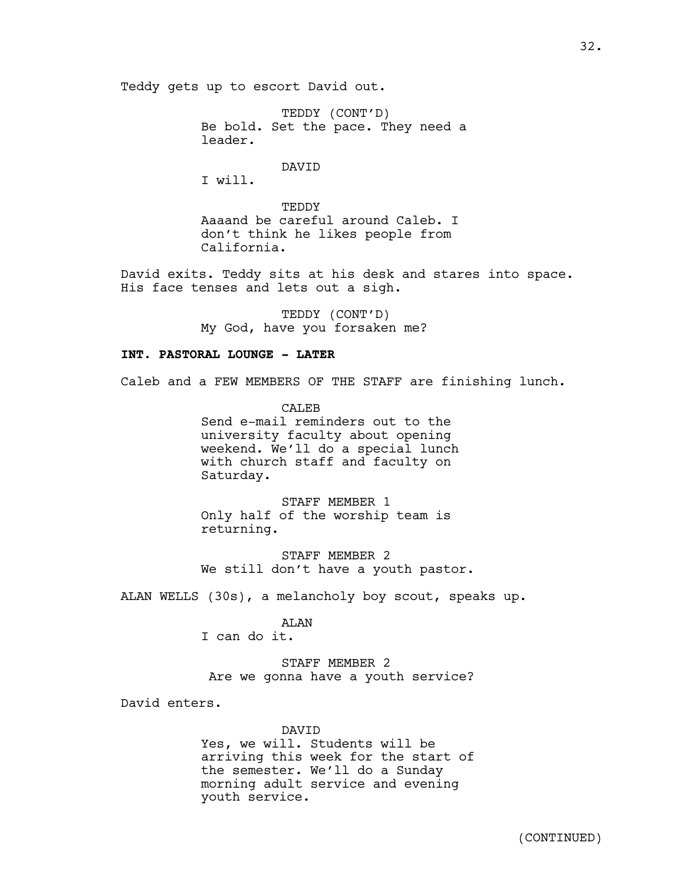Teddy gets up to escort David out.

TEDDY (CONT'D)
Be bold. Set the pace. They need a leader.

DAVID
I will.

TEDDY
Aaaand be careful around Caleb. I don't think he likes people from California.

David exits. Teddy sits at his desk and stares into space. His face tenses and lets out a sigh.

TEDDY (CONT'D)
My God, have you forsaken me?

**INT. PASTORAL LOUNGE - LATER**

Caleb and a FEW MEMBERS OF THE STAFF are finishing lunch.

CALEB
Send e-mail reminders out to the university faculty about opening weekend. We'll do a special lunch with church staff and faculty on Saturday.

STAFF MEMBER 1
Only half of the worship team is returning.

STAFF MEMBER 2
We still don't have a youth pastor.

ALAN WELLS (30s), a melancholy boy scout, speaks up.

ALAN
I can do it.

STAFF MEMBER 2
Are we gonna have a youth service?

David enters.

DAVID
Yes, we will. Students will be arriving this week for the start of the semester. We'll do a Sunday morning adult service and evening youth service.

(CONTINUED)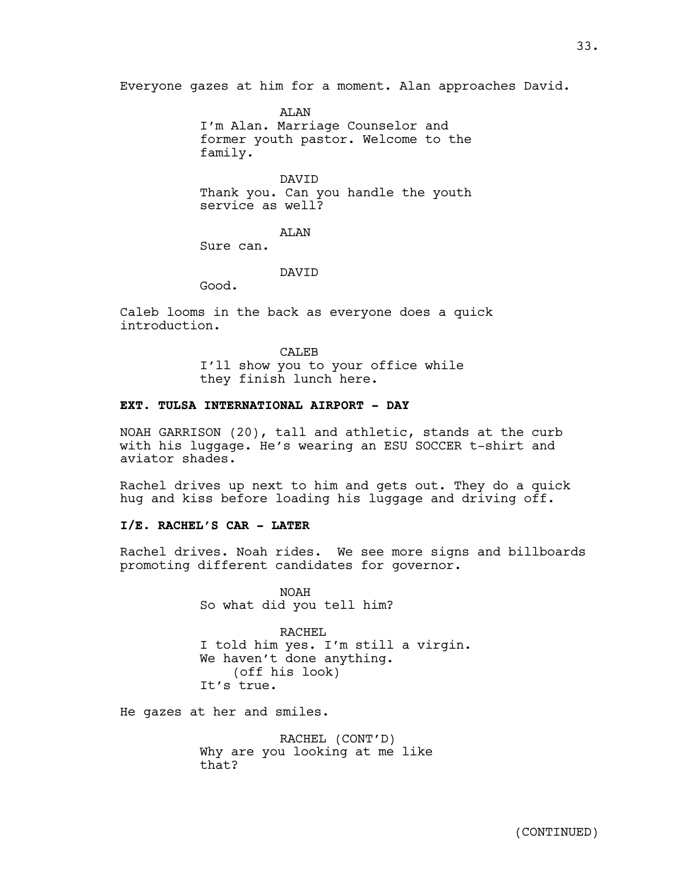Everyone gazes at him for a moment. Alan approaches David.

ALAN
I'm Alan. Marriage Counselor and former youth pastor. Welcome to the family.

DAVID
Thank you. Can you handle the youth service as well?

ALAN
Sure can.

DAVID
Good.

Caleb looms in the back as everyone does a quick introduction.

CALEB
I'll show you to your office while they finish lunch here.

**EXT. TULSA INTERNATIONAL AIRPORT - DAY**

NOAH GARRISON (20), tall and athletic, stands at the curb with his luggage. He's wearing an ESU SOCCER t-shirt and aviator shades.

Rachel drives up next to him and gets out. They do a quick hug and kiss before loading his luggage and driving off.

**I/E. RACHEL'S CAR - LATER**

Rachel drives. Noah rides. We see more signs and billboards promoting different candidates for governor.

NOAH
So what did you tell him?

RACHEL
I told him yes. I'm still a virgin. We haven't done anything.
(off his look)
It's true.

He gazes at her and smiles.

RACHEL (CONT'D)
Why are you looking at me like that?

(CONTINUED)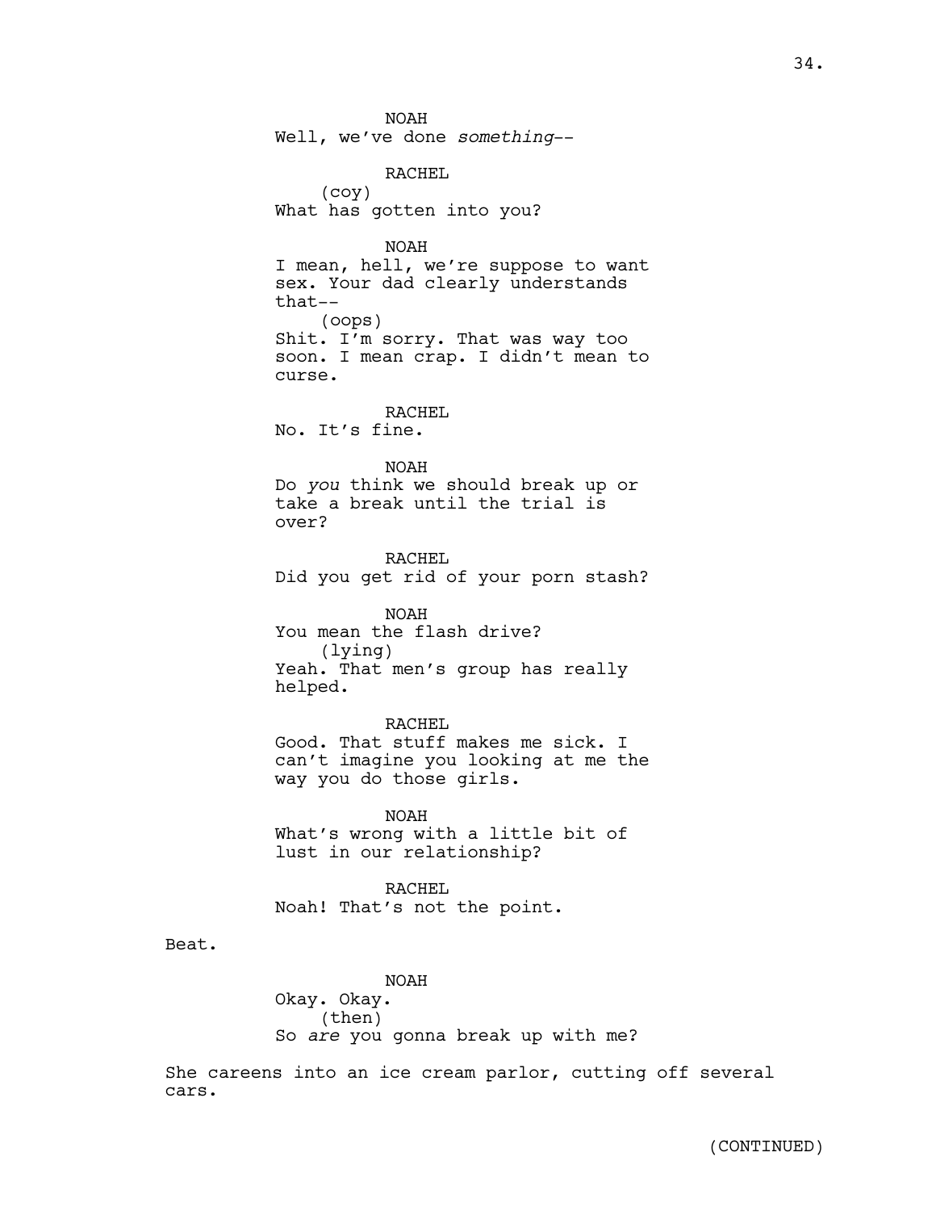NOAH
Well, we've done *something*--

RACHEL
(coy)
What has gotten into you?

NOAH
I mean, hell, we're suppose to want sex. Your dad clearly understands that--
(oops)
Shit. I'm sorry. That was way too soon. I mean crap. I didn't mean to curse.

RACHEL
No. It's fine.

NOAH
Do *you* think we should break up or take a break until the trial is over?

RACHEL
Did you get rid of your porn stash?

NOAH
You mean the flash drive?
(lying)
Yeah. That men's group has really helped.

RACHEL
Good. That stuff makes me sick. I can't imagine you looking at me the way you do those girls.

NOAH
What's wrong with a little bit of lust in our relationship?

RACHEL
Noah! That's not the point.

Beat.

NOAH
Okay. Okay.
(then)
So *are* you gonna break up with me?

She careens into an ice cream parlor, cutting off several cars.

(CONTINUED)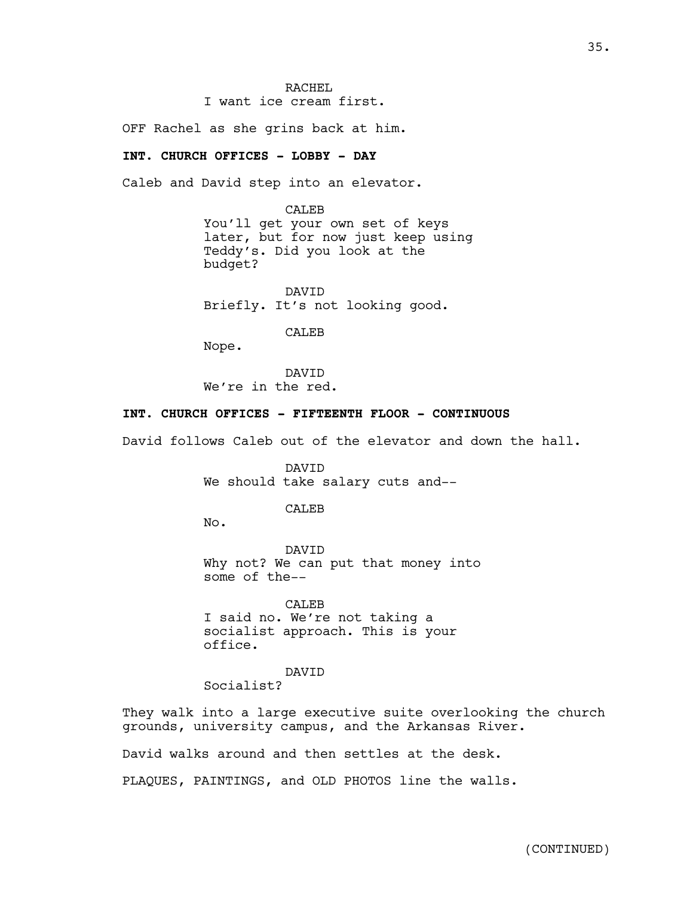RACHEL
I want ice cream first.

OFF Rachel as she grins back at him.

**INT. CHURCH OFFICES - LOBBY - DAY**

Caleb and David step into an elevator.

CALEB
You'll get your own set of keys later, but for now just keep using Teddy's. Did you look at the budget?

DAVID
Briefly. It's not looking good.

CALEB
Nope.

DAVID
We're in the red.

**INT. CHURCH OFFICES - FIFTEENTH FLOOR - CONTINUOUS**

David follows Caleb out of the elevator and down the hall.

DAVID
We should take salary cuts and--

CALEB
No.

DAVID
Why not? We can put that money into some of the--

CALEB
I said no. We're not taking a socialist approach. This is your office.

DAVID
Socialist?

They walk into a large executive suite overlooking the church grounds, university campus, and the Arkansas River.

David walks around and then settles at the desk.

PLAQUES, PAINTINGS, and OLD PHOTOS line the walls.

(CONTINUED)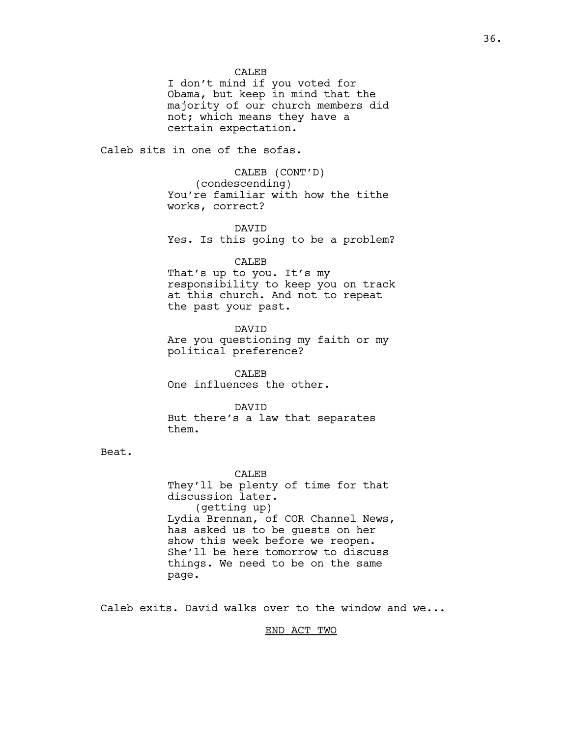CALEB
I don't mind if you voted for Obama, but keep in mind that the majority of our church members did not; which means they have a certain expectation.

Caleb sits in one of the sofas.

CALEB (CONT'D)
(condescending)
You're familiar with how the tithe works, correct?

DAVID
Yes. Is this going to be a problem?

CALEB
That's up to you. It's my responsibility to keep you on track at this church. And not to repeat the past your past.

DAVID
Are you questioning my faith or my political preference?

CALEB
One influences the other.

DAVID
But there's a law that separates them.

Beat.

CALEB
They'll be plenty of time for that discussion later.
(getting up)
Lydia Brennan, of COR Channel News, has asked us to be guests on her show this week before we reopen. She'll be here tomorrow to discuss things. We need to be on the same page.

Caleb exits. David walks over to the window and we...

END ACT TWO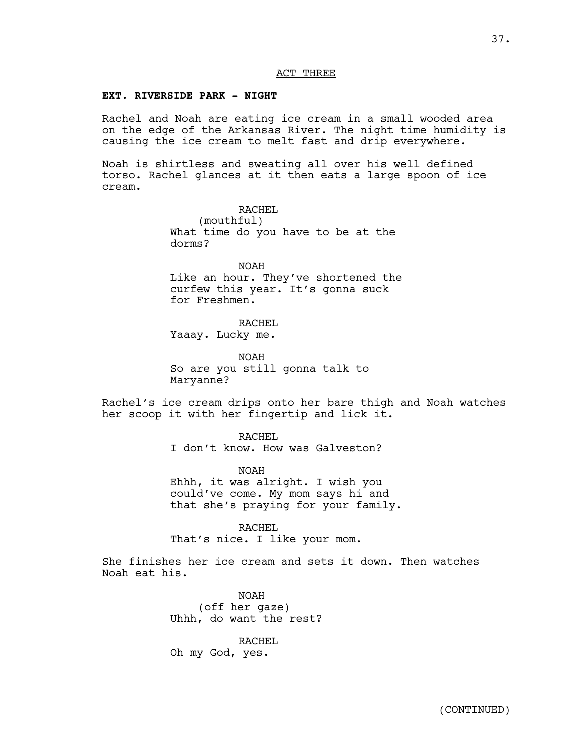ACT THREE

**EXT. RIVERSIDE PARK - NIGHT**

Rachel and Noah are eating ice cream in a small wooded area on the edge of the Arkansas River. The night time humidity is causing the ice cream to melt fast and drip everywhere.

Noah is shirtless and sweating all over his well defined torso. Rachel glances at it then eats a large spoon of ice cream.

RACHEL
(mouthful)
What time do you have to be at the dorms?

NOAH
Like an hour. They've shortened the curfew this year. It's gonna suck for Freshmen.

RACHEL
Yaaay. Lucky me.

NOAH
So are you still gonna talk to Maryanne?

Rachel's ice cream drips onto her bare thigh and Noah watches her scoop it with her fingertip and lick it.

RACHEL
I don't know. How was Galveston?

NOAH
Ehhh, it was alright. I wish you could've come. My mom says hi and that she's praying for your family.

RACHEL
That's nice. I like your mom.

She finishes her ice cream and sets it down. Then watches Noah eat his.

NOAH
(off her gaze)
Uhhh, do want the rest?

RACHEL
Oh my God, yes.

(CONTINUED)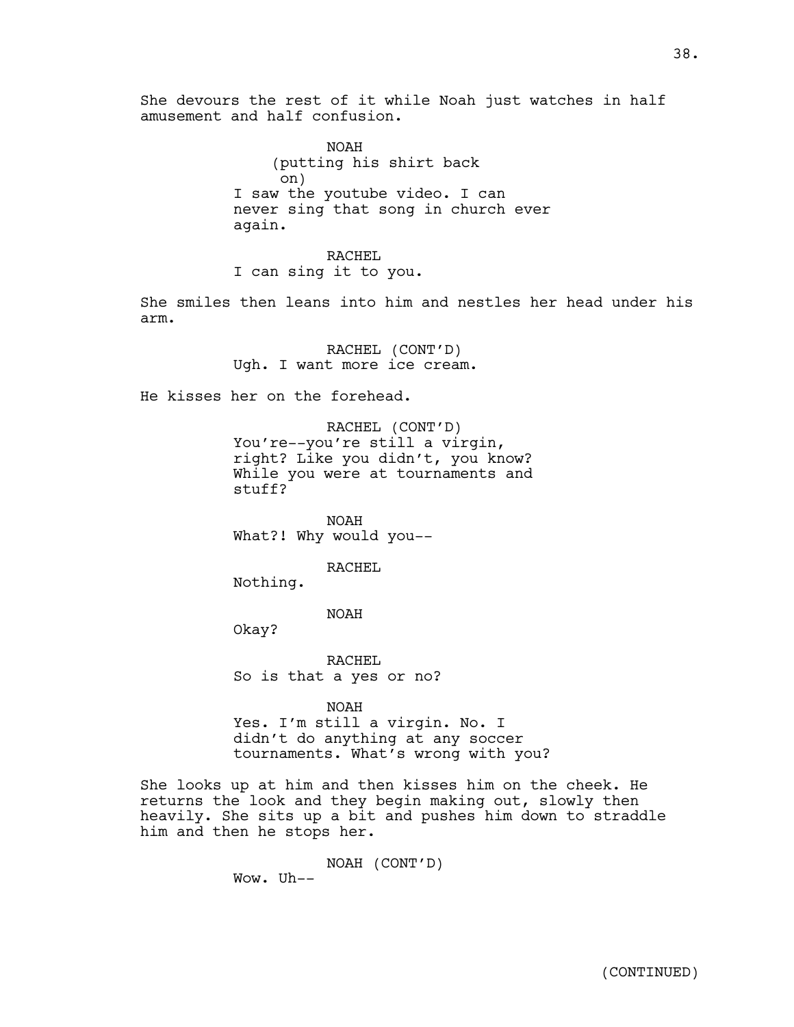She devours the rest of it while Noah just watches in half amusement and half confusion.

NOAH
(putting his shirt back on)
I saw the youtube video. I can never sing that song in church ever again.

RACHEL
I can sing it to you.

She smiles then leans into him and nestles her head under his arm.

RACHEL (CONT'D)
Ugh. I want more ice cream.

He kisses her on the forehead.

RACHEL (CONT'D)
You're--you're still a virgin, right? Like you didn't, you know? While you were at tournaments and stuff?

NOAH
What?! Why would you--

RACHEL
Nothing.

NOAH
Okay?

RACHEL
So is that a yes or no?

NOAH
Yes. I'm still a virgin. No. I didn't do anything at any soccer tournaments. What's wrong with you?

She looks up at him and then kisses him on the cheek. He returns the look and they begin making out, slowly then heavily. She sits up a bit and pushes him down to straddle him and then he stops her.

NOAH (CONT'D)
Wow. Uh--

(CONTINUED)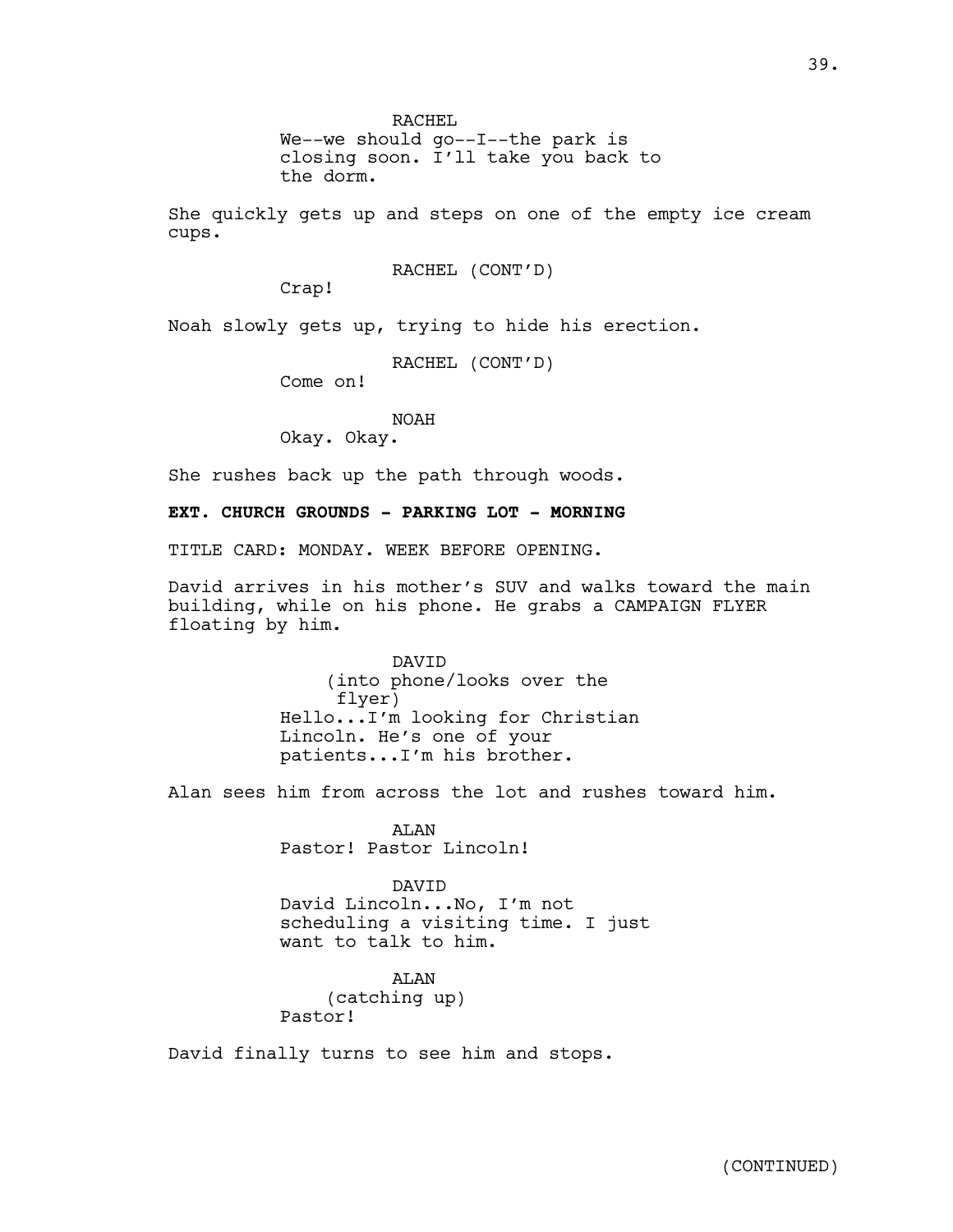RACHEL
We--we should go--I--the park is closing soon. I'll take you back to the dorm.

She quickly gets up and steps on one of the empty ice cream cups.

RACHEL (CONT'D)
Crap!

Noah slowly gets up, trying to hide his erection.

RACHEL (CONT'D)
Come on!

NOAH
Okay. Okay.

She rushes back up the path through woods.

**EXT. CHURCH GROUNDS - PARKING LOT - MORNING**

TITLE CARD: MONDAY. WEEK BEFORE OPENING.

David arrives in his mother's SUV and walks toward the main building, while on his phone. He grabs a CAMPAIGN FLYER floating by him.

DAVID
(into phone/looks over the flyer)
Hello...I'm looking for Christian Lincoln. He's one of your patients...I'm his brother.

Alan sees him from across the lot and rushes toward him.

ALAN
Pastor! Pastor Lincoln!

DAVID
David Lincoln...No, I'm not scheduling a visiting time. I just want to talk to him.

ALAN
(catching up)
Pastor!

David finally turns to see him and stops.

(CONTINUED)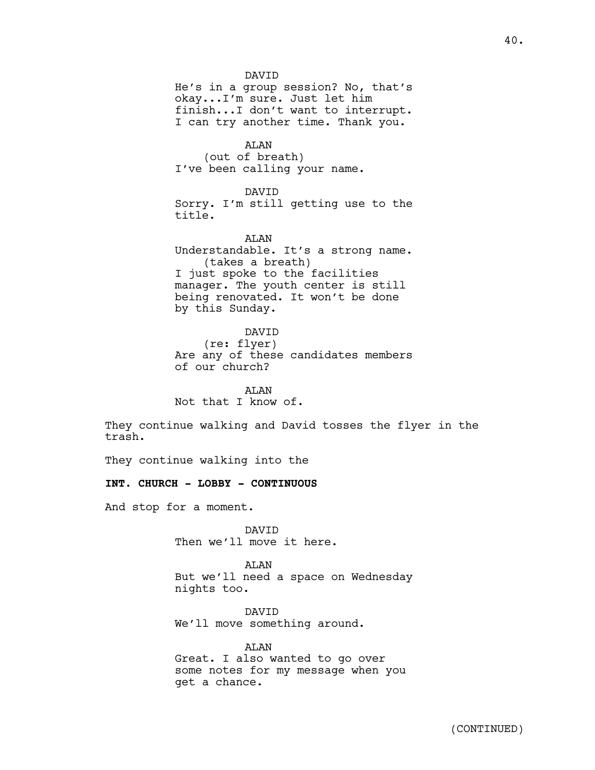DAVID
He's in a group session? No, that's okay...I'm sure. Just let him finish...I don't want to interrupt. I can try another time. Thank you.

ALAN
(out of breath)
I've been calling your name.

DAVID
Sorry. I'm still getting use to the title.

ALAN
Understandable. It's a strong name.
(takes a breath)
I just spoke to the facilities manager. The youth center is still being renovated. It won't be done by this Sunday.

DAVID
(re: flyer)
Are any of these candidates members of our church?

ALAN
Not that I know of.

They continue walking and David tosses the flyer in the trash.

They continue walking into the

**INT. CHURCH - LOBBY - CONTINUOUS**

And stop for a moment.

DAVID
Then we'll move it here.

ALAN
But we'll need a space on Wednesday nights too.

DAVID
We'll move something around.

ALAN
Great. I also wanted to go over some notes for my message when you get a chance.

(CONTINUED)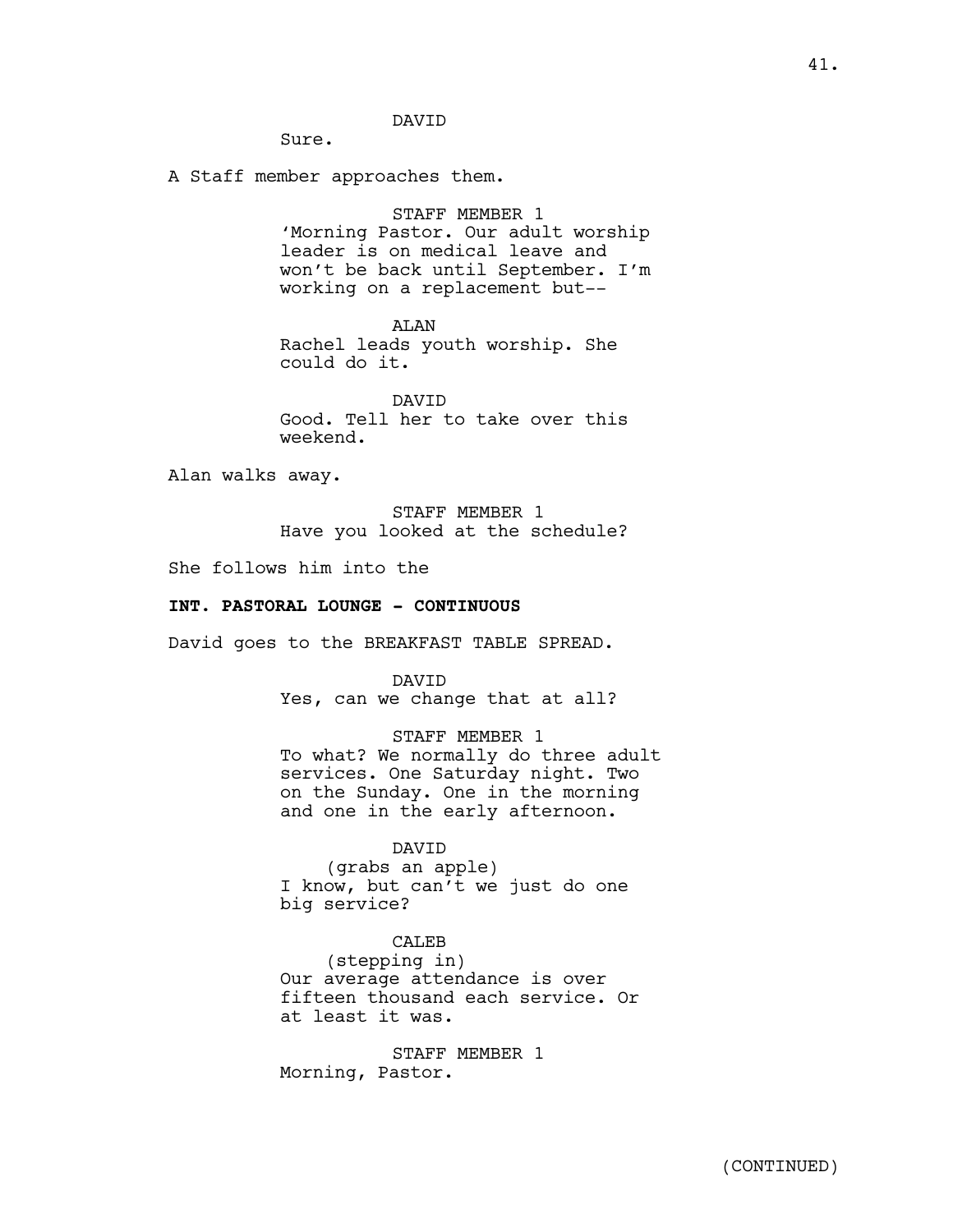DAVID
Sure.

A Staff member approaches them.

STAFF MEMBER 1
'Morning Pastor. Our adult worship leader is on medical leave and won't be back until September. I'm working on a replacement but--

ALAN
Rachel leads youth worship. She could do it.

DAVID
Good. Tell her to take over this weekend.

Alan walks away.

STAFF MEMBER 1
Have you looked at the schedule?

She follows him into the

**INT. PASTORAL LOUNGE - CONTINUOUS**

David goes to the BREAKFAST TABLE SPREAD.

DAVID
Yes, can we change that at all?

STAFF MEMBER 1
To what? We normally do three adult services. One Saturday night. Two on the Sunday. One in the morning and one in the early afternoon.

DAVID
(grabs an apple)
I know, but can't we just do one big service?

CALEB
(stepping in)
Our average attendance is over fifteen thousand each service. Or at least it was.

STAFF MEMBER 1
Morning, Pastor.

(CONTINUED)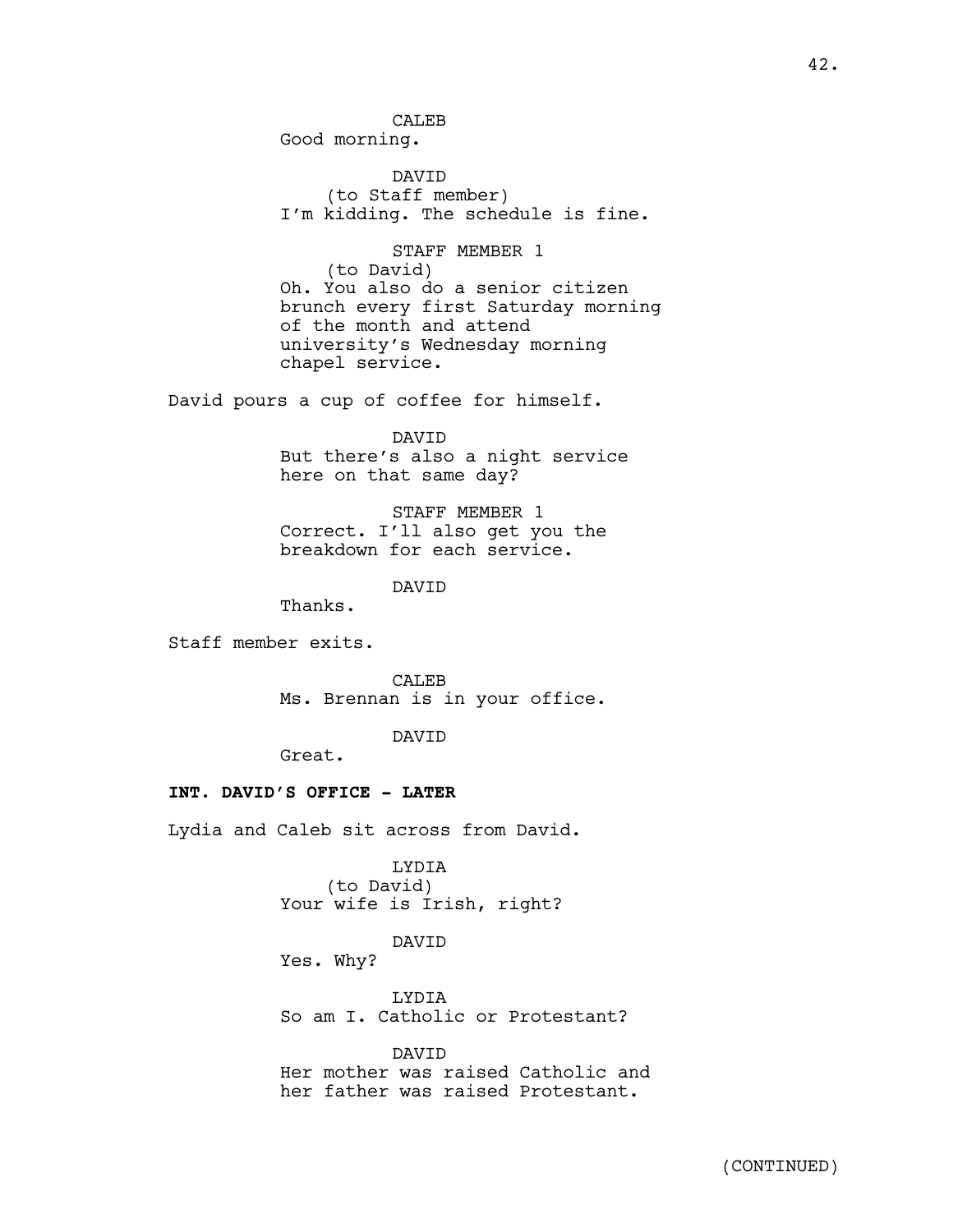CALEB
Good morning.

DAVID
(to Staff member)
I'm kidding. The schedule is fine.

STAFF MEMBER 1
(to David)
Oh. You also do a senior citizen brunch every first Saturday morning of the month and attend university's Wednesday morning chapel service.

David pours a cup of coffee for himself.

DAVID
But there's also a night service here on that same day?

STAFF MEMBER 1
Correct. I'll also get you the breakdown for each service.

DAVID
Thanks.

Staff member exits.

CALEB
Ms. Brennan is in your office.

DAVID
Great.

**INT. DAVID'S OFFICE - LATER**

Lydia and Caleb sit across from David.

LYDIA
(to David)
Your wife is Irish, right?

DAVID
Yes. Why?

LYDIA
So am I. Catholic or Protestant?

DAVID
Her mother was raised Catholic and her father was raised Protestant.

(CONTINUED)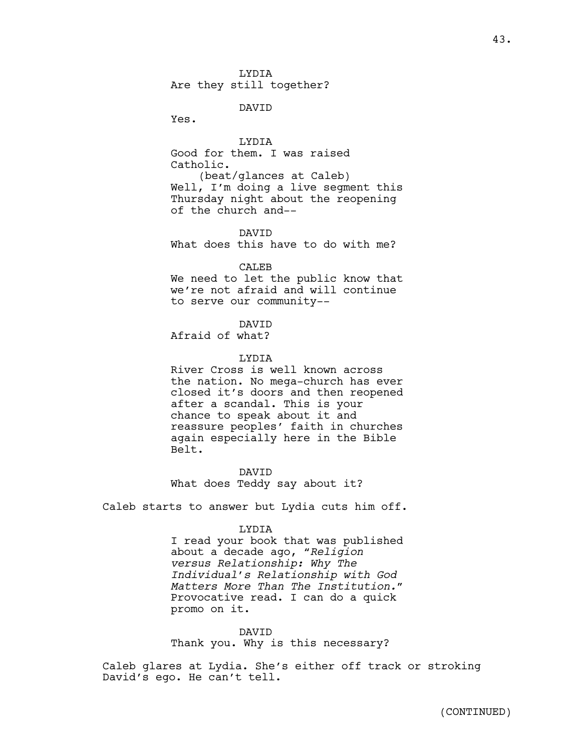LYDIA
Are they still together?

DAVID
Yes.

LYDIA
Good for them. I was raised Catholic.
(beat/glances at Caleb)
Well, I'm doing a live segment this Thursday night about the reopening of the church and--

DAVID
What does this have to do with me?

CALEB
We need to let the public know that we're not afraid and will continue to serve our community--

DAVID
Afraid of what?

LYDIA
River Cross is well known across the nation. No mega-church has ever closed it's doors and then reopened after a scandal. This is your chance to speak about it and reassure peoples' faith in churches again especially here in the Bible Belt.

DAVID
What does Teddy say about it?

Caleb starts to answer but Lydia cuts him off.

LYDIA
I read your book that was published about a decade ago, "*Religion versus Relationship: Why The Individual's Relationship with God Matters More Than The Institution.*" Provocative read. I can do a quick promo on it.

DAVID
Thank you. Why is this necessary?

Caleb glares at Lydia. She's either off track or stroking David's ego. He can't tell.

(CONTINUED)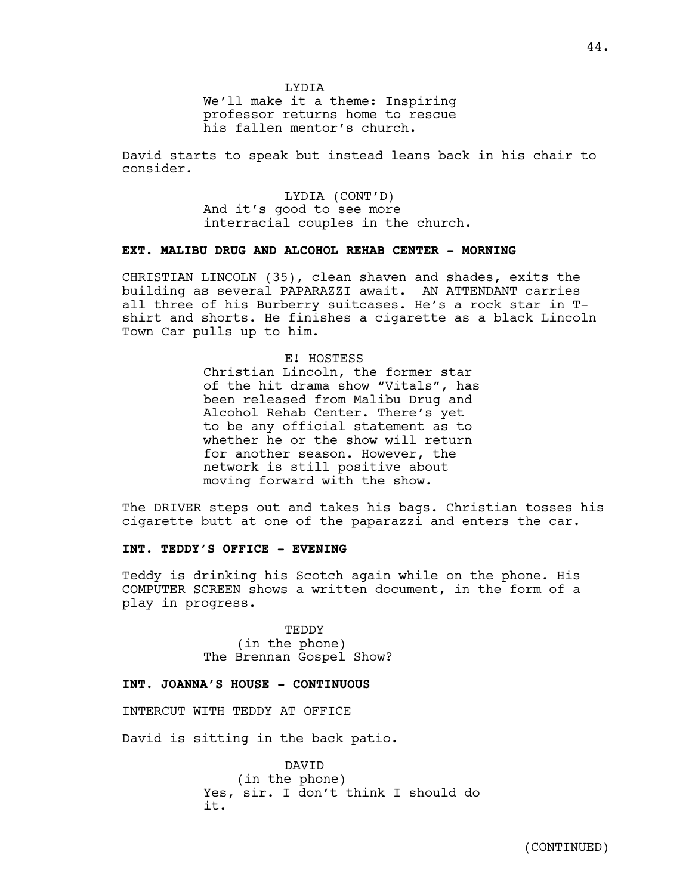LYDIA
We'll make it a theme: Inspiring professor returns home to rescue his fallen mentor's church.

David starts to speak but instead leans back in his chair to consider.

LYDIA (CONT'D)
And it's good to see more interracial couples in the church.

**EXT. MALIBU DRUG AND ALCOHOL REHAB CENTER - MORNING**

CHRISTIAN LINCOLN (35), clean shaven and shades, exits the building as several PAPARAZZI await. AN ATTENDANT carries all three of his Burberry suitcases. He's a rock star in T-shirt and shorts. He finishes a cigarette as a black Lincoln Town Car pulls up to him.

E! HOSTESS
Christian Lincoln, the former star of the hit drama show "Vitals", has been released from Malibu Drug and Alcohol Rehab Center. There's yet to be any official statement as to whether he or the show will return for another season. However, the network is still positive about moving forward with the show.

The DRIVER steps out and takes his bags. Christian tosses his cigarette butt at one of the paparazzi and enters the car.

**INT. TEDDY'S OFFICE - EVENING**

Teddy is drinking his Scotch again while on the phone. His COMPUTER SCREEN shows a written document, in the form of a play in progress.

TEDDY
(in the phone)
The Brennan Gospel Show?

**INT. JOANNA'S HOUSE - CONTINUOUS**

<u>INTERCUT WITH TEDDY AT OFFICE</u>

David is sitting in the back patio.

DAVID
(in the phone)
Yes, sir. I don't think I should do it.

(CONTINUED)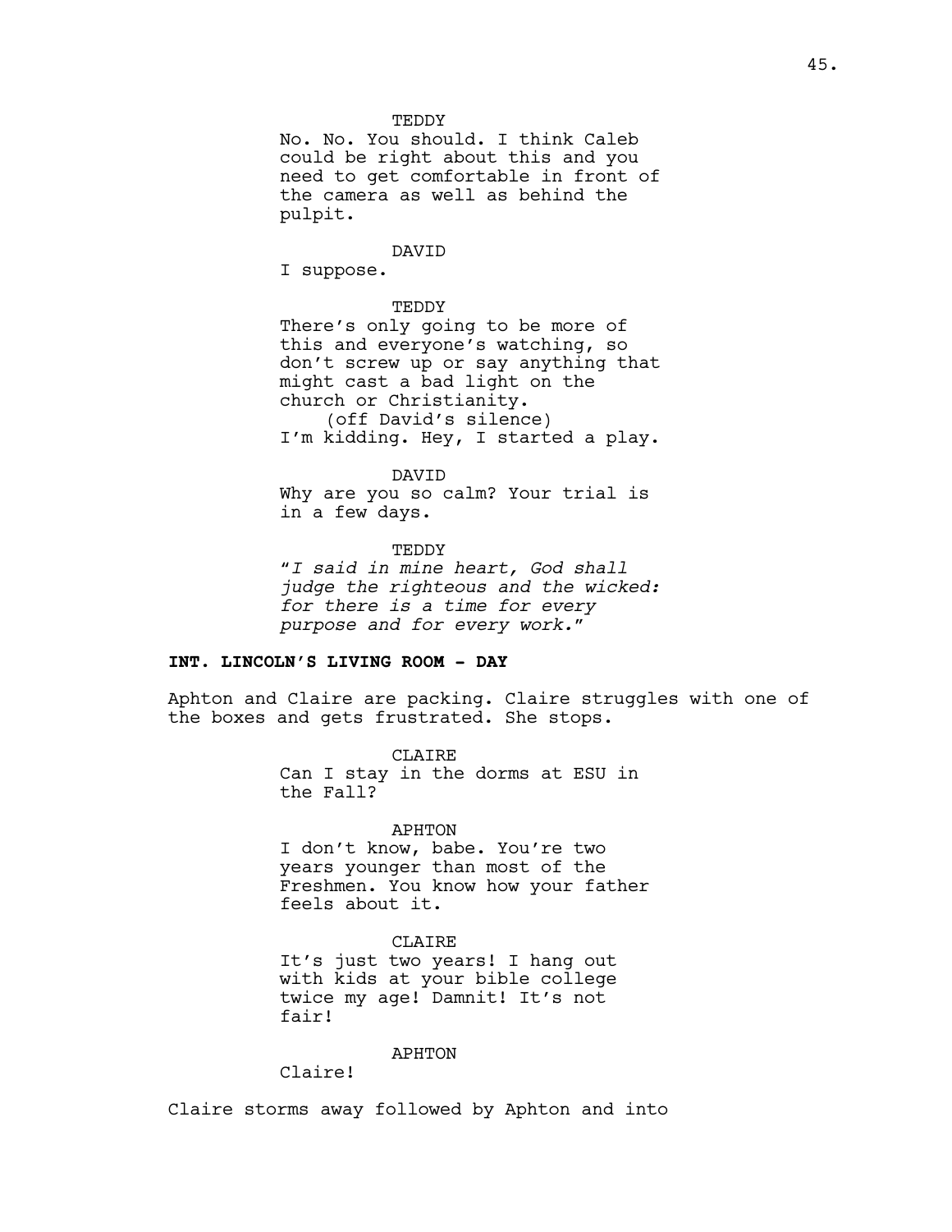TEDDY

No. No. You should. I think Caleb could be right about this and you need to get comfortable in front of the camera as well as behind the pulpit.

DAVID

I suppose.

TEDDY

There's only going to be more of this and everyone's watching, so don't screw up or say anything that might cast a bad light on the church or Christianity.

(off David's silence)

I'm kidding. Hey, I started a play.

DAVID

Why are you so calm? Your trial is in a few days.

TEDDY

"*I said in mine heart, God shall judge the righteous and the wicked: for there is a time for every purpose and for every work.*"

**INT. LINCOLN'S LIVING ROOM - DAY**

Aphton and Claire are packing. Claire struggles with one of the boxes and gets frustrated. She stops.

CLAIRE

Can I stay in the dorms at ESU in the Fall?

APHTON

I don't know, babe. You're two years younger than most of the Freshmen. You know how your father feels about it.

CLAIRE

It's just two years! I hang out with kids at your bible college twice my age! Damnit! It's not fair!

APHTON

Claire!

Claire storms away followed by Aphton and into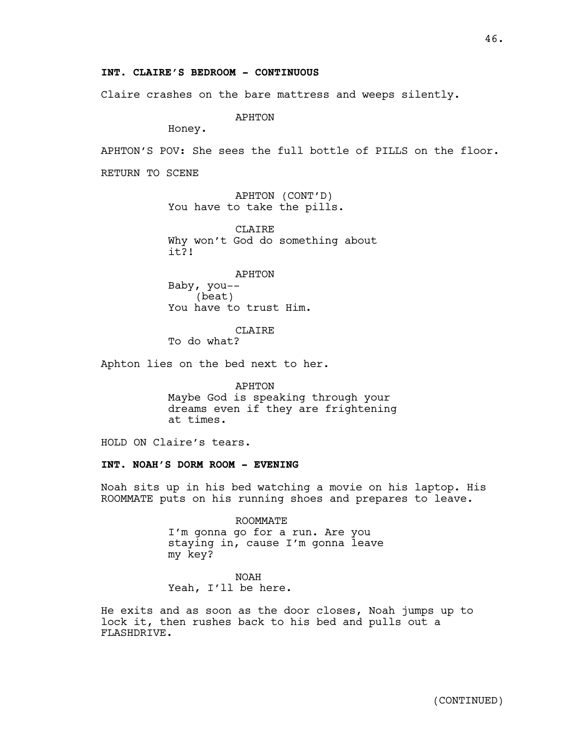**INT. CLAIRE'S BEDROOM - CONTINUOUS**

Claire crashes on the bare mattress and weeps silently.

APHTON
Honey.

APHTON'S POV: She sees the full bottle of PILLS on the floor.

RETURN TO SCENE

APHTON (CONT'D)
You have to take the pills.

CLAIRE
Why won't God do something about it?!

APHTON
Baby, you--
(beat)
You have to trust Him.

CLAIRE
To do what?

Aphton lies on the bed next to her.

APHTON
Maybe God is speaking through your dreams even if they are frightening at times.

HOLD ON Claire's tears.

**INT. NOAH'S DORM ROOM - EVENING**

Noah sits up in his bed watching a movie on his laptop. His ROOMMATE puts on his running shoes and prepares to leave.

ROOMMATE
I'm gonna go for a run. Are you staying in, cause I'm gonna leave my key?

NOAH
Yeah, I'll be here.

He exits and as soon as the door closes, Noah jumps up to lock it, then rushes back to his bed and pulls out a FLASHDRIVE.

(CONTINUED)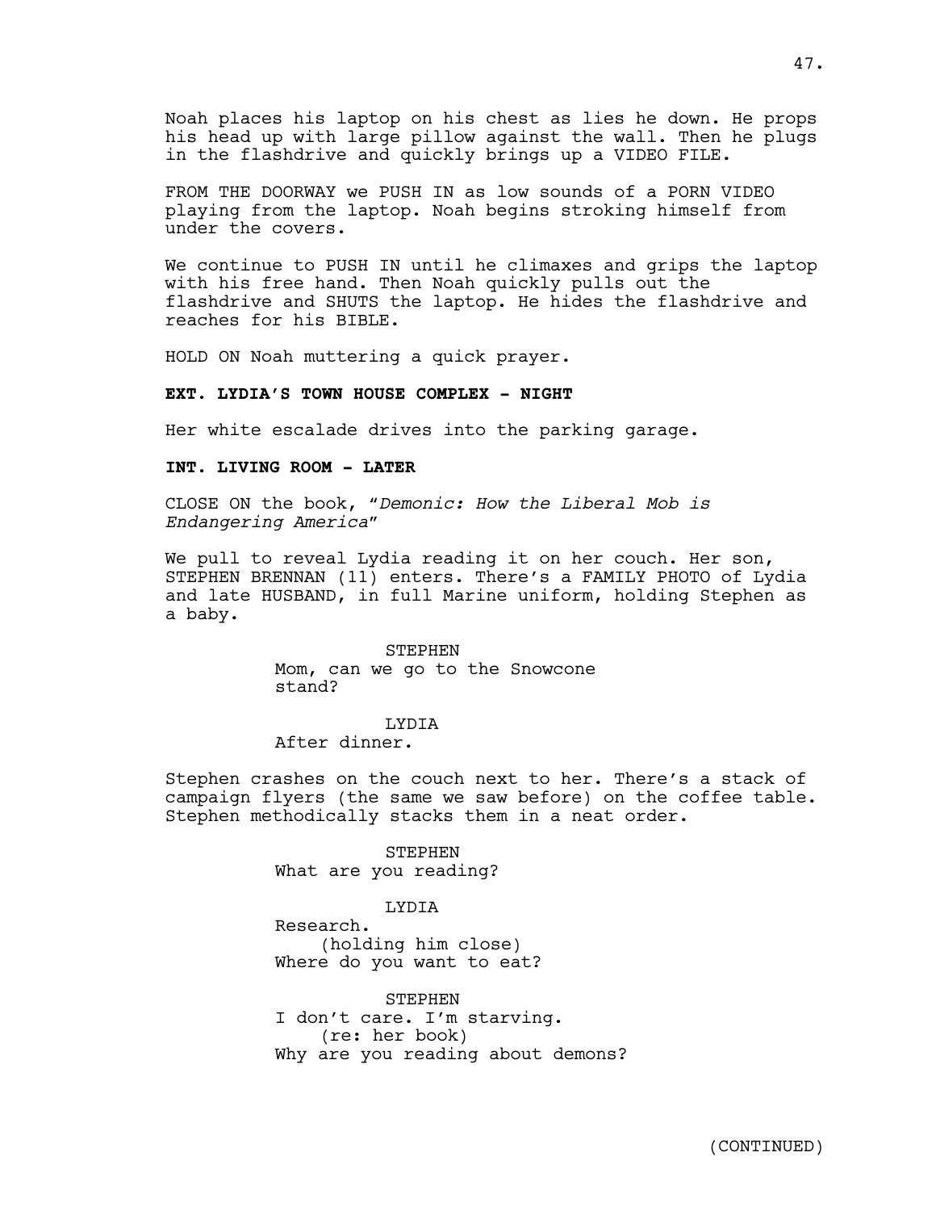Noah places his laptop on his chest as lies he down. He props his head up with large pillow against the wall. Then he plugs in the flashdrive and quickly brings up a VIDEO FILE.

FROM THE DOORWAY we PUSH IN as low sounds of a PORN VIDEO playing from the laptop. Noah begins stroking himself from under the covers.

We continue to PUSH IN until he climaxes and grips the laptop with his free hand. Then Noah quickly pulls out the flashdrive and SHUTS the laptop. He hides the flashdrive and reaches for his BIBLE.

HOLD ON Noah muttering a quick prayer.

**EXT. LYDIA'S TOWN HOUSE COMPLEX - NIGHT**

Her white escalade drives into the parking garage.

**INT. LIVING ROOM - LATER**

CLOSE ON the book, "*Demonic: How the Liberal Mob is Endangering America*"

We pull to reveal Lydia reading it on her couch. Her son, STEPHEN BRENNAN (11) enters. There's a FAMILY PHOTO of Lydia and late HUSBAND, in full Marine uniform, holding Stephen as a baby.

STEPHEN
Mom, can we go to the Snowcone stand?

LYDIA
After dinner.

Stephen crashes on the couch next to her. There's a stack of campaign flyers (the same we saw before) on the coffee table. Stephen methodically stacks them in a neat order.

STEPHEN
What are you reading?

LYDIA
Research.
(holding him close)
Where do you want to eat?

STEPHEN
I don't care. I'm starving.
(re: her book)
Why are you reading about demons?

(CONTINUED)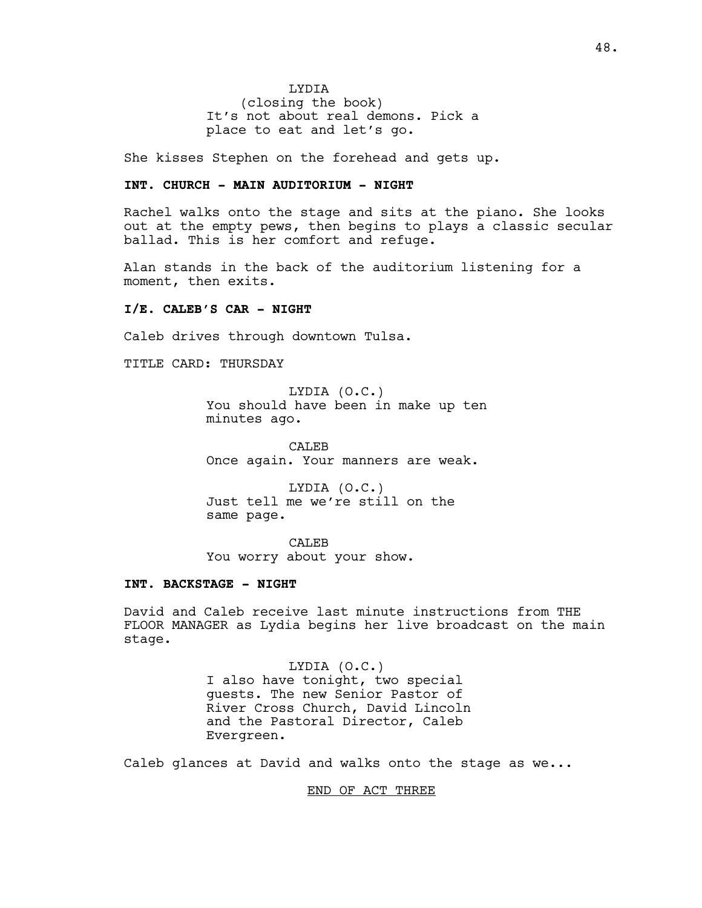LYDIA
(closing the book)
It's not about real demons. Pick a place to eat and let's go.

She kisses Stephen on the forehead and gets up.

**INT. CHURCH - MAIN AUDITORIUM - NIGHT**

Rachel walks onto the stage and sits at the piano. She looks out at the empty pews, then begins to plays a classic secular ballad. This is her comfort and refuge.

Alan stands in the back of the auditorium listening for a moment, then exits.

**I/E. CALEB'S CAR - NIGHT**

Caleb drives through downtown Tulsa.

TITLE CARD: THURSDAY

LYDIA (O.C.)
You should have been in make up ten minutes ago.

CALEB
Once again. Your manners are weak.

LYDIA (O.C.)
Just tell me we're still on the same page.

CALEB
You worry about your show.

**INT. BACKSTAGE - NIGHT**

David and Caleb receive last minute instructions from THE FLOOR MANAGER as Lydia begins her live broadcast on the main stage.

LYDIA (O.C.)
I also have tonight, two special guests. The new Senior Pastor of River Cross Church, David Lincoln and the Pastoral Director, Caleb Evergreen.

Caleb glances at David and walks onto the stage as we...

END OF ACT THREE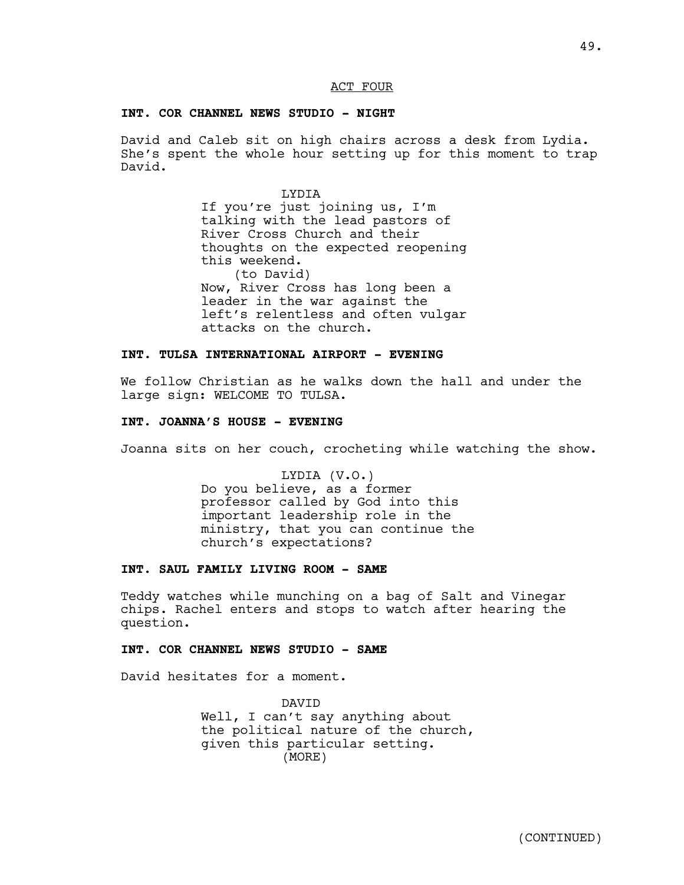ACT FOUR

**INT. COR CHANNEL NEWS STUDIO - NIGHT**

David and Caleb sit on high chairs across a desk from Lydia. She's spent the whole hour setting up for this moment to trap David.

LYDIA
If you're just joining us, I'm talking with the lead pastors of River Cross Church and their thoughts on the expected reopening this weekend.
(to David)
Now, River Cross has long been a leader in the war against the left's relentless and often vulgar attacks on the church.

**INT. TULSA INTERNATIONAL AIRPORT - EVENING**

We follow Christian as he walks down the hall and under the large sign: WELCOME TO TULSA.

**INT. JOANNA'S HOUSE - EVENING**

Joanna sits on her couch, crocheting while watching the show.

LYDIA (V.O.)
Do you believe, as a former professor called by God into this important leadership role in the ministry, that you can continue the church's expectations?

**INT. SAUL FAMILY LIVING ROOM - SAME**

Teddy watches while munching on a bag of Salt and Vinegar chips. Rachel enters and stops to watch after hearing the question.

**INT. COR CHANNEL NEWS STUDIO - SAME**

David hesitates for a moment.

DAVID
Well, I can't say anything about the political nature of the church, given this particular setting.
(MORE)

(CONTINUED)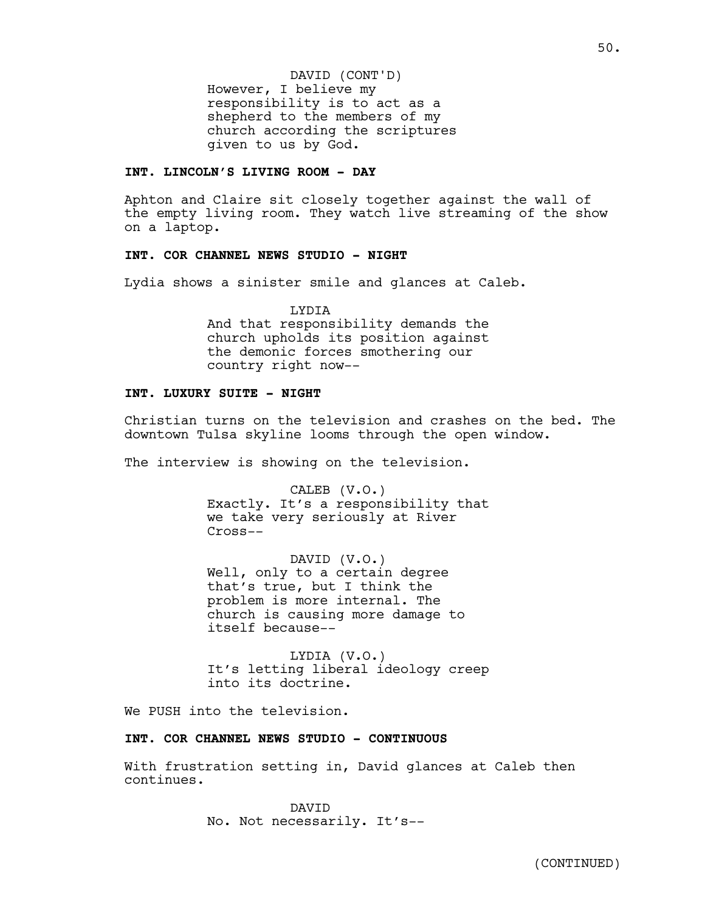DAVID (CONT'D)
However, I believe my responsibility is to act as a shepherd to the members of my church according the scriptures given to us by God.

**INT. LINCOLN'S LIVING ROOM - DAY**

Aphton and Claire sit closely together against the wall of the empty living room. They watch live streaming of the show on a laptop.

**INT. COR CHANNEL NEWS STUDIO - NIGHT**

Lydia shows a sinister smile and glances at Caleb.

LYDIA
And that responsibility demands the church upholds its position against the demonic forces smothering our country right now--

**INT. LUXURY SUITE - NIGHT**

Christian turns on the television and crashes on the bed. The downtown Tulsa skyline looms through the open window.

The interview is showing on the television.

CALEB (V.O.)
Exactly. It's a responsibility that we take very seriously at River Cross--

DAVID (V.O.)
Well, only to a certain degree that's true, but I think the problem is more internal. The church is causing more damage to itself because--

LYDIA (V.O.)
It's letting liberal ideology creep into its doctrine.

We PUSH into the television.

**INT. COR CHANNEL NEWS STUDIO - CONTINUOUS**

With frustration setting in, David glances at Caleb then continues.

DAVID
No. Not necessarily. It's--

(CONTINUED)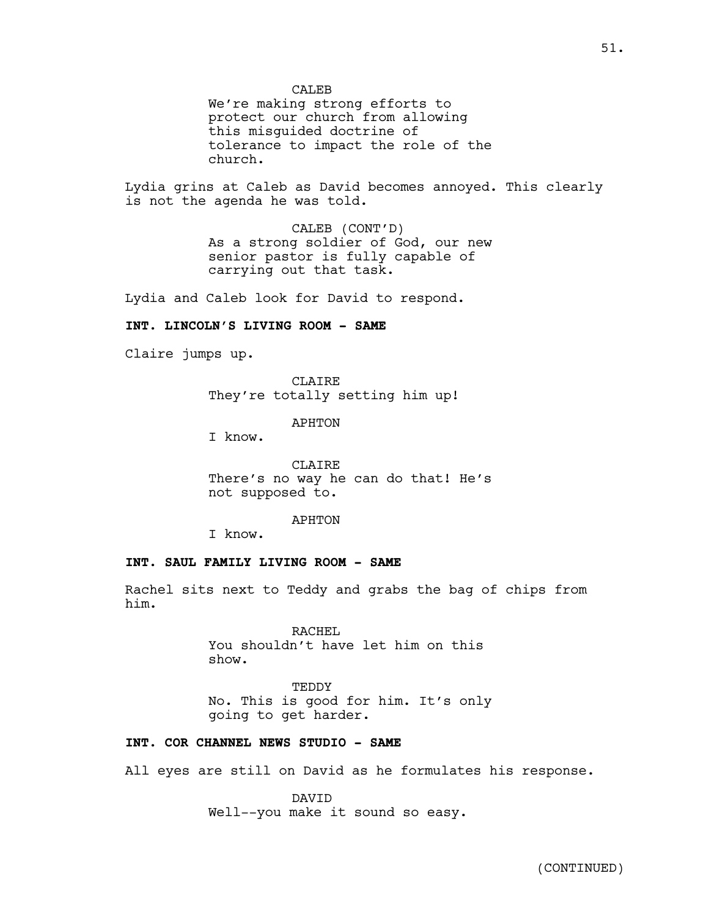CALEB
We're making strong efforts to protect our church from allowing this misguided doctrine of tolerance to impact the role of the church.

Lydia grins at Caleb as David becomes annoyed. This clearly is not the agenda he was told.

CALEB (CONT'D)
As a strong soldier of God, our new senior pastor is fully capable of carrying out that task.

Lydia and Caleb look for David to respond.

**INT. LINCOLN'S LIVING ROOM - SAME**

Claire jumps up.

CLAIRE
They're totally setting him up!

APHTON
I know.

CLAIRE
There's no way he can do that! He's not supposed to.

APHTON
I know.

**INT. SAUL FAMILY LIVING ROOM - SAME**

Rachel sits next to Teddy and grabs the bag of chips from him.

RACHEL
You shouldn't have let him on this show.

TEDDY
No. This is good for him. It's only going to get harder.

**INT. COR CHANNEL NEWS STUDIO - SAME**

All eyes are still on David as he formulates his response.

DAVID
Well--you make it sound so easy.

(CONTINUED)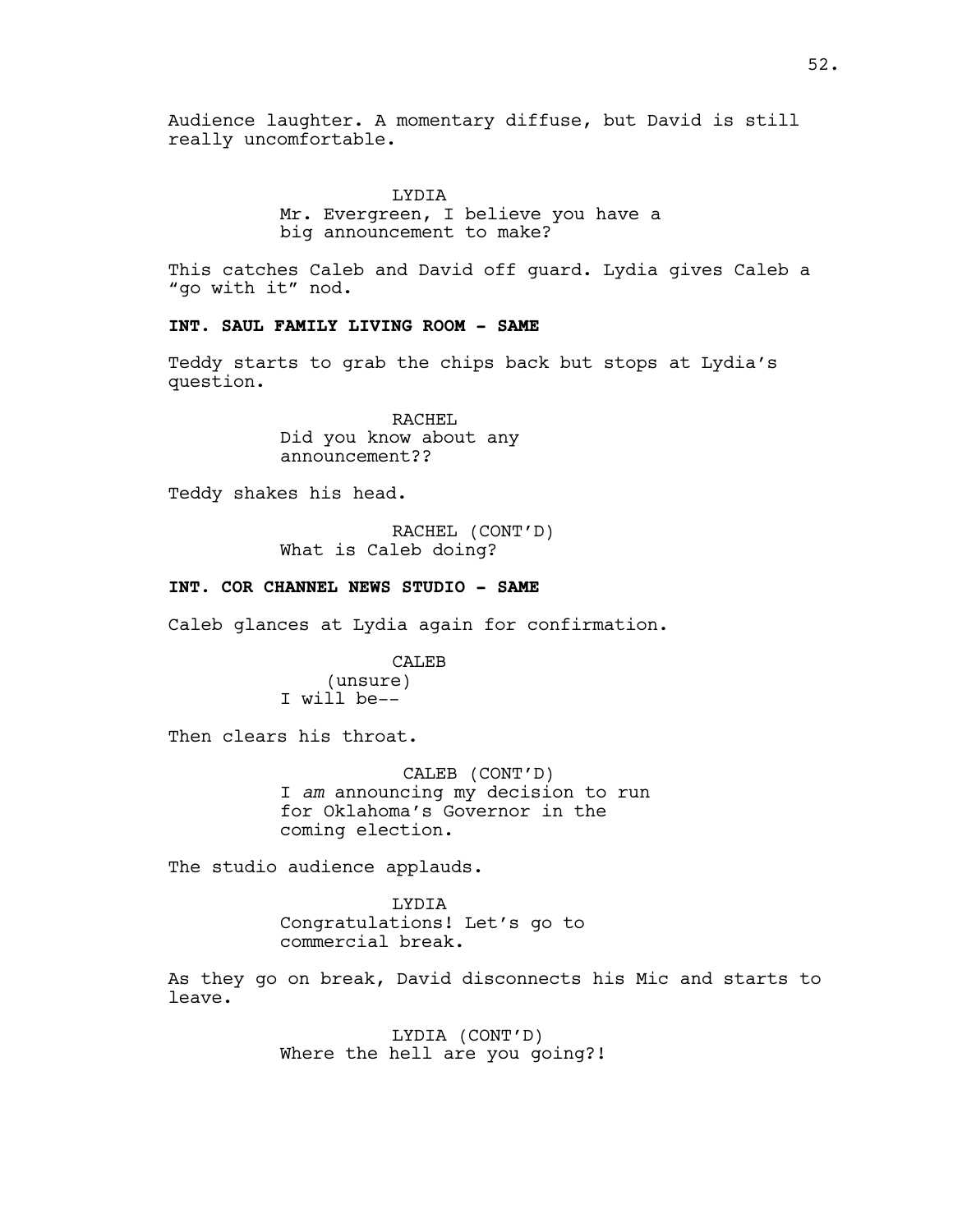Audience laughter. A momentary diffuse, but David is still really uncomfortable.

LYDIA
Mr. Evergreen, I believe you have a big announcement to make?

This catches Caleb and David off guard. Lydia gives Caleb a "go with it" nod.

**INT. SAUL FAMILY LIVING ROOM - SAME**

Teddy starts to grab the chips back but stops at Lydia's question.

RACHEL
Did you know about any announcement??

Teddy shakes his head.

RACHEL (CONT'D)
What is Caleb doing?

**INT. COR CHANNEL NEWS STUDIO - SAME**

Caleb glances at Lydia again for confirmation.

CALEB
(unsure)
I will be--

Then clears his throat.

CALEB (CONT'D)
I *am* announcing my decision to run for Oklahoma's Governor in the coming election.

The studio audience applauds.

LYDIA
Congratulations! Let's go to commercial break.

As they go on break, David disconnects his Mic and starts to leave.

LYDIA (CONT'D)
Where the hell are you going?!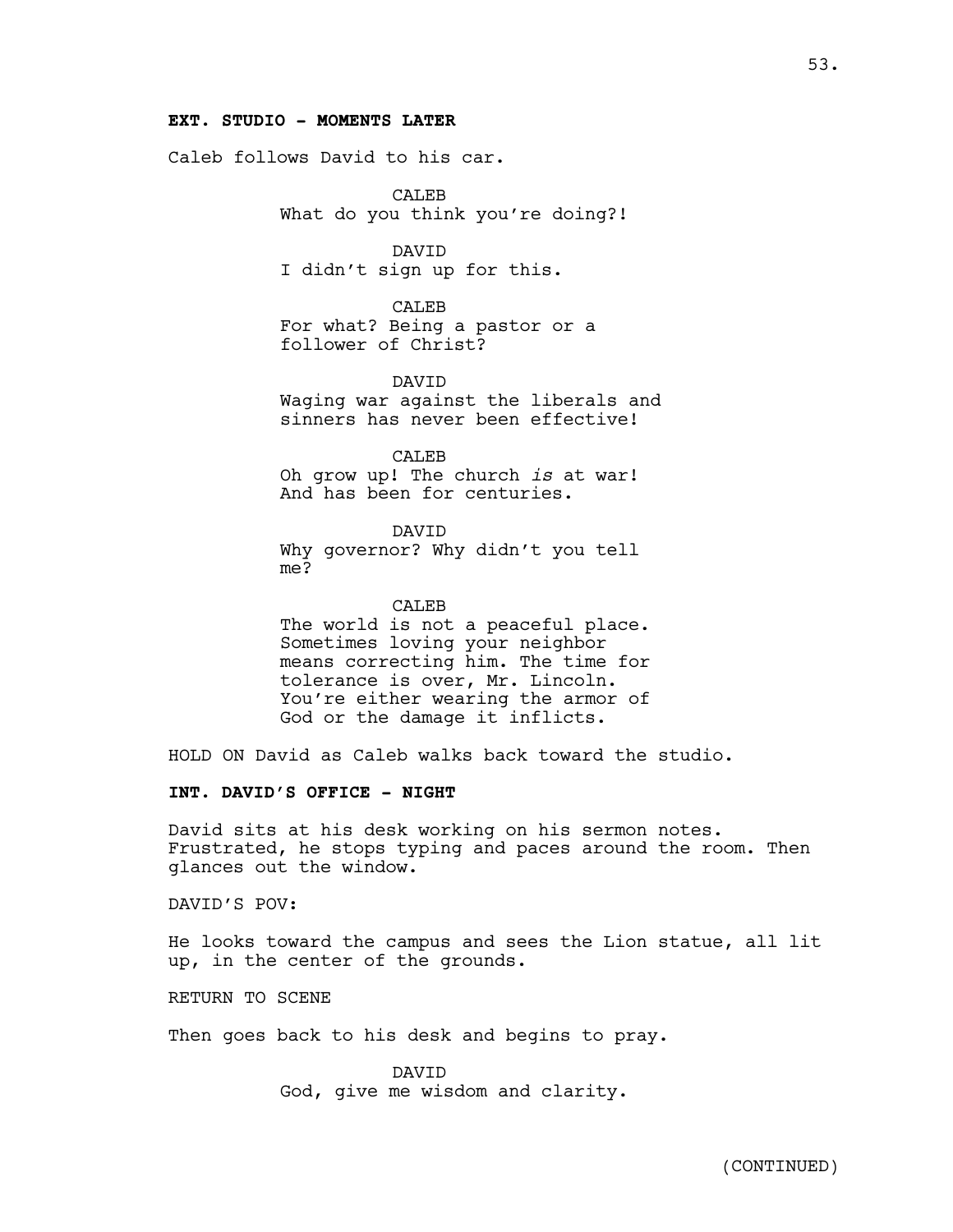**EXT. STUDIO - MOMENTS LATER**

Caleb follows David to his car.

CALEB
What do you think you're doing?!

DAVID
I didn't sign up for this.

CALEB
For what? Being a pastor or a follower of Christ?

DAVID
Waging war against the liberals and sinners has never been effective!

CALEB
Oh grow up! The church *is* at war! And has been for centuries.

DAVID
Why governor? Why didn't you tell me?

CALEB
The world is not a peaceful place. Sometimes loving your neighbor means correcting him. The time for tolerance is over, Mr. Lincoln. You're either wearing the armor of God or the damage it inflicts.

HOLD ON David as Caleb walks back toward the studio.

**INT. DAVID'S OFFICE - NIGHT**

David sits at his desk working on his sermon notes. Frustrated, he stops typing and paces around the room. Then glances out the window.

DAVID'S POV:

He looks toward the campus and sees the Lion statue, all lit up, in the center of the grounds.

RETURN TO SCENE

Then goes back to his desk and begins to pray.

DAVID
God, give me wisdom and clarity.

(CONTINUED)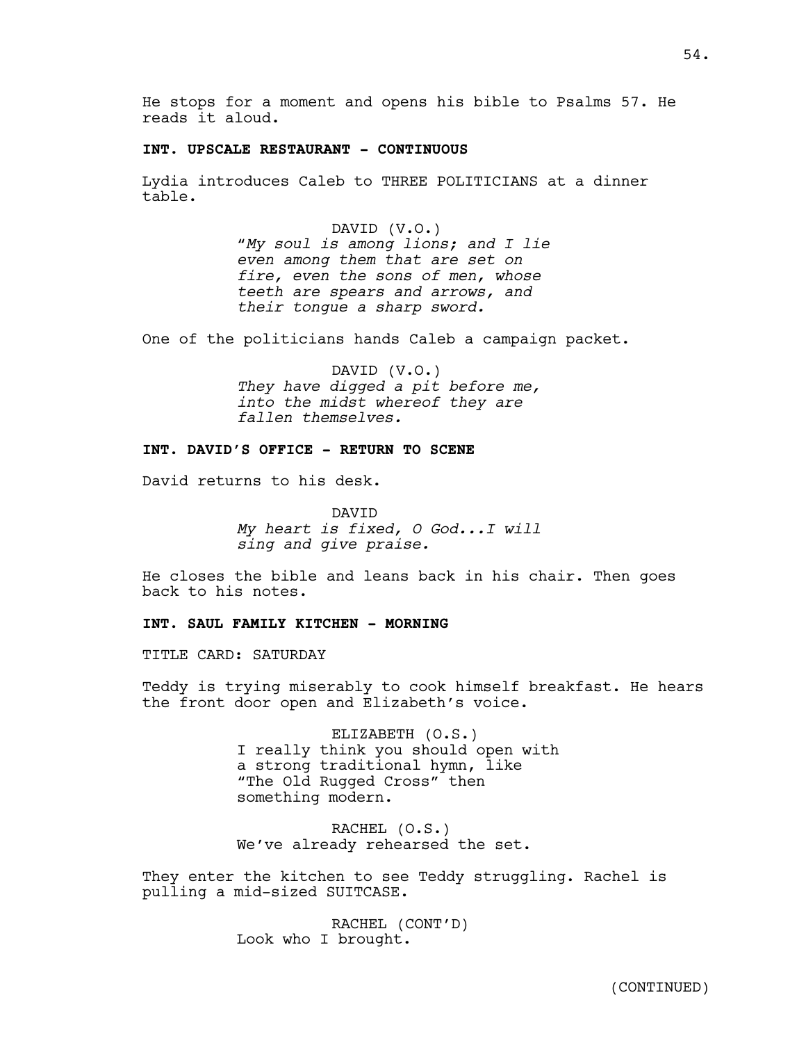He stops for a moment and opens his bible to Psalms 57. He reads it aloud.

**INT. UPSCALE RESTAURANT - CONTINUOUS**

Lydia introduces Caleb to THREE POLITICIANS at a dinner table.

DAVID (V.O.)
*"My soul is among lions; and I lie even among them that are set on fire, even the sons of men, whose teeth are spears and arrows, and their tongue a sharp sword.*

One of the politicians hands Caleb a campaign packet.

DAVID (V.O.)
*They have digged a pit before me, into the midst whereof they are fallen themselves.*

**INT. DAVID'S OFFICE - RETURN TO SCENE**

David returns to his desk.

DAVID
*My heart is fixed, O God...I will sing and give praise.*

He closes the bible and leans back in his chair. Then goes back to his notes.

**INT. SAUL FAMILY KITCHEN - MORNING**

TITLE CARD: SATURDAY

Teddy is trying miserably to cook himself breakfast. He hears the front door open and Elizabeth's voice.

ELIZABETH (O.S.)
I really think you should open with a strong traditional hymn, like "The Old Rugged Cross" then something modern.

RACHEL (O.S.)
We've already rehearsed the set.

They enter the kitchen to see Teddy struggling. Rachel is pulling a mid-sized SUITCASE.

RACHEL (CONT'D)
Look who I brought.

(CONTINUED)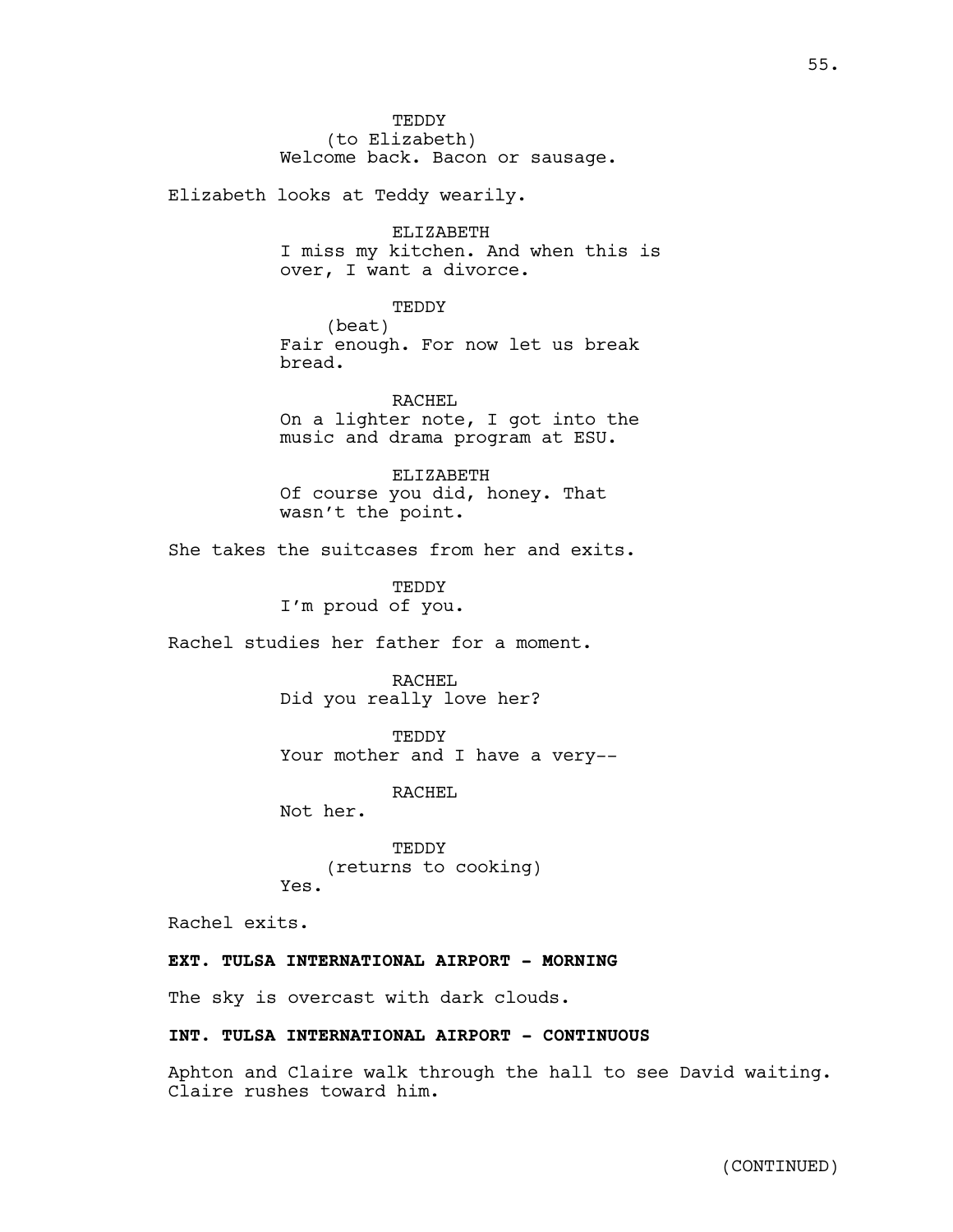TEDDY
(to Elizabeth)
Welcome back. Bacon or sausage.

Elizabeth looks at Teddy wearily.

ELIZABETH
I miss my kitchen. And when this is over, I want a divorce.

TEDDY
(beat)
Fair enough. For now let us break bread.

RACHEL
On a lighter note, I got into the music and drama program at ESU.

ELIZABETH
Of course you did, honey. That wasn't the point.

She takes the suitcases from her and exits.

TEDDY
I'm proud of you.

Rachel studies her father for a moment.

RACHEL
Did you really love her?

TEDDY
Your mother and I have a very--

RACHEL
Not her.

TEDDY
(returns to cooking)
Yes.

Rachel exits.

**EXT. TULSA INTERNATIONAL AIRPORT - MORNING**

The sky is overcast with dark clouds.

**INT. TULSA INTERNATIONAL AIRPORT - CONTINUOUS**

Aphton and Claire walk through the hall to see David waiting. Claire rushes toward him.

(CONTINUED)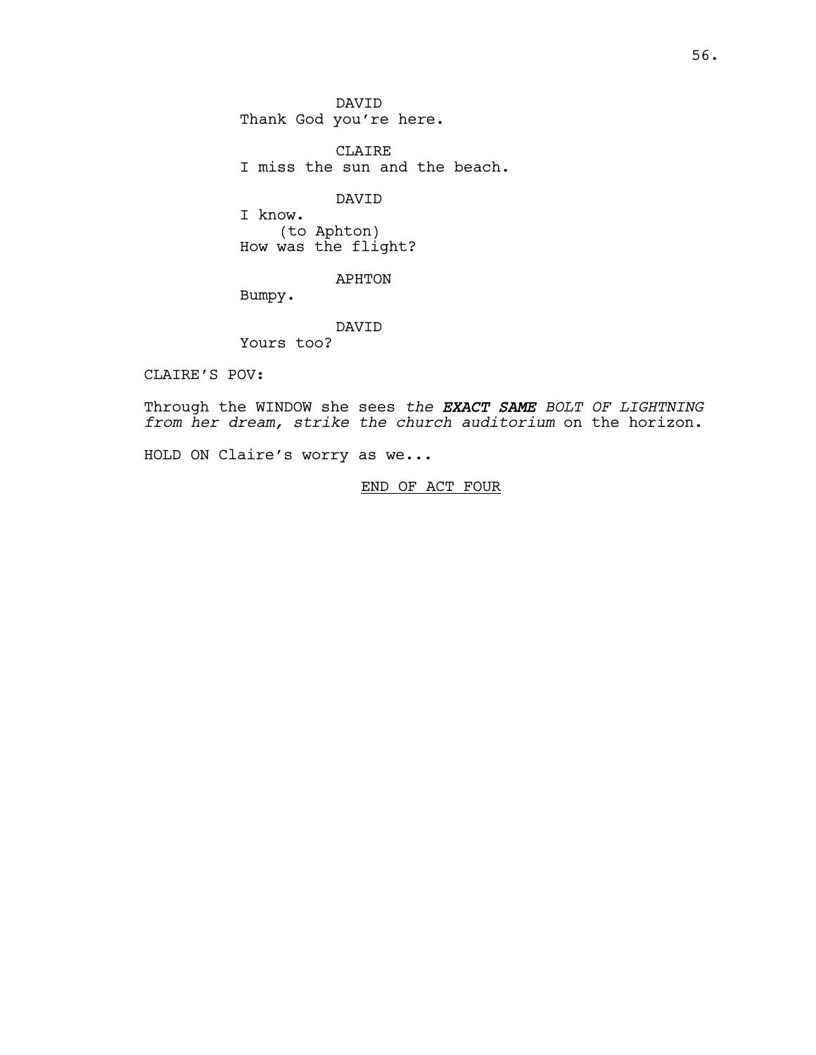DAVID
Thank God you're here.

CLAIRE
I miss the sun and the beach.

DAVID
I know.
(to Aphton)
How was the flight?

APHTON
Bumpy.

DAVID
Yours too?

CLAIRE'S POV:

Through the WINDOW she sees *the **EXACT SAME** BOLT OF LIGHTNING from her dream, strike the church auditorium* on the horizon.

HOLD ON Claire's worry as we...

<u>END OF ACT FOUR</u>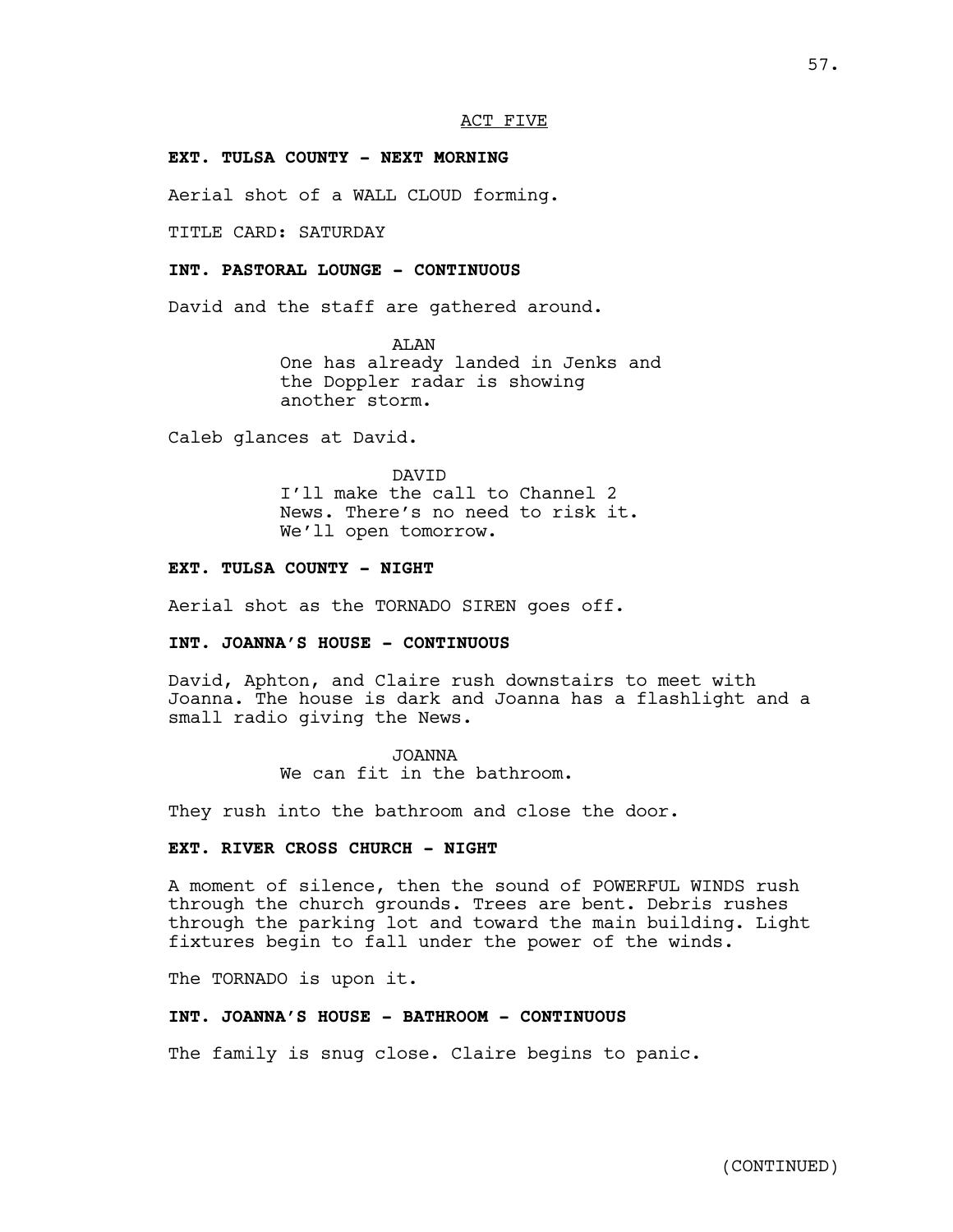ACT FIVE

**EXT. TULSA COUNTY - NEXT MORNING**

Aerial shot of a WALL CLOUD forming.

TITLE CARD: SATURDAY

**INT. PASTORAL LOUNGE - CONTINUOUS**

David and the staff are gathered around.

ALAN
One has already landed in Jenks and the Doppler radar is showing another storm.

Caleb glances at David.

DAVID
I'll make the call to Channel 2 News. There's no need to risk it. We'll open tomorrow.

**EXT. TULSA COUNTY - NIGHT**

Aerial shot as the TORNADO SIREN goes off.

**INT. JOANNA'S HOUSE - CONTINUOUS**

David, Aphton, and Claire rush downstairs to meet with Joanna. The house is dark and Joanna has a flashlight and a small radio giving the News.

JOANNA
We can fit in the bathroom.

They rush into the bathroom and close the door.

**EXT. RIVER CROSS CHURCH - NIGHT**

A moment of silence, then the sound of POWERFUL WINDS rush through the church grounds. Trees are bent. Debris rushes through the parking lot and toward the main building. Light fixtures begin to fall under the power of the winds.

The TORNADO is upon it.

**INT. JOANNA'S HOUSE - BATHROOM - CONTINUOUS**

The family is snug close. Claire begins to panic.

(CONTINUED)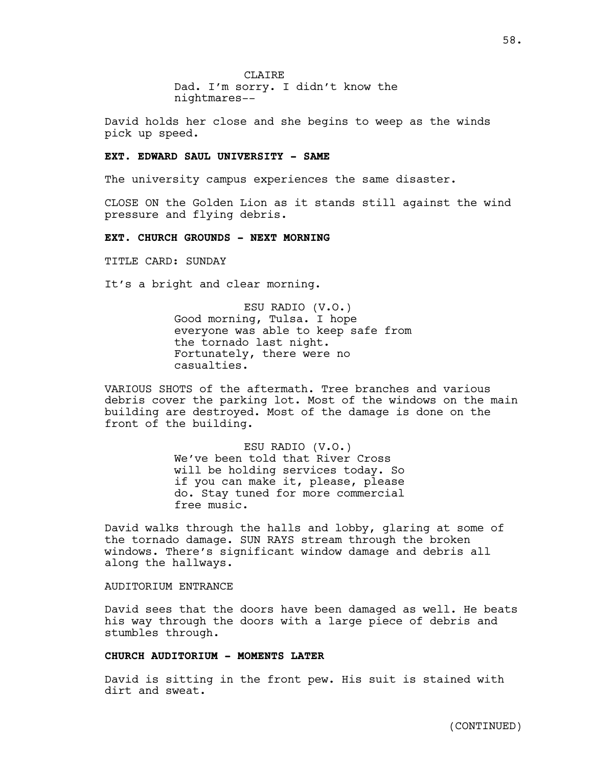CLAIRE
Dad. I'm sorry. I didn't know the nightmares--

David holds her close and she begins to weep as the winds pick up speed.

**EXT. EDWARD SAUL UNIVERSITY - SAME**

The university campus experiences the same disaster.

CLOSE ON the Golden Lion as it stands still against the wind pressure and flying debris.

**EXT. CHURCH GROUNDS - NEXT MORNING**

TITLE CARD: SUNDAY

It's a bright and clear morning.

ESU RADIO (V.O.)
Good morning, Tulsa. I hope everyone was able to keep safe from the tornado last night. Fortunately, there were no casualties.

VARIOUS SHOTS of the aftermath. Tree branches and various debris cover the parking lot. Most of the windows on the main building are destroyed. Most of the damage is done on the front of the building.

ESU RADIO (V.O.)
We've been told that River Cross will be holding services today. So if you can make it, please, please do. Stay tuned for more commercial free music.

David walks through the halls and lobby, glaring at some of the tornado damage. SUN RAYS stream through the broken windows. There's significant window damage and debris all along the hallways.

AUDITORIUM ENTRANCE

David sees that the doors have been damaged as well. He beats his way through the doors with a large piece of debris and stumbles through.

**CHURCH AUDITORIUM - MOMENTS LATER**

David is sitting in the front pew. His suit is stained with dirt and sweat.

(CONTINUED)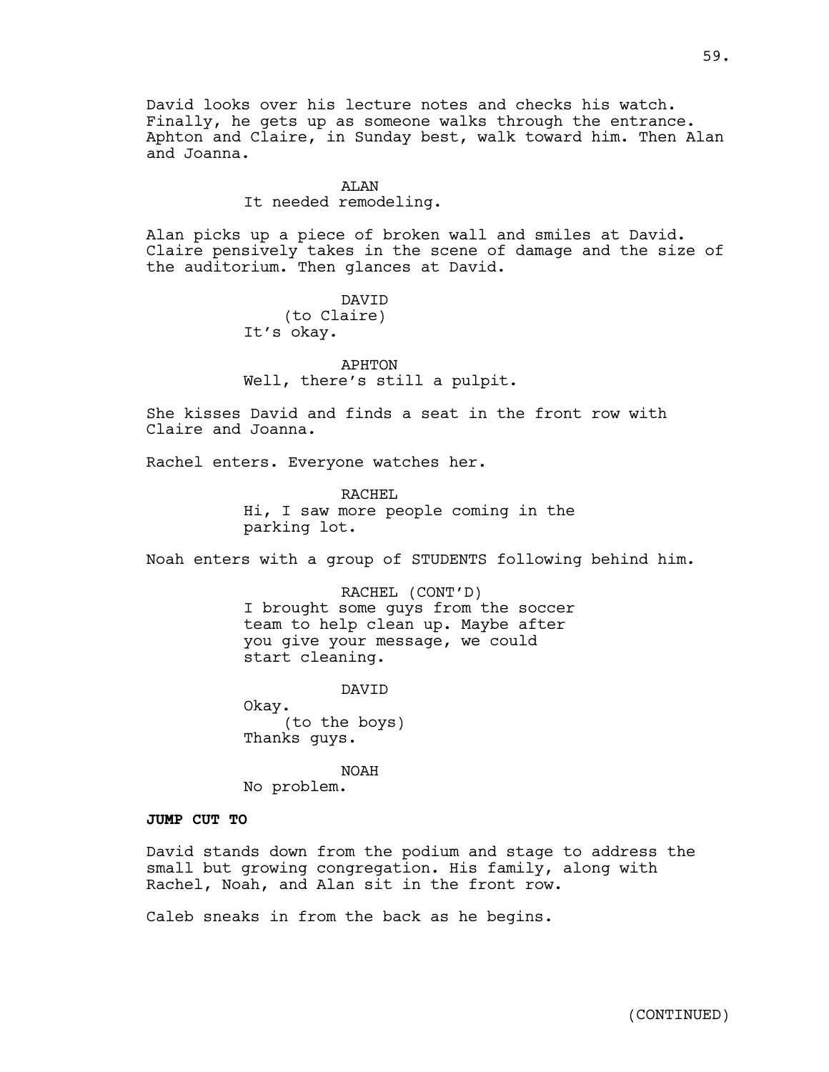David looks over his lecture notes and checks his watch. Finally, he gets up as someone walks through the entrance. Aphton and Claire, in Sunday best, walk toward him. Then Alan and Joanna.

ALAN
It needed remodeling.

Alan picks up a piece of broken wall and smiles at David. Claire pensively takes in the scene of damage and the size of the auditorium. Then glances at David.

DAVID
(to Claire)
It's okay.

APHTON
Well, there's still a pulpit.

She kisses David and finds a seat in the front row with Claire and Joanna.

Rachel enters. Everyone watches her.

RACHEL
Hi, I saw more people coming in the parking lot.

Noah enters with a group of STUDENTS following behind him.

RACHEL (CONT'D)
I brought some guys from the soccer team to help clean up. Maybe after you give your message, we could start cleaning.

DAVID
Okay.
(to the boys)
Thanks guys.

NOAH
No problem.

**JUMP CUT TO**

David stands down from the podium and stage to address the small but growing congregation. His family, along with Rachel, Noah, and Alan sit in the front row.

Caleb sneaks in from the back as he begins.

(CONTINUED)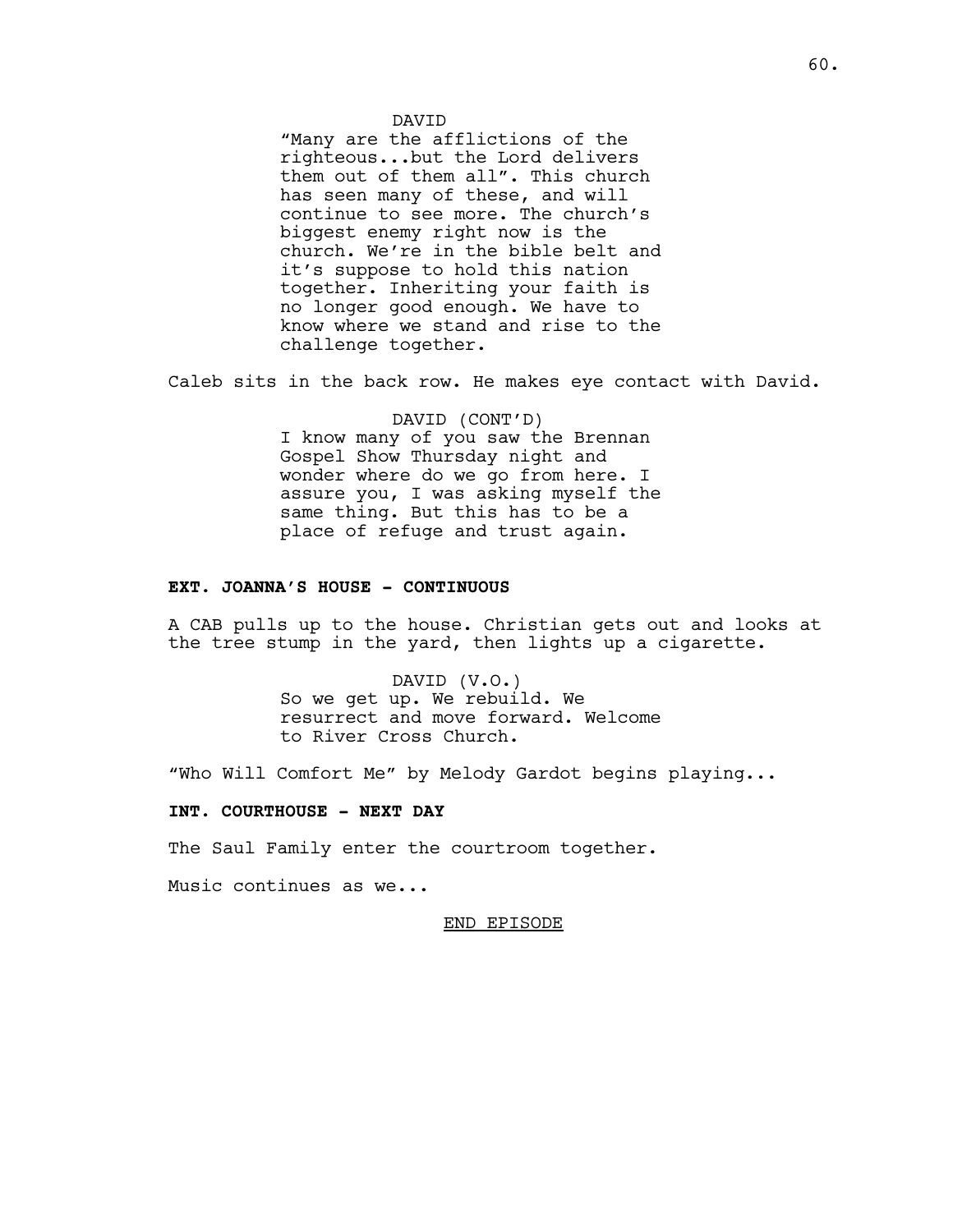DAVID

"Many are the afflictions of the righteous...but the Lord delivers them out of them all". This church has seen many of these, and will continue to see more. The church's biggest enemy right now is the church. We're in the bible belt and it's suppose to hold this nation together. Inheriting your faith is no longer good enough. We have to know where we stand and rise to the challenge together.

Caleb sits in the back row. He makes eye contact with David.

DAVID (CONT'D)

I know many of you saw the Brennan Gospel Show Thursday night and wonder where do we go from here. I assure you, I was asking myself the same thing. But this has to be a place of refuge and trust again.

**EXT. JOANNA'S HOUSE - CONTINUOUS**

A CAB pulls up to the house. Christian gets out and looks at the tree stump in the yard, then lights up a cigarette.

DAVID (V.O.)

So we get up. We rebuild. We resurrect and move forward. Welcome to River Cross Church.

"Who Will Comfort Me" by Melody Gardot begins playing...

**INT. COURTHOUSE - NEXT DAY**

The Saul Family enter the courtroom together.

Music continues as we...

END EPISODE